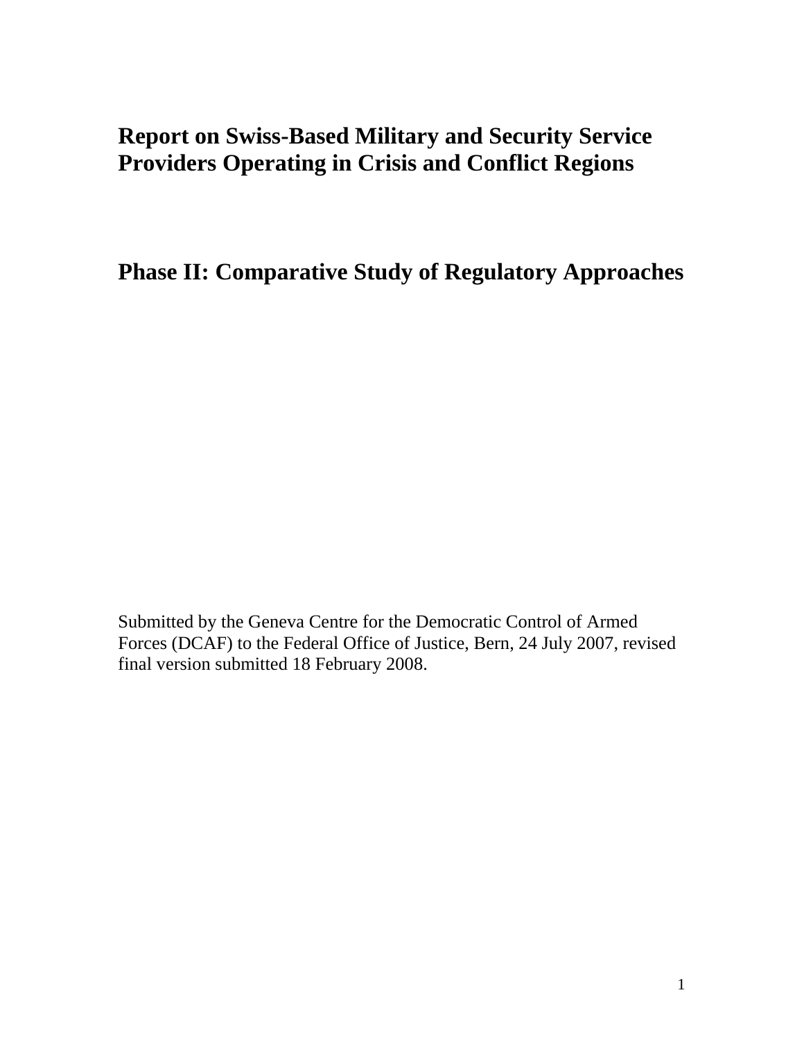# Report on Swiss-Based Military and Security Service Providers Operating in Crisis and Conflict Regions

## Phase II: Comparative Study of Regulatory Approaches

Submitted by the Geneva Centre for the Democratic Control of Armed Forces (DCAF) to the Federal Office of Justice, Bern, 24 July 2007, revised final version submitted 18 February 2008.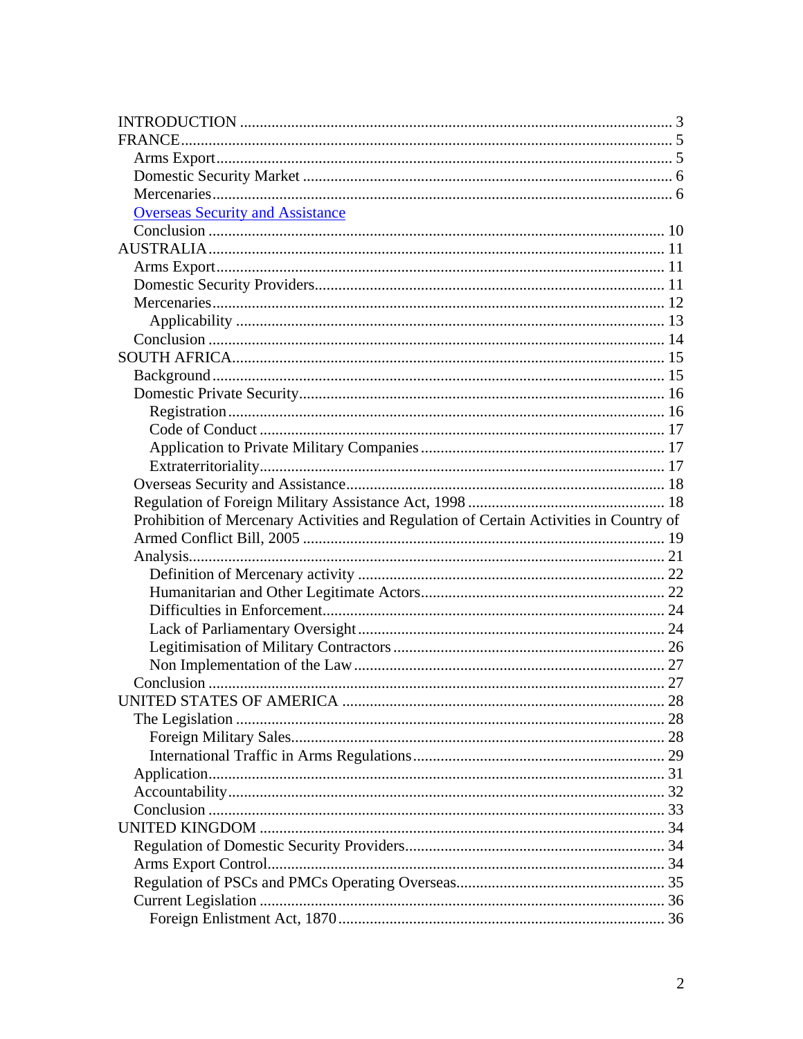INTRODUCTION ............................................................................................................ 3
FRANCE........................................................................................................................... 5
- Arms Export.................................................................................................................. 5
- Domestic Security Market ............................................................................................ 6
- Mercenaries.................................................................................................................. 6
- Overseas Security and Assistance
- Conclusion .................................................................................................................. 10

AUSTRALIA.................................................................................................................. 11
- Arms Export................................................................................................................ 11
- Domestic Security Providers....................................................................................... 11
- Mercenaries................................................................................................................. 12
  - Applicability ........................................................................................................... 13
- Conclusion .................................................................................................................. 14

SOUTH AFRICA............................................................................................................ 15
- Background................................................................................................................. 15
- Domestic Private Security............................................................................................ 16
  - Registration............................................................................................................. 16
  - Code of Conduct ..................................................................................................... 17
  - Application to Private Military Companies............................................................. 17
  - Extraterritoriality..................................................................................................... 17
- Overseas Security and Assistance............................................................................... 18
- Regulation of Foreign Military Assistance Act, 1998 ................................................. 18
- Prohibition of Mercenary Activities and Regulation of Certain Activities in Country of Armed Conflict Bill, 2005 .......................................................................................... 19
- Analysis....................................................................................................................... 21
  - Definition of Mercenary activity ............................................................................ 22
  - Humanitarian and Other Legitimate Actors............................................................. 22
  - Difficulties in Enforcement..................................................................................... 24
  - Lack of Parliamentary Oversight............................................................................ 24
  - Legitimisation of Military Contractors.................................................................... 26
  - Non Implementation of the Law.............................................................................. 27
- Conclusion .................................................................................................................. 27

UNITED STATES OF AMERICA ................................................................................ 28
- The Legislation ........................................................................................................... 28
  - Foreign Military Sales............................................................................................. 28
  - International Traffic in Arms Regulations............................................................... 29
- Application.................................................................................................................. 31
- Accountability............................................................................................................. 32
- Conclusion .................................................................................................................. 33

UNITED KINGDOM ..................................................................................................... 34
- Regulation of Domestic Security Providers................................................................ 34
- Arms Export Control................................................................................................... 34
- Regulation of PSCs and PMCs Operating Overseas.................................................... 35
- Current Legislation ..................................................................................................... 36
  - Foreign Enlistment Act, 1870................................................................................. 36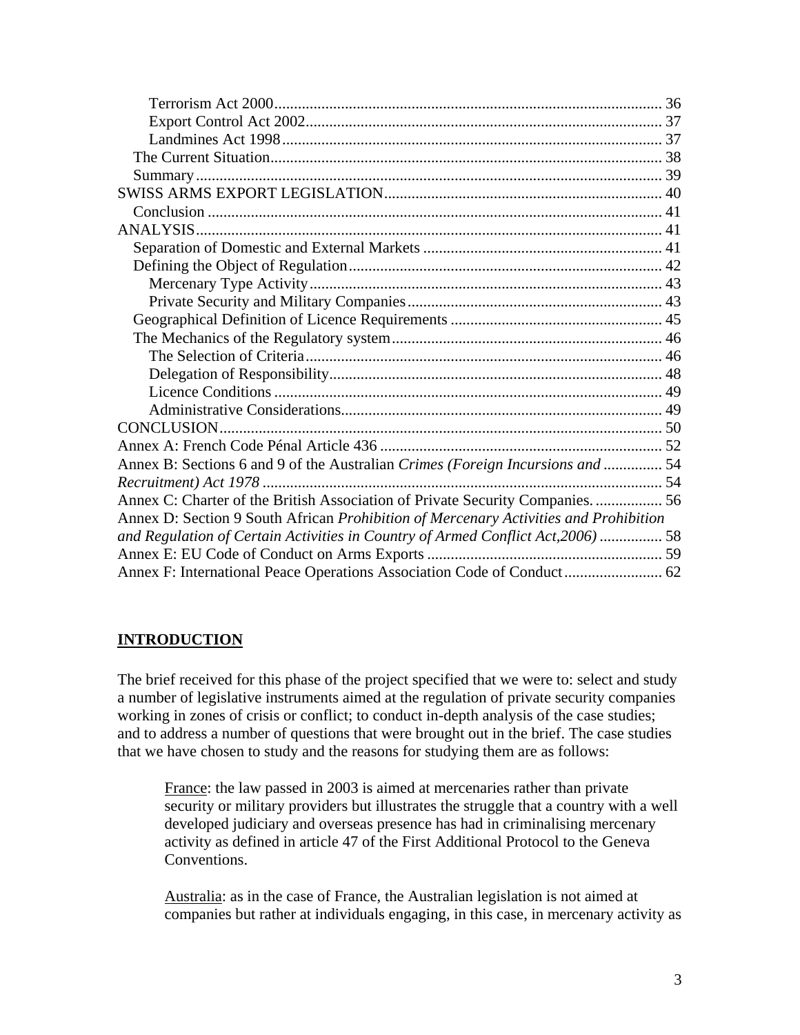Terrorism Act 2000 .......... 36
Export Control Act 2002 .......... 37
Landmines Act 1998 .......... 37
The Current Situation .......... 38
Summary .......... 39
SWISS ARMS EXPORT LEGISLATION .......... 40
Conclusion .......... 41
ANALYSIS .......... 41
Separation of Domestic and External Markets .......... 41
Defining the Object of Regulation .......... 42
Mercenary Type Activity .......... 43
Private Security and Military Companies .......... 43
Geographical Definition of Licence Requirements .......... 45
The Mechanics of the Regulatory system .......... 46
The Selection of Criteria .......... 46
Delegation of Responsibility .......... 48
Licence Conditions .......... 49
Administrative Considerations .......... 49
CONCLUSION .......... 50
Annex A: French Code Pénal Article 436 .......... 52
Annex B: Sections 6 and 9 of the Australian *Crimes (Foreign Incursions and* .......... 54
*Recruitment) Act 1978* .......... 54
Annex C: Charter of the British Association of Private Security Companies. .......... 56
Annex D: Section 9 South African *Prohibition of Mercenary Activities and Prohibition and Regulation of Certain Activities in Country of Armed Conflict Act,2006)* .......... 58
Annex E: EU Code of Conduct on Arms Exports .......... 59
Annex F: International Peace Operations Association Code of Conduct .......... 62

## INTRODUCTION

The brief received for this phase of the project specified that we were to: select and study a number of legislative instruments aimed at the regulation of private security companies working in zones of crisis or conflict; to conduct in-depth analysis of the case studies; and to address a number of questions that were brought out in the brief. The case studies that we have chosen to study and the reasons for studying them are as follows:

> France: the law passed in 2003 is aimed at mercenaries rather than private security or military providers but illustrates the struggle that a country with a well developed judiciary and overseas presence has had in criminalising mercenary activity as defined in article 47 of the First Additional Protocol to the Geneva Conventions.
>
> Australia: as in the case of France, the Australian legislation is not aimed at companies but rather at individuals engaging, in this case, in mercenary activity as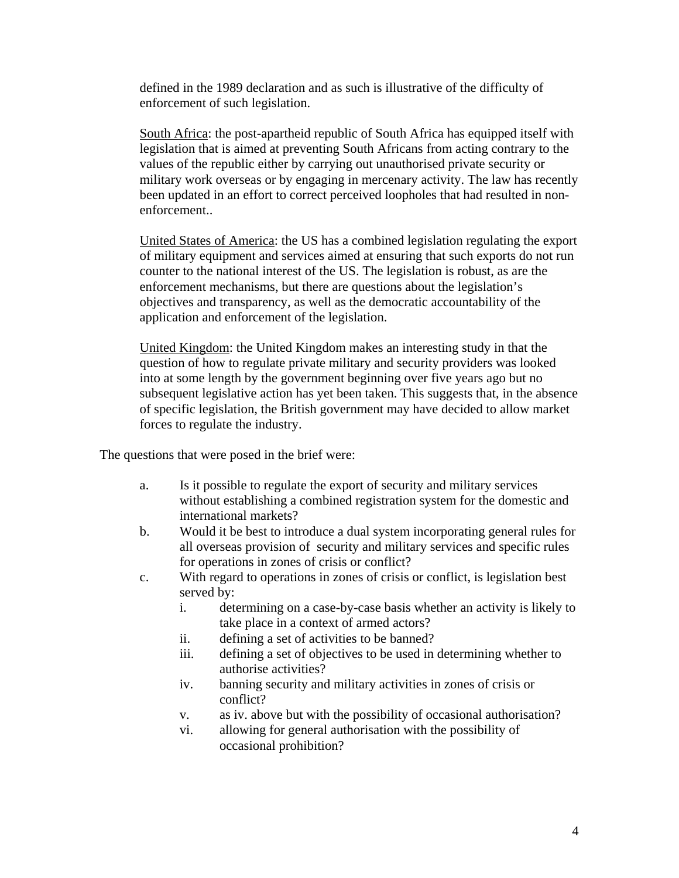defined in the 1989 declaration and as such is illustrative of the difficulty of enforcement of such legislation.

South Africa: the post-apartheid republic of South Africa has equipped itself with legislation that is aimed at preventing South Africans from acting contrary to the values of the republic either by carrying out unauthorised private security or military work overseas or by engaging in mercenary activity. The law has recently been updated in an effort to correct perceived loopholes that had resulted in non-enforcement..

United States of America: the US has a combined legislation regulating the export of military equipment and services aimed at ensuring that such exports do not run counter to the national interest of the US. The legislation is robust, as are the enforcement mechanisms, but there are questions about the legislation's objectives and transparency, as well as the democratic accountability of the application and enforcement of the legislation.

United Kingdom: the United Kingdom makes an interesting study in that the question of how to regulate private military and security providers was looked into at some length by the government beginning over five years ago but no subsequent legislative action has yet been taken. This suggests that, in the absence of specific legislation, the British government may have decided to allow market forces to regulate the industry.

The questions that were posed in the brief were:

a. Is it possible to regulate the export of security and military services without establishing a combined registration system for the domestic and international markets?
b. Would it be best to introduce a dual system incorporating general rules for all overseas provision of security and military services and specific rules for operations in zones of crisis or conflict?
c. With regard to operations in zones of crisis or conflict, is legislation best served by:
    i. determining on a case-by-case basis whether an activity is likely to take place in a context of armed actors?
    ii. defining a set of activities to be banned?
    iii. defining a set of objectives to be used in determining whether to authorise activities?
    iv. banning security and military activities in zones of crisis or conflict?
    v. as iv. above but with the possibility of occasional authorisation?
    vi. allowing for general authorisation with the possibility of occasional prohibition?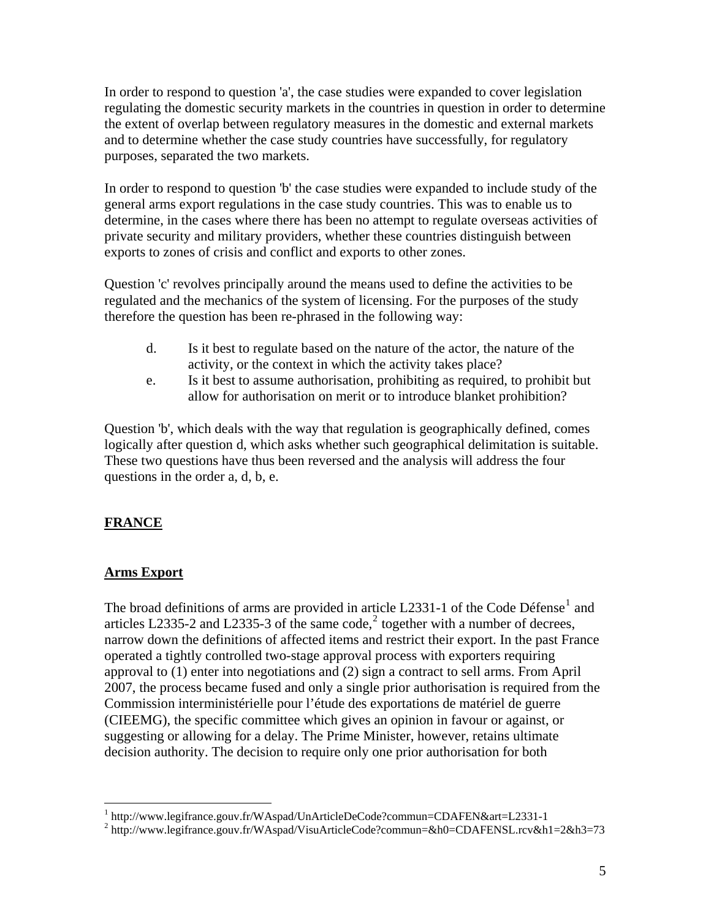In order to respond to question 'a', the case studies were expanded to cover legislation regulating the domestic security markets in the countries in question in order to determine the extent of overlap between regulatory measures in the domestic and external markets and to determine whether the case study countries have successfully, for regulatory purposes, separated the two markets.

In order to respond to question 'b' the case studies were expanded to include study of the general arms export regulations in the case study countries. This was to enable us to determine, in the cases where there has been no attempt to regulate overseas activities of private security and military providers, whether these countries distinguish between exports to zones of crisis and conflict and exports to other zones.

Question 'c' revolves principally around the means used to define the activities to be regulated and the mechanics of the system of licensing. For the purposes of the study therefore the question has been re-phrased in the following way:

d. Is it best to regulate based on the nature of the actor, the nature of the activity, or the context in which the activity takes place?

e. Is it best to assume authorisation, prohibiting as required, to prohibit but allow for authorisation on merit or to introduce blanket prohibition?

Question 'b', which deals with the way that regulation is geographically defined, comes logically after question d, which asks whether such geographical delimitation is suitable. These two questions have thus been reversed and the analysis will address the four questions in the order a, d, b, e.

## FRANCE

### Arms Export

The broad definitions of arms are provided in article L2331-1 of the Code Défense[1] and articles L2335-2 and L2335-3 of the same code,[2] together with a number of decrees, narrow down the definitions of affected items and restrict their export. In the past France operated a tightly controlled two-stage approval process with exporters requiring approval to (1) enter into negotiations and (2) sign a contract to sell arms. From April 2007, the process became fused and only a single prior authorisation is required from the Commission interministérielle pour l'étude des exportations de matériel de guerre (CIEEMG), the specific committee which gives an opinion in favour or against, or suggesting or allowing for a delay. The Prime Minister, however, retains ultimate decision authority. The decision to require only one prior authorisation for both

[1] http://www.legifrance.gouv.fr/WAspad/UnArticleDeCode?commun=CDAFEN&art=L2331-1

[2] http://www.legifrance.gouv.fr/WAspad/VisuArticleCode?commun=&h0=CDAFENSL.rcv&h1=2&h3=73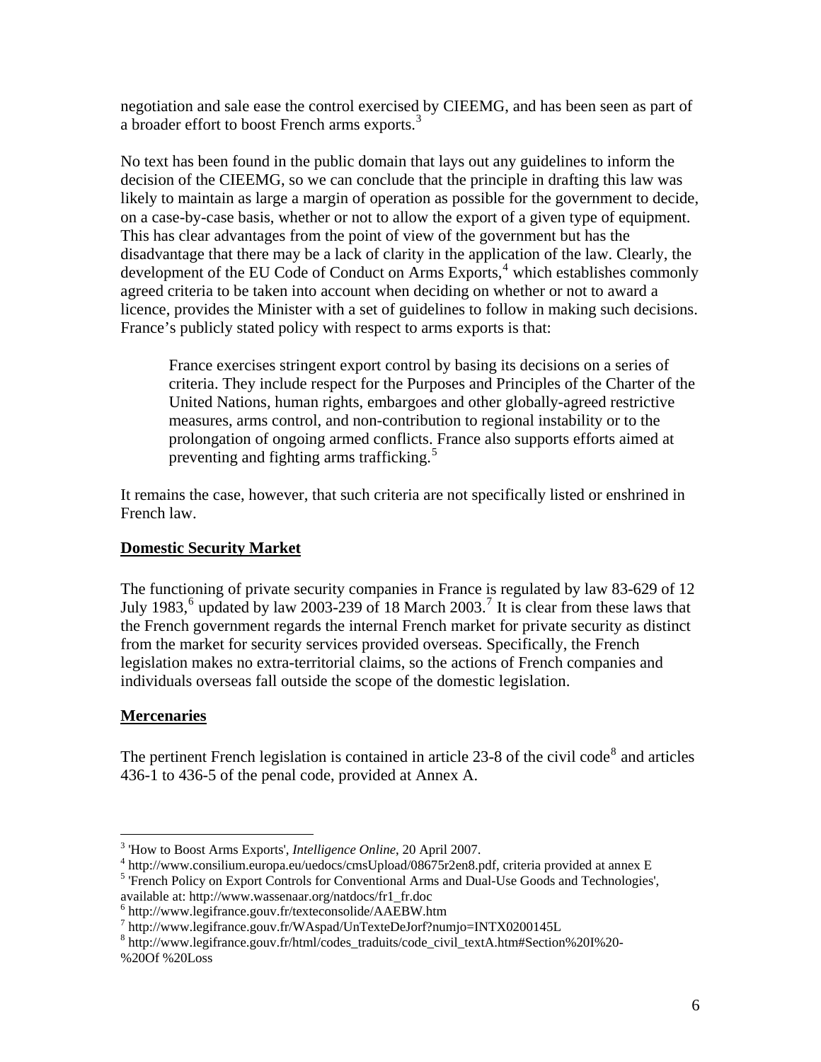negotiation and sale ease the control exercised by CIEEMG, and has been seen as part of a broader effort to boost French arms exports.[3]

No text has been found in the public domain that lays out any guidelines to inform the decision of the CIEEMG, so we can conclude that the principle in drafting this law was likely to maintain as large a margin of operation as possible for the government to decide, on a case-by-case basis, whether or not to allow the export of a given type of equipment. This has clear advantages from the point of view of the government but has the disadvantage that there may be a lack of clarity in the application of the law. Clearly, the development of the EU Code of Conduct on Arms Exports,[4] which establishes commonly agreed criteria to be taken into account when deciding on whether or not to award a licence, provides the Minister with a set of guidelines to follow in making such decisions. France's publicly stated policy with respect to arms exports is that:

> France exercises stringent export control by basing its decisions on a series of criteria. They include respect for the Purposes and Principles of the Charter of the United Nations, human rights, embargoes and other globally-agreed restrictive measures, arms control, and non-contribution to regional instability or to the prolongation of ongoing armed conflicts. France also supports efforts aimed at preventing and fighting arms trafficking.[5]

It remains the case, however, that such criteria are not specifically listed or enshrined in French law.

## Domestic Security Market

The functioning of private security companies in France is regulated by law 83-629 of 12 July 1983,[6] updated by law 2003-239 of 18 March 2003.[7] It is clear from these laws that the French government regards the internal French market for private security as distinct from the market for security services provided overseas. Specifically, the French legislation makes no extra-territorial claims, so the actions of French companies and individuals overseas fall outside the scope of the domestic legislation.

## Mercenaries

The pertinent French legislation is contained in article 23-8 of the civil code[8] and articles 436-1 to 436-5 of the penal code, provided at Annex A.

---

[3] 'How to Boost Arms Exports', *Intelligence Online*, 20 April 2007.

[4] http://www.consilium.europa.eu/uedocs/cmsUpload/08675r2en8.pdf, criteria provided at annex E

[5] 'French Policy on Export Controls for Conventional Arms and Dual-Use Goods and Technologies', available at: http://www.wassenaar.org/natdocs/fr1_fr.doc

[6] http://www.legifrance.gouv.fr/texteconsolide/AAEBW.htm

[7] http://www.legifrance.gouv.fr/WAspad/UnTexteDeJorf?numjo=INTX0200145L

[8] http://www.legifrance.gouv.fr/html/codes_traduits/code_civil_textA.htm#Section%20I%20-%20Of %20Loss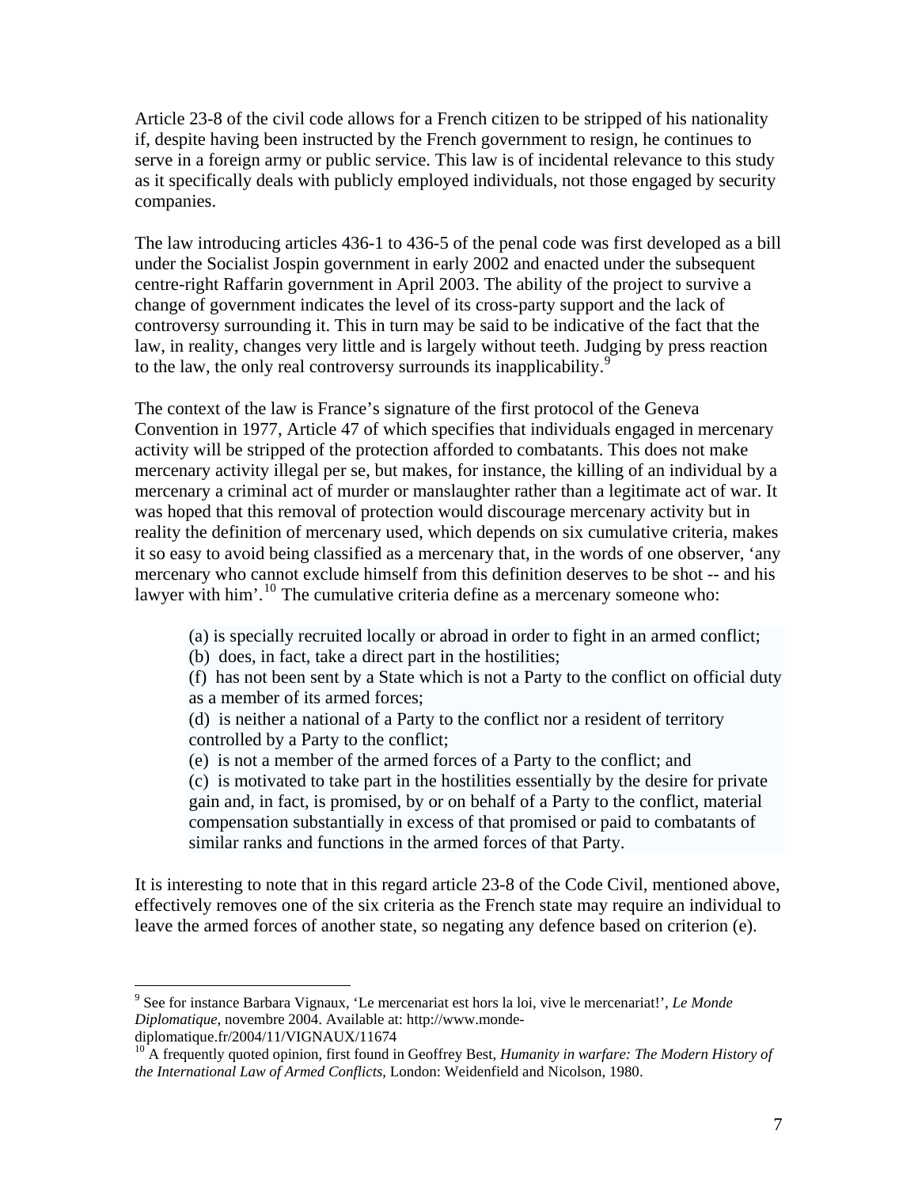Article 23-8 of the civil code allows for a French citizen to be stripped of his nationality if, despite having been instructed by the French government to resign, he continues to serve in a foreign army or public service. This law is of incidental relevance to this study as it specifically deals with publicly employed individuals, not those engaged by security companies.

The law introducing articles 436-1 to 436-5 of the penal code was first developed as a bill under the Socialist Jospin government in early 2002 and enacted under the subsequent centre-right Raffarin government in April 2003. The ability of the project to survive a change of government indicates the level of its cross-party support and the lack of controversy surrounding it. This in turn may be said to be indicative of the fact that the law, in reality, changes very little and is largely without teeth. Judging by press reaction to the law, the only real controversy surrounds its inapplicability.[9]

The context of the law is France's signature of the first protocol of the Geneva Convention in 1977, Article 47 of which specifies that individuals engaged in mercenary activity will be stripped of the protection afforded to combatants. This does not make mercenary activity illegal per se, but makes, for instance, the killing of an individual by a mercenary a criminal act of murder or manslaughter rather than a legitimate act of war. It was hoped that this removal of protection would discourage mercenary activity but in reality the definition of mercenary used, which depends on six cumulative criteria, makes it so easy to avoid being classified as a mercenary that, in the words of one observer, 'any mercenary who cannot exclude himself from this definition deserves to be shot -- and his lawyer with him'.[10] The cumulative criteria define as a mercenary someone who:

> (a) is specially recruited locally or abroad in order to fight in an armed conflict;
> (b) does, in fact, take a direct part in the hostilities;
> (f) has not been sent by a State which is not a Party to the conflict on official duty as a member of its armed forces;
> (d) is neither a national of a Party to the conflict nor a resident of territory controlled by a Party to the conflict;
> (e) is not a member of the armed forces of a Party to the conflict; and
> (c) is motivated to take part in the hostilities essentially by the desire for private gain and, in fact, is promised, by or on behalf of a Party to the conflict, material compensation substantially in excess of that promised or paid to combatants of similar ranks and functions in the armed forces of that Party.

It is interesting to note that in this regard article 23-8 of the Code Civil, mentioned above, effectively removes one of the six criteria as the French state may require an individual to leave the armed forces of another state, so negating any defence based on criterion (e).

---

[9] See for instance Barbara Vignaux, 'Le mercenariat est hors la loi, vive le mercenariat!', *Le Monde Diplomatique*, novembre 2004. Available at: http://www.monde-diplomatique.fr/2004/11/VIGNAUX/11674

[10] A frequently quoted opinion, first found in Geoffrey Best, *Humanity in warfare: The Modern History of the International Law of Armed Conflicts*, London: Weidenfield and Nicolson, 1980.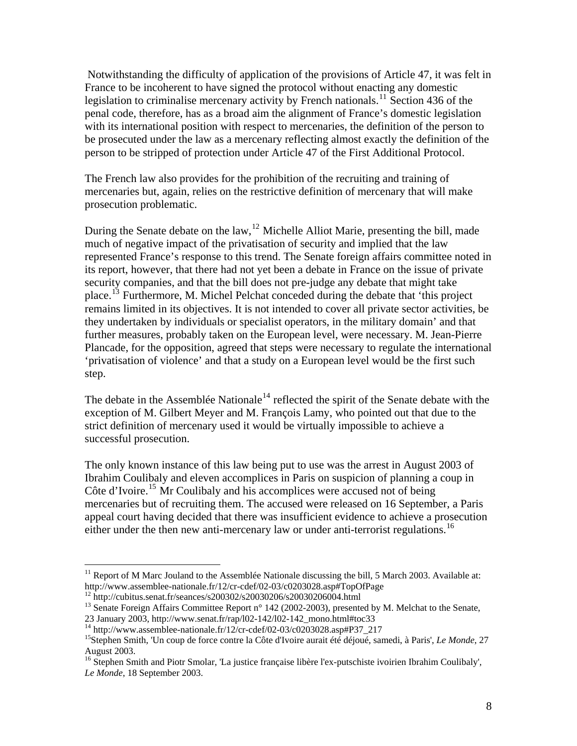Notwithstanding the difficulty of application of the provisions of Article 47, it was felt in France to be incoherent to have signed the protocol without enacting any domestic legislation to criminalise mercenary activity by French nationals.[11] Section 436 of the penal code, therefore, has as a broad aim the alignment of France's domestic legislation with its international position with respect to mercenaries, the definition of the person to be prosecuted under the law as a mercenary reflecting almost exactly the definition of the person to be stripped of protection under Article 47 of the First Additional Protocol.

The French law also provides for the prohibition of the recruiting and training of mercenaries but, again, relies on the restrictive definition of mercenary that will make prosecution problematic.

During the Senate debate on the law,[12] Michelle Alliot Marie, presenting the bill, made much of negative impact of the privatisation of security and implied that the law represented France's response to this trend. The Senate foreign affairs committee noted in its report, however, that there had not yet been a debate in France on the issue of private security companies, and that the bill does not pre-judge any debate that might take place.[13] Furthermore, M. Michel Pelchat conceded during the debate that 'this project remains limited in its objectives. It is not intended to cover all private sector activities, be they undertaken by individuals or specialist operators, in the military domain' and that further measures, probably taken on the European level, were necessary. M. Jean-Pierre Plancade, for the opposition, agreed that steps were necessary to regulate the international 'privatisation of violence' and that a study on a European level would be the first such step.

The debate in the Assemblée Nationale[14] reflected the spirit of the Senate debate with the exception of M. Gilbert Meyer and M. François Lamy, who pointed out that due to the strict definition of mercenary used it would be virtually impossible to achieve a successful prosecution.

The only known instance of this law being put to use was the arrest in August 2003 of Ibrahim Coulibaly and eleven accomplices in Paris on suspicion of planning a coup in Côte d'Ivoire.[15] Mr Coulibaly and his accomplices were accused not of being mercenaries but of recruiting them. The accused were released on 16 September, a Paris appeal court having decided that there was insufficient evidence to achieve a prosecution either under the then new anti-mercenary law or under anti-terrorist regulations.[16]

---

[11] Report of M Marc Jouland to the Assemblée Nationale discussing the bill, 5 March 2003. Available at: http://www.assemblee-nationale.fr/12/cr-cdef/02-03/c0203028.asp#TopOfPage

[12] http://cubitus.senat.fr/seances/s200302/s20030206/s20030206004.html

[13] Senate Foreign Affairs Committee Report n° 142 (2002-2003), presented by M. Melchat to the Senate, 23 January 2003, http://www.senat.fr/rap/l02-142/l02-142_mono.html#toc33

[14] http://www.assemblee-nationale.fr/12/cr-cdef/02-03/c0203028.asp#P37_217

[15] Stephen Smith, 'Un coup de force contre la Côte d'Ivoire aurait été déjoué, samedi, à Paris', *Le Monde*, 27 August 2003.

[16] Stephen Smith and Piotr Smolar, 'La justice française libère l'ex-putschiste ivoirien Ibrahim Coulibaly', *Le Monde*, 18 September 2003.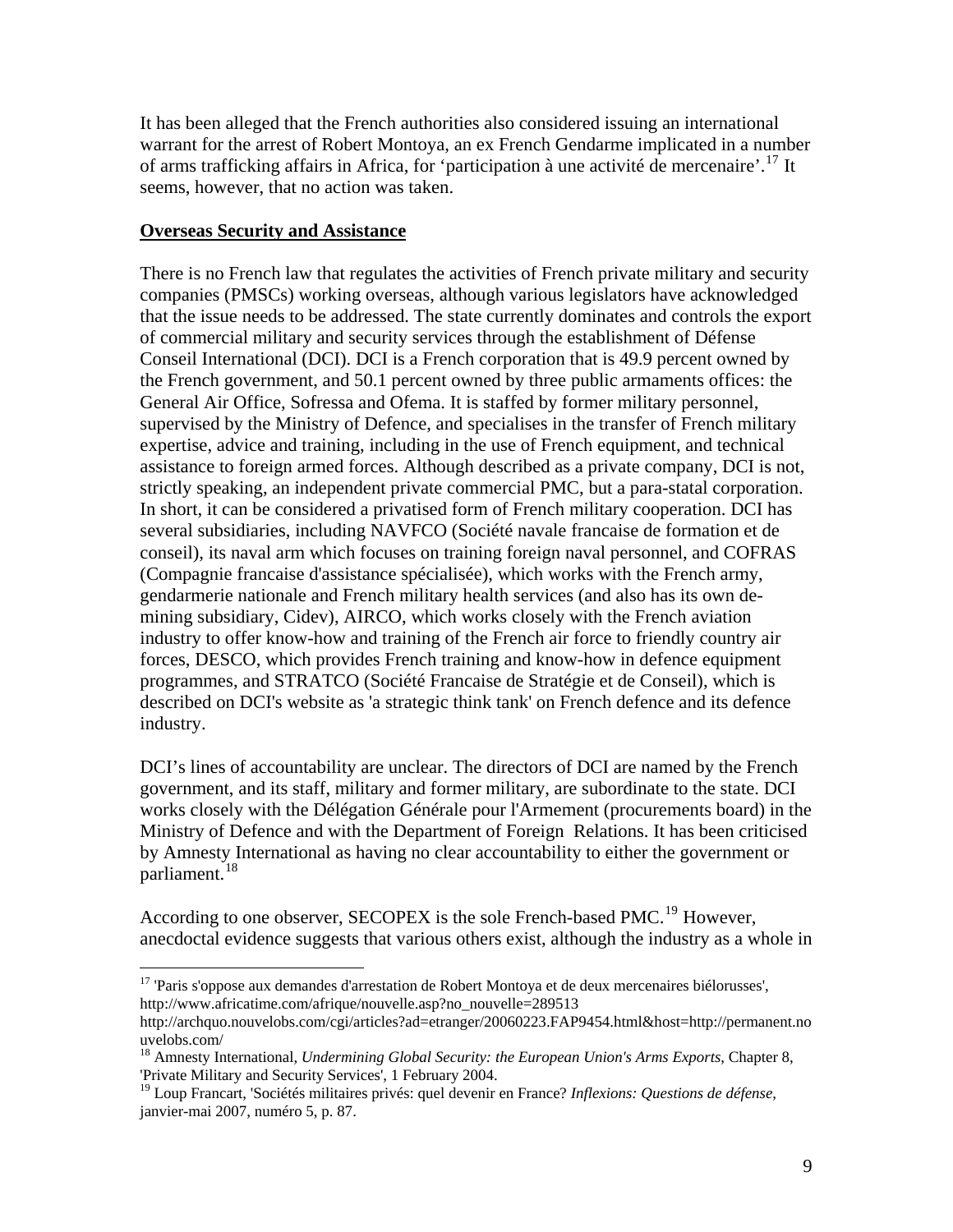It has been alleged that the French authorities also considered issuing an international warrant for the arrest of Robert Montoya, an ex French Gendarme implicated in a number of arms trafficking affairs in Africa, for 'participation à une activité de mercenaire'.[17] It seems, however, that no action was taken.

**Overseas Security and Assistance**

There is no French law that regulates the activities of French private military and security companies (PMSCs) working overseas, although various legislators have acknowledged that the issue needs to be addressed. The state currently dominates and controls the export of commercial military and security services through the establishment of Défense Conseil International (DCI). DCI is a French corporation that is 49.9 percent owned by the French government, and 50.1 percent owned by three public armaments offices: the General Air Office, Sofressa and Ofema. It is staffed by former military personnel, supervised by the Ministry of Defence, and specialises in the transfer of French military expertise, advice and training, including in the use of French equipment, and technical assistance to foreign armed forces. Although described as a private company, DCI is not, strictly speaking, an independent private commercial PMC, but a para-statal corporation. In short, it can be considered a privatised form of French military cooperation. DCI has several subsidiaries, including NAVFCO (Société navale francaise de formation et de conseil), its naval arm which focuses on training foreign naval personnel, and COFRAS (Compagnie francaise d'assistance spécialisée), which works with the French army, gendarmerie nationale and French military health services (and also has its own de-mining subsidiary, Cidev), AIRCO, which works closely with the French aviation industry to offer know-how and training of the French air force to friendly country air forces, DESCO, which provides French training and know-how in defence equipment programmes, and STRATCO (Société Francaise de Stratégie et de Conseil), which is described on DCI's website as 'a strategic think tank' on French defence and its defence industry.

DCI's lines of accountability are unclear. The directors of DCI are named by the French government, and its staff, military and former military, are subordinate to the state. DCI works closely with the Délégation Générale pour l'Armement (procurements board) in the Ministry of Defence and with the Department of Foreign Relations. It has been criticised by Amnesty International as having no clear accountability to either the government or parliament.[18]

According to one observer, SECOPEX is the sole French-based PMC.[19] However, anecdoctal evidence suggests that various others exist, although the industry as a whole in

---

[17] 'Paris s'oppose aux demandes d'arrestation de Robert Montoya et de deux mercenaires biélorusses', http://www.africatime.com/afrique/nouvelle.asp?no_nouvelle=289513
http://archquo.nouvelobs.com/cgi/articles?ad=etranger/20060223.FAP9454.html&host=http://permanent.nouvelobs.com/

[18] Amnesty International, *Undermining Global Security: the European Union's Arms Exports*, Chapter 8, 'Private Military and Security Services', 1 February 2004.

[19] Loup Francart, 'Sociétés militaires privés: quel devenir en France? *Inflexions: Questions de défense*, janvier-mai 2007, numéro 5, p. 87.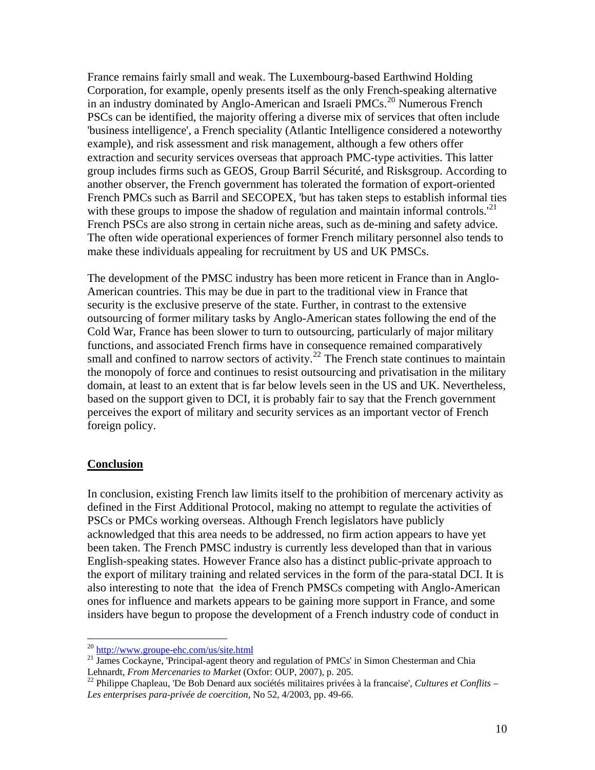France remains fairly small and weak. The Luxembourg-based Earthwind Holding Corporation, for example, openly presents itself as the only French-speaking alternative in an industry dominated by Anglo-American and Israeli PMCs.[20] Numerous French PSCs can be identified, the majority offering a diverse mix of services that often include 'business intelligence', a French speciality (Atlantic Intelligence considered a noteworthy example), and risk assessment and risk management, although a few others offer extraction and security services overseas that approach PMC-type activities. This latter group includes firms such as GEOS, Group Barril Sécurité, and Risksgroup. According to another observer, the French government has tolerated the formation of export-oriented French PMCs such as Barril and SECOPEX, 'but has taken steps to establish informal ties with these groups to impose the shadow of regulation and maintain informal controls.'[21] French PSCs are also strong in certain niche areas, such as de-mining and safety advice. The often wide operational experiences of former French military personnel also tends to make these individuals appealing for recruitment by US and UK PMSCs.

The development of the PMSC industry has been more reticent in France than in Anglo-American countries. This may be due in part to the traditional view in France that security is the exclusive preserve of the state. Further, in contrast to the extensive outsourcing of former military tasks by Anglo-American states following the end of the Cold War, France has been slower to turn to outsourcing, particularly of major military functions, and associated French firms have in consequence remained comparatively small and confined to narrow sectors of activity.[22] The French state continues to maintain the monopoly of force and continues to resist outsourcing and privatisation in the military domain, at least to an extent that is far below levels seen in the US and UK. Nevertheless, based on the support given to DCI, it is probably fair to say that the French government perceives the export of military and security services as an important vector of French foreign policy.

## Conclusion

In conclusion, existing French law limits itself to the prohibition of mercenary activity as defined in the First Additional Protocol, making no attempt to regulate the activities of PSCs or PMCs working overseas. Although French legislators have publicly acknowledged that this area needs to be addressed, no firm action appears to have yet been taken. The French PMSC industry is currently less developed than that in various English-speaking states. However France also has a distinct public-private approach to the export of military training and related services in the form of the para-statal DCI. It is also interesting to note that the idea of French PMSCs competing with Anglo-American ones for influence and markets appears to be gaining more support in France, and some insiders have begun to propose the development of a French industry code of conduct in

---

[20] http://www.groupe-ehc.com/us/site.html

[21] James Cockayne, 'Principal-agent theory and regulation of PMCs' in Simon Chesterman and Chia Lehnardt, *From Mercenaries to Market* (Oxfor: OUP, 2007), p. 205.

[22] Philippe Chapleau, 'De Bob Denard aux sociétés militaires privées à la francaise', *Cultures et Conflits – Les enterprises para-privée de coercition*, No 52, 4/2003, pp. 49-66.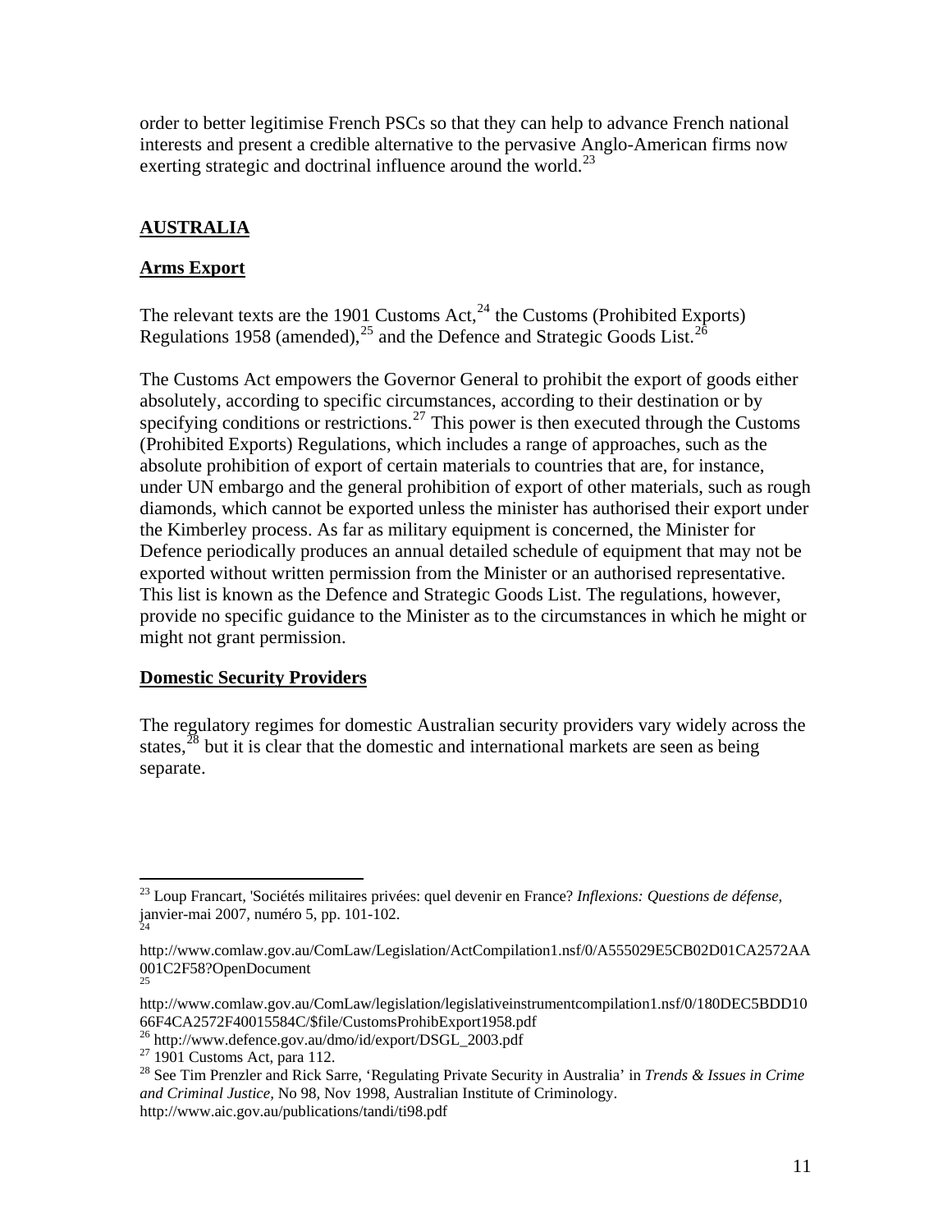order to better legitimise French PSCs so that they can help to advance French national interests and present a credible alternative to the pervasive Anglo-American firms now exerting strategic and doctrinal influence around the world.[23]

## AUSTRALIA

### Arms Export

The relevant texts are the 1901 Customs Act,[24] the Customs (Prohibited Exports) Regulations 1958 (amended),[25] and the Defence and Strategic Goods List.[26]

The Customs Act empowers the Governor General to prohibit the export of goods either absolutely, according to specific circumstances, according to their destination or by specifying conditions or restrictions.[27] This power is then executed through the Customs (Prohibited Exports) Regulations, which includes a range of approaches, such as the absolute prohibition of export of certain materials to countries that are, for instance, under UN embargo and the general prohibition of export of other materials, such as rough diamonds, which cannot be exported unless the minister has authorised their export under the Kimberley process. As far as military equipment is concerned, the Minister for Defence periodically produces an annual detailed schedule of equipment that may not be exported without written permission from the Minister or an authorised representative. This list is known as the Defence and Strategic Goods List. The regulations, however, provide no specific guidance to the Minister as to the circumstances in which he might or might not grant permission.

### Domestic Security Providers

The regulatory regimes for domestic Australian security providers vary widely across the states,[28] but it is clear that the domestic and international markets are seen as being separate.

---

[23] Loup Francart, 'Sociétés militaires privées: quel devenir en France? *Inflexions: Questions de défense*, janvier-mai 2007, numéro 5, pp. 101-102.

[24] http://www.comlaw.gov.au/ComLaw/Legislation/ActCompilation1.nsf/0/A555029E5CB02D01CA2572AA001C2F58?OpenDocument

[25] http://www.comlaw.gov.au/ComLaw/legislation/legislativeinstrumentcompilation1.nsf/0/180DEC5BDD1066F4CA2572F40015584C/$file/CustomsProhibExport1958.pdf

[26] http://www.defence.gov.au/dmo/id/export/DSGL_2003.pdf

[27] 1901 Customs Act, para 112.

[28] See Tim Prenzler and Rick Sarre, 'Regulating Private Security in Australia' in *Trends & Issues in Crime and Criminal Justice*, No 98, Nov 1998, Australian Institute of Criminology. http://www.aic.gov.au/publications/tandi/ti98.pdf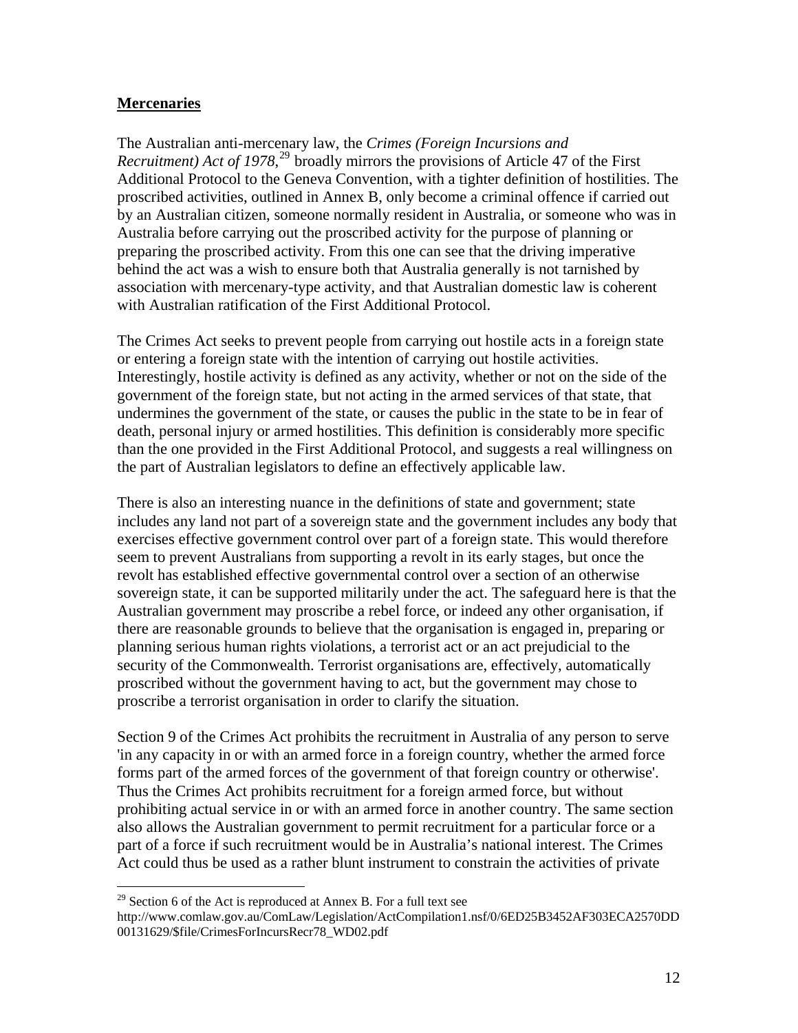## **Mercenaries**

The Australian anti-mercenary law, the *Crimes (Foreign Incursions and Recruitment) Act of 1978*,[29] broadly mirrors the provisions of Article 47 of the First Additional Protocol to the Geneva Convention, with a tighter definition of hostilities. The proscribed activities, outlined in Annex B, only become a criminal offence if carried out by an Australian citizen, someone normally resident in Australia, or someone who was in Australia before carrying out the proscribed activity for the purpose of planning or preparing the proscribed activity. From this one can see that the driving imperative behind the act was a wish to ensure both that Australia generally is not tarnished by association with mercenary-type activity, and that Australian domestic law is coherent with Australian ratification of the First Additional Protocol.

The Crimes Act seeks to prevent people from carrying out hostile acts in a foreign state or entering a foreign state with the intention of carrying out hostile activities. Interestingly, hostile activity is defined as any activity, whether or not on the side of the government of the foreign state, but not acting in the armed services of that state, that undermines the government of the state, or causes the public in the state to be in fear of death, personal injury or armed hostilities. This definition is considerably more specific than the one provided in the First Additional Protocol, and suggests a real willingness on the part of Australian legislators to define an effectively applicable law.

There is also an interesting nuance in the definitions of state and government; state includes any land not part of a sovereign state and the government includes any body that exercises effective government control over part of a foreign state. This would therefore seem to prevent Australians from supporting a revolt in its early stages, but once the revolt has established effective governmental control over a section of an otherwise sovereign state, it can be supported militarily under the act. The safeguard here is that the Australian government may proscribe a rebel force, or indeed any other organisation, if there are reasonable grounds to believe that the organisation is engaged in, preparing or planning serious human rights violations, a terrorist act or an act prejudicial to the security of the Commonwealth. Terrorist organisations are, effectively, automatically proscribed without the government having to act, but the government may chose to proscribe a terrorist organisation in order to clarify the situation.

Section 9 of the Crimes Act prohibits the recruitment in Australia of any person to serve 'in any capacity in or with an armed force in a foreign country, whether the armed force forms part of the armed forces of the government of that foreign country or otherwise'. Thus the Crimes Act prohibits recruitment for a foreign armed force, but without prohibiting actual service in or with an armed force in another country. The same section also allows the Australian government to permit recruitment for a particular force or a part of a force if such recruitment would be in Australia's national interest. The Crimes Act could thus be used as a rather blunt instrument to constrain the activities of private

---

[29] Section 6 of the Act is reproduced at Annex B. For a full text see http://www.comlaw.gov.au/ComLaw/Legislation/ActCompilation1.nsf/0/6ED25B3452AF303ECA2570DD00131629/$file/CrimesForIncursRecr78_WD02.pdf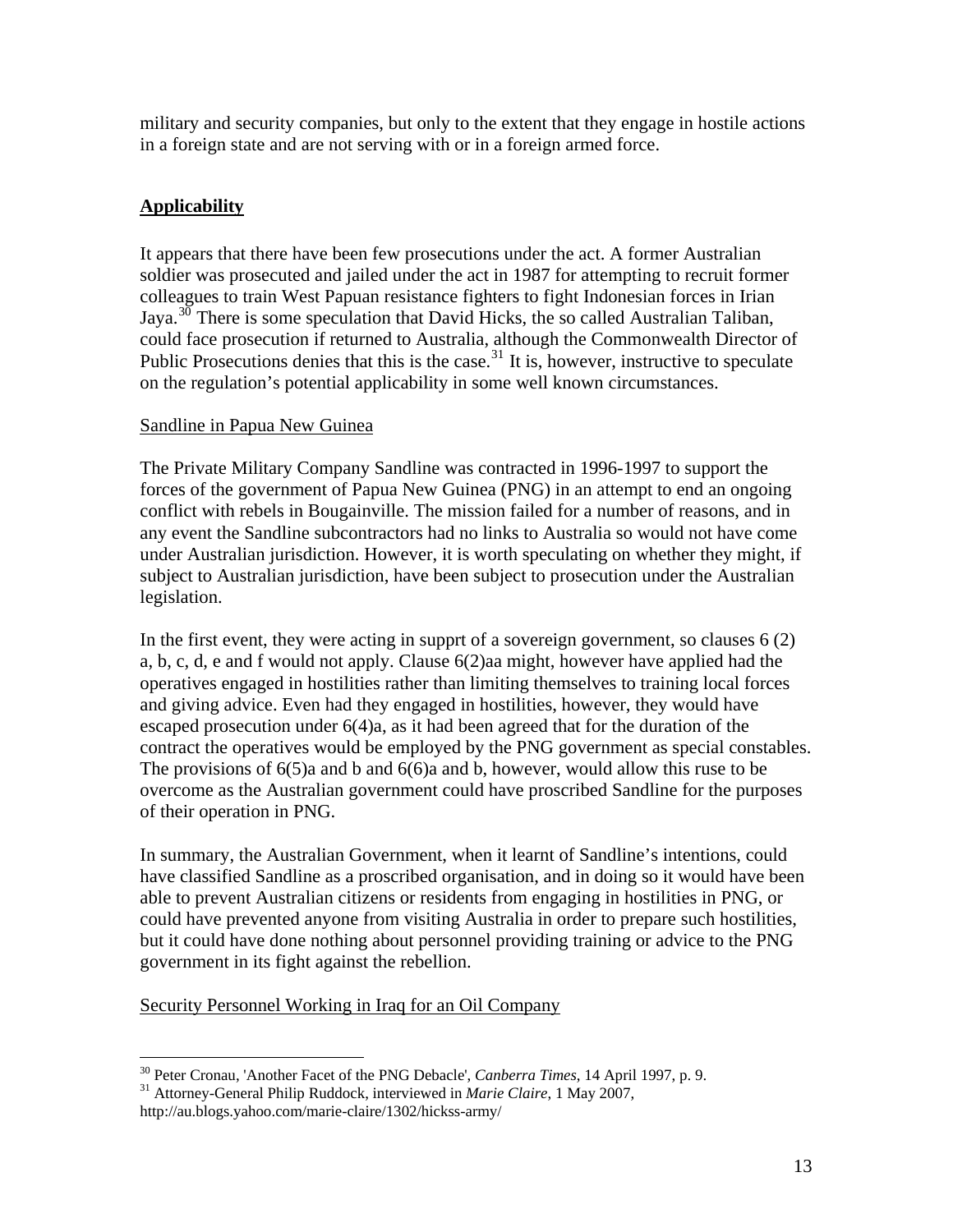military and security companies, but only to the extent that they engage in hostile actions in a foreign state and are not serving with or in a foreign armed force.

## Applicability

It appears that there have been few prosecutions under the act. A former Australian soldier was prosecuted and jailed under the act in 1987 for attempting to recruit former colleagues to train West Papuan resistance fighters to fight Indonesian forces in Irian Jaya.[30] There is some speculation that David Hicks, the so called Australian Taliban, could face prosecution if returned to Australia, although the Commonwealth Director of Public Prosecutions denies that this is the case.[31] It is, however, instructive to speculate on the regulation's potential applicability in some well known circumstances.

### Sandline in Papua New Guinea

The Private Military Company Sandline was contracted in 1996-1997 to support the forces of the government of Papua New Guinea (PNG) in an attempt to end an ongoing conflict with rebels in Bougainville. The mission failed for a number of reasons, and in any event the Sandline subcontractors had no links to Australia so would not have come under Australian jurisdiction. However, it is worth speculating on whether they might, if subject to Australian jurisdiction, have been subject to prosecution under the Australian legislation.

In the first event, they were acting in supprt of a sovereign government, so clauses 6 (2) a, b, c, d, e and f would not apply. Clause 6(2)aa might, however have applied had the operatives engaged in hostilities rather than limiting themselves to training local forces and giving advice. Even had they engaged in hostilities, however, they would have escaped prosecution under 6(4)a, as it had been agreed that for the duration of the contract the operatives would be employed by the PNG government as special constables. The provisions of 6(5)a and b and 6(6)a and b, however, would allow this ruse to be overcome as the Australian government could have proscribed Sandline for the purposes of their operation in PNG.

In summary, the Australian Government, when it learnt of Sandline's intentions, could have classified Sandline as a proscribed organisation, and in doing so it would have been able to prevent Australian citizens or residents from engaging in hostilities in PNG, or could have prevented anyone from visiting Australia in order to prepare such hostilities, but it could have done nothing about personnel providing training or advice to the PNG government in its fight against the rebellion.

### Security Personnel Working in Iraq for an Oil Company

[30] Peter Cronau, 'Another Facet of the PNG Debacle', *Canberra Times*, 14 April 1997, p. 9.

[31] Attorney-General Philip Ruddock, interviewed in *Marie Claire*, 1 May 2007, http://au.blogs.yahoo.com/marie-claire/1302/hickss-army/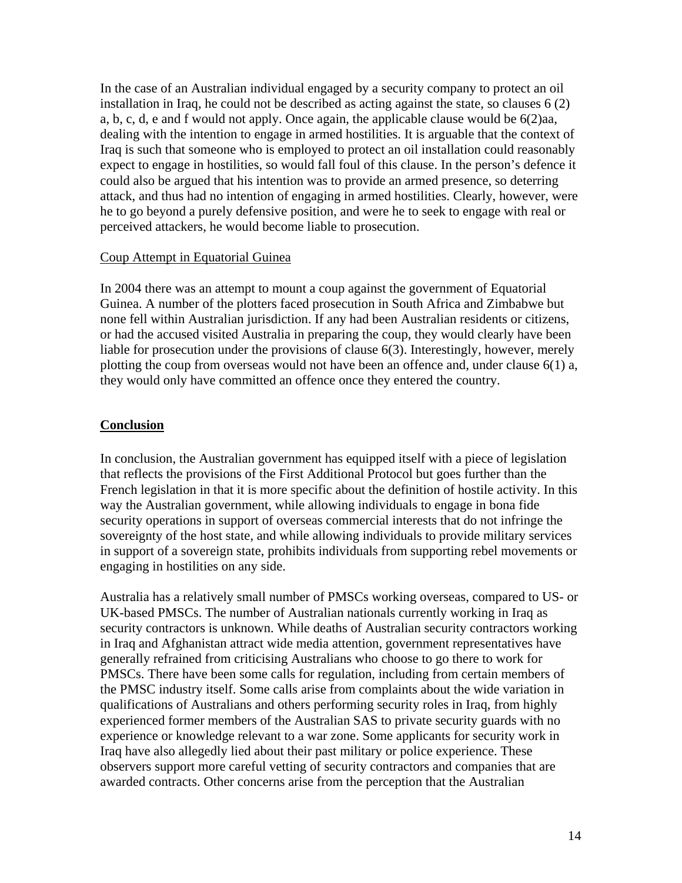In the case of an Australian individual engaged by a security company to protect an oil installation in Iraq, he could not be described as acting against the state, so clauses 6 (2) a, b, c, d, e and f would not apply. Once again, the applicable clause would be 6(2)aa, dealing with the intention to engage in armed hostilities. It is arguable that the context of Iraq is such that someone who is employed to protect an oil installation could reasonably expect to engage in hostilities, so would fall foul of this clause. In the person's defence it could also be argued that his intention was to provide an armed presence, so deterring attack, and thus had no intention of engaging in armed hostilities. Clearly, however, were he to go beyond a purely defensive position, and were he to seek to engage with real or perceived attackers, he would become liable to prosecution.

Coup Attempt in Equatorial Guinea

In 2004 there was an attempt to mount a coup against the government of Equatorial Guinea. A number of the plotters faced prosecution in South Africa and Zimbabwe but none fell within Australian jurisdiction. If any had been Australian residents or citizens, or had the accused visited Australia in preparing the coup, they would clearly have been liable for prosecution under the provisions of clause 6(3). Interestingly, however, merely plotting the coup from overseas would not have been an offence and, under clause 6(1) a, they would only have committed an offence once they entered the country.

## Conclusion

In conclusion, the Australian government has equipped itself with a piece of legislation that reflects the provisions of the First Additional Protocol but goes further than the French legislation in that it is more specific about the definition of hostile activity. In this way the Australian government, while allowing individuals to engage in bona fide security operations in support of overseas commercial interests that do not infringe the sovereignty of the host state, and while allowing individuals to provide military services in support of a sovereign state, prohibits individuals from supporting rebel movements or engaging in hostilities on any side.

Australia has a relatively small number of PMSCs working overseas, compared to US- or UK-based PMSCs. The number of Australian nationals currently working in Iraq as security contractors is unknown. While deaths of Australian security contractors working in Iraq and Afghanistan attract wide media attention, government representatives have generally refrained from criticising Australians who choose to go there to work for PMSCs. There have been some calls for regulation, including from certain members of the PMSC industry itself. Some calls arise from complaints about the wide variation in qualifications of Australians and others performing security roles in Iraq, from highly experienced former members of the Australian SAS to private security guards with no experience or knowledge relevant to a war zone. Some applicants for security work in Iraq have also allegedly lied about their past military or police experience. These observers support more careful vetting of security contractors and companies that are awarded contracts. Other concerns arise from the perception that the Australian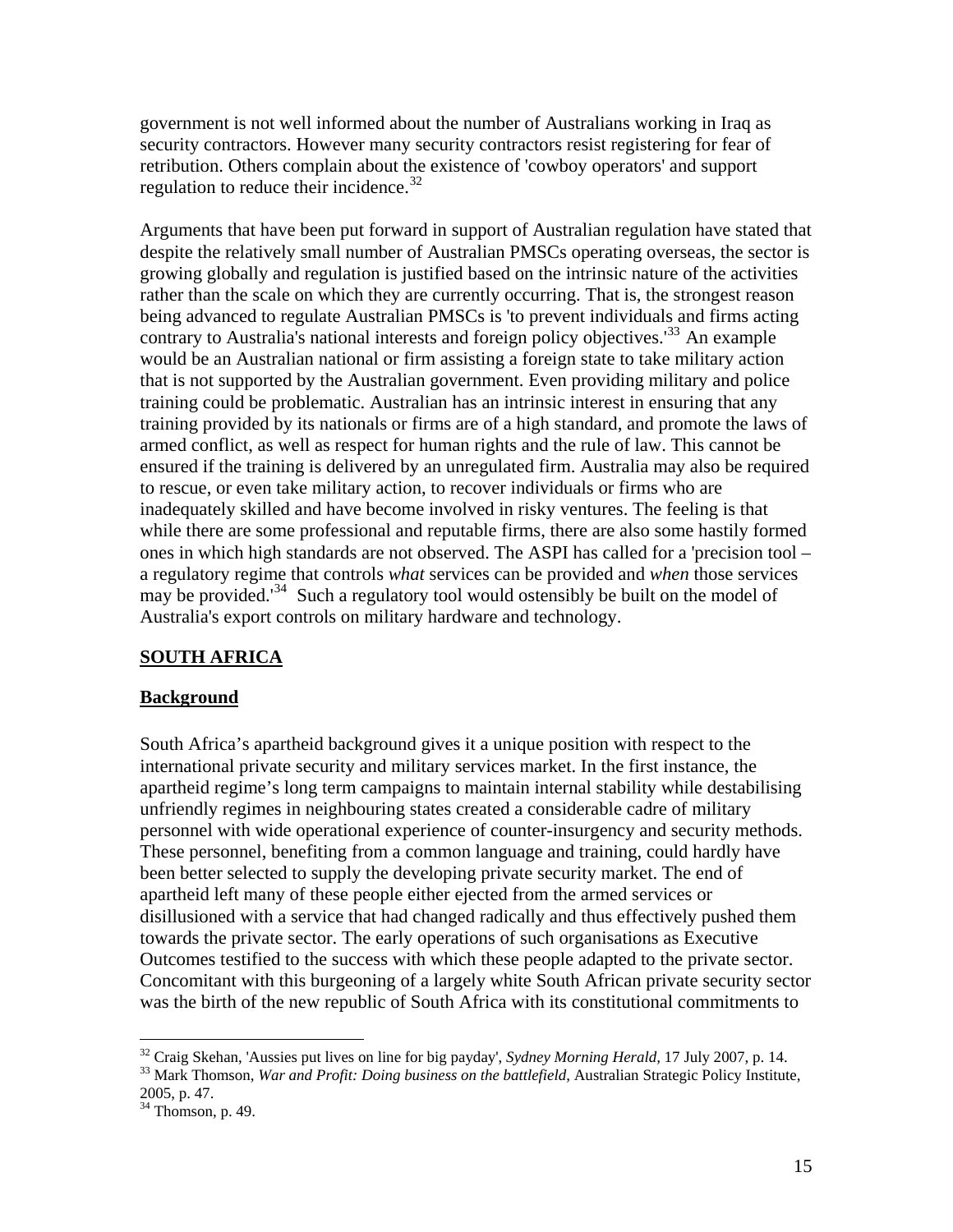government is not well informed about the number of Australians working in Iraq as security contractors. However many security contractors resist registering for fear of retribution. Others complain about the existence of 'cowboy operators' and support regulation to reduce their incidence.[32]

Arguments that have been put forward in support of Australian regulation have stated that despite the relatively small number of Australian PMSCs operating overseas, the sector is growing globally and regulation is justified based on the intrinsic nature of the activities rather than the scale on which they are currently occurring. That is, the strongest reason being advanced to regulate Australian PMSCs is 'to prevent individuals and firms acting contrary to Australia's national interests and foreign policy objectives.'[33] An example would be an Australian national or firm assisting a foreign state to take military action that is not supported by the Australian government. Even providing military and police training could be problematic. Australian has an intrinsic interest in ensuring that any training provided by its nationals or firms are of a high standard, and promote the laws of armed conflict, as well as respect for human rights and the rule of law. This cannot be ensured if the training is delivered by an unregulated firm. Australia may also be required to rescue, or even take military action, to recover individuals or firms who are inadequately skilled and have become involved in risky ventures. The feeling is that while there are some professional and reputable firms, there are also some hastily formed ones in which high standards are not observed. The ASPI has called for a 'precision tool – a regulatory regime that controls *what* services can be provided and *when* those services may be provided.'[34] Such a regulatory tool would ostensibly be built on the model of Australia's export controls on military hardware and technology.

## SOUTH AFRICA

### Background

South Africa's apartheid background gives it a unique position with respect to the international private security and military services market. In the first instance, the apartheid regime's long term campaigns to maintain internal stability while destabilising unfriendly regimes in neighbouring states created a considerable cadre of military personnel with wide operational experience of counter-insurgency and security methods. These personnel, benefiting from a common language and training, could hardly have been better selected to supply the developing private security market. The end of apartheid left many of these people either ejected from the armed services or disillusioned with a service that had changed radically and thus effectively pushed them towards the private sector. The early operations of such organisations as Executive Outcomes testified to the success with which these people adapted to the private sector. Concomitant with this burgeoning of a largely white South African private security sector was the birth of the new republic of South Africa with its constitutional commitments to

---

[32] Craig Skehan, 'Aussies put lives on line for big payday', *Sydney Morning Herald*, 17 July 2007, p. 14.

[33] Mark Thomson, *War and Profit: Doing business on the battlefield*, Australian Strategic Policy Institute, 2005, p. 47.

[34] Thomson, p. 49.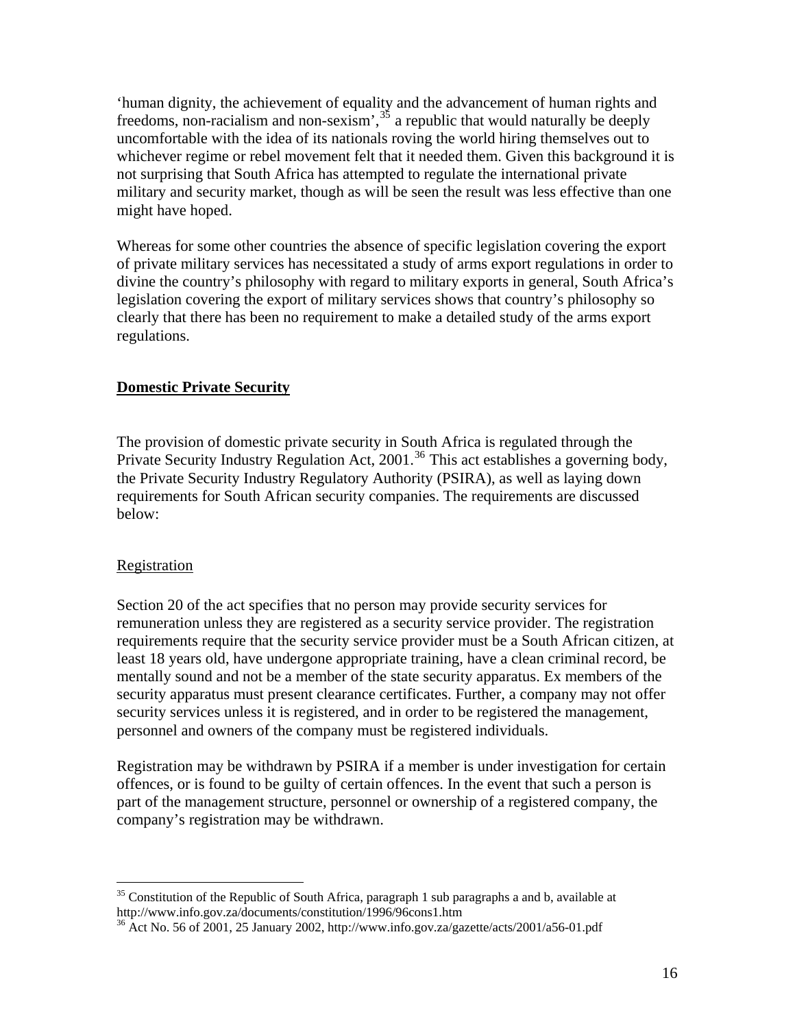'human dignity, the achievement of equality and the advancement of human rights and freedoms, non-racialism and non-sexism',[35] a republic that would naturally be deeply uncomfortable with the idea of its nationals roving the world hiring themselves out to whichever regime or rebel movement felt that it needed them. Given this background it is not surprising that South Africa has attempted to regulate the international private military and security market, though as will be seen the result was less effective than one might have hoped.

Whereas for some other countries the absence of specific legislation covering the export of private military services has necessitated a study of arms export regulations in order to divine the country's philosophy with regard to military exports in general, South Africa's legislation covering the export of military services shows that country's philosophy so clearly that there has been no requirement to make a detailed study of the arms export regulations.

## **Domestic Private Security**

The provision of domestic private security in South Africa is regulated through the Private Security Industry Regulation Act, 2001.[36] This act establishes a governing body, the Private Security Industry Regulatory Authority (PSIRA), as well as laying down requirements for South African security companies. The requirements are discussed below:

### Registration

Section 20 of the act specifies that no person may provide security services for remuneration unless they are registered as a security service provider. The registration requirements require that the security service provider must be a South African citizen, at least 18 years old, have undergone appropriate training, have a clean criminal record, be mentally sound and not be a member of the state security apparatus. Ex members of the security apparatus must present clearance certificates. Further, a company may not offer security services unless it is registered, and in order to be registered the management, personnel and owners of the company must be registered individuals.

Registration may be withdrawn by PSIRA if a member is under investigation for certain offences, or is found to be guilty of certain offences. In the event that such a person is part of the management structure, personnel or ownership of a registered company, the company's registration may be withdrawn.

---

[35] Constitution of the Republic of South Africa, paragraph 1 sub paragraphs a and b, available at http://www.info.gov.za/documents/constitution/1996/96cons1.htm

[36] Act No. 56 of 2001, 25 January 2002, http://www.info.gov.za/gazette/acts/2001/a56-01.pdf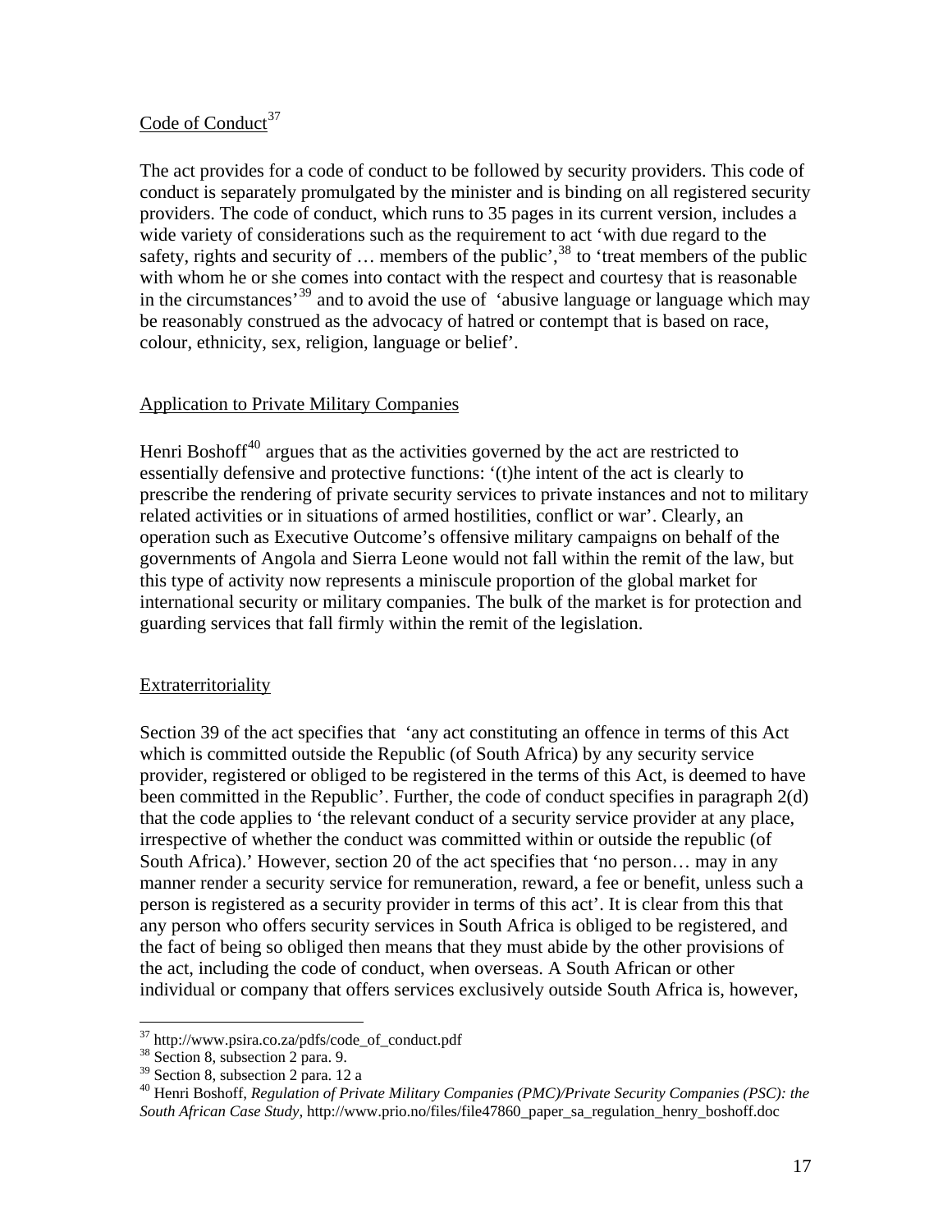Code of Conduct[37]

The act provides for a code of conduct to be followed by security providers. This code of conduct is separately promulgated by the minister and is binding on all registered security providers. The code of conduct, which runs to 35 pages in its current version, includes a wide variety of considerations such as the requirement to act 'with due regard to the safety, rights and security of … members of the public',[38] to 'treat members of the public with whom he or she comes into contact with the respect and courtesy that is reasonable in the circumstances'[39] and to avoid the use of 'abusive language or language which may be reasonably construed as the advocacy of hatred or contempt that is based on race, colour, ethnicity, sex, religion, language or belief'.

Application to Private Military Companies

Henri Boshoff[40] argues that as the activities governed by the act are restricted to essentially defensive and protective functions: '(t)he intent of the act is clearly to prescribe the rendering of private security services to private instances and not to military related activities or in situations of armed hostilities, conflict or war'. Clearly, an operation such as Executive Outcome's offensive military campaigns on behalf of the governments of Angola and Sierra Leone would not fall within the remit of the law, but this type of activity now represents a miniscule proportion of the global market for international security or military companies. The bulk of the market is for protection and guarding services that fall firmly within the remit of the legislation.

Extraterritoriality

Section 39 of the act specifies that 'any act constituting an offence in terms of this Act which is committed outside the Republic (of South Africa) by any security service provider, registered or obliged to be registered in the terms of this Act, is deemed to have been committed in the Republic'. Further, the code of conduct specifies in paragraph 2(d) that the code applies to 'the relevant conduct of a security service provider at any place, irrespective of whether the conduct was committed within or outside the republic (of South Africa).' However, section 20 of the act specifies that 'no person… may in any manner render a security service for remuneration, reward, a fee or benefit, unless such a person is registered as a security provider in terms of this act'. It is clear from this that any person who offers security services in South Africa is obliged to be registered, and the fact of being so obliged then means that they must abide by the other provisions of the act, including the code of conduct, when overseas. A South African or other individual or company that offers services exclusively outside South Africa is, however,

---

[37] http://www.psira.co.za/pdfs/code_of_conduct.pdf

[38] Section 8, subsection 2 para. 9.

[39] Section 8, subsection 2 para. 12 a

[40] Henri Boshoff, *Regulation of Private Military Companies (PMC)/Private Security Companies (PSC): the South African Case Study*, http://www.prio.no/files/file47860_paper_sa_regulation_henry_boshoff.doc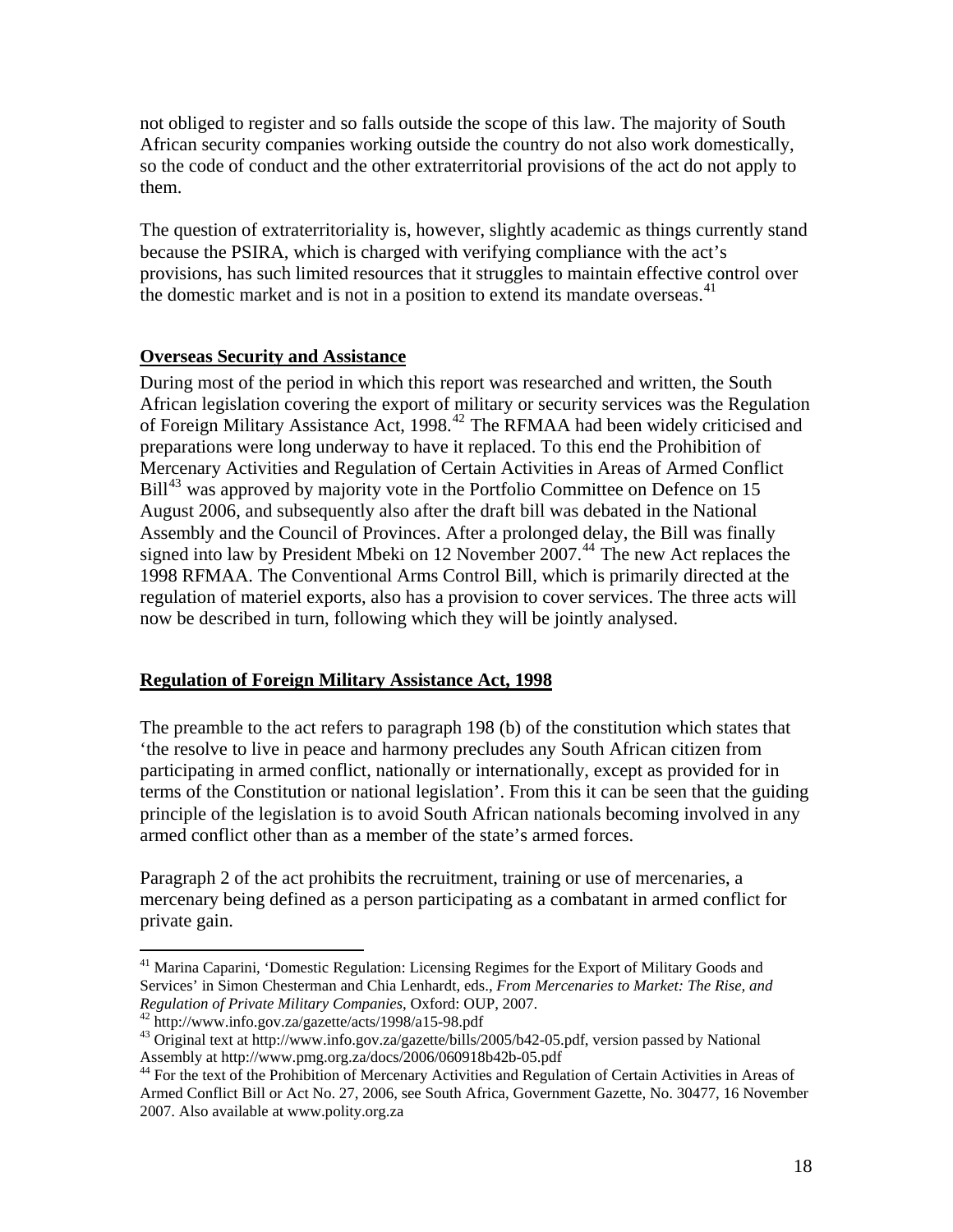not obliged to register and so falls outside the scope of this law. The majority of South African security companies working outside the country do not also work domestically, so the code of conduct and the other extraterritorial provisions of the act do not apply to them.

The question of extraterritoriality is, however, slightly academic as things currently stand because the PSIRA, which is charged with verifying compliance with the act's provisions, has such limited resources that it struggles to maintain effective control over the domestic market and is not in a position to extend its mandate overseas.[41]

## Overseas Security and Assistance

During most of the period in which this report was researched and written, the South African legislation covering the export of military or security services was the Regulation of Foreign Military Assistance Act, 1998.[42] The RFMAA had been widely criticised and preparations were long underway to have it replaced. To this end the Prohibition of Mercenary Activities and Regulation of Certain Activities in Areas of Armed Conflict Bill[43] was approved by majority vote in the Portfolio Committee on Defence on 15 August 2006, and subsequently also after the draft bill was debated in the National Assembly and the Council of Provinces. After a prolonged delay, the Bill was finally signed into law by President Mbeki on 12 November 2007.[44] The new Act replaces the 1998 RFMAA. The Conventional Arms Control Bill, which is primarily directed at the regulation of materiel exports, also has a provision to cover services. The three acts will now be described in turn, following which they will be jointly analysed.

## Regulation of Foreign Military Assistance Act, 1998

The preamble to the act refers to paragraph 198 (b) of the constitution which states that 'the resolve to live in peace and harmony precludes any South African citizen from participating in armed conflict, nationally or internationally, except as provided for in terms of the Constitution or national legislation'. From this it can be seen that the guiding principle of the legislation is to avoid South African nationals becoming involved in any armed conflict other than as a member of the state's armed forces.

Paragraph 2 of the act prohibits the recruitment, training or use of mercenaries, a mercenary being defined as a person participating as a combatant in armed conflict for private gain.

---

[41] Marina Caparini, 'Domestic Regulation: Licensing Regimes for the Export of Military Goods and Services' in Simon Chesterman and Chia Lenhardt, eds., *From Mercenaries to Market: The Rise, and Regulation of Private Military Companies*, Oxford: OUP, 2007.

[42] http://www.info.gov.za/gazette/acts/1998/a15-98.pdf

[43] Original text at http://www.info.gov.za/gazette/bills/2005/b42-05.pdf, version passed by National Assembly at http://www.pmg.org.za/docs/2006/060918b42b-05.pdf

[44] For the text of the Prohibition of Mercenary Activities and Regulation of Certain Activities in Areas of Armed Conflict Bill or Act No. 27, 2006, see South Africa, Government Gazette, No. 30477, 16 November 2007. Also available at www.polity.org.za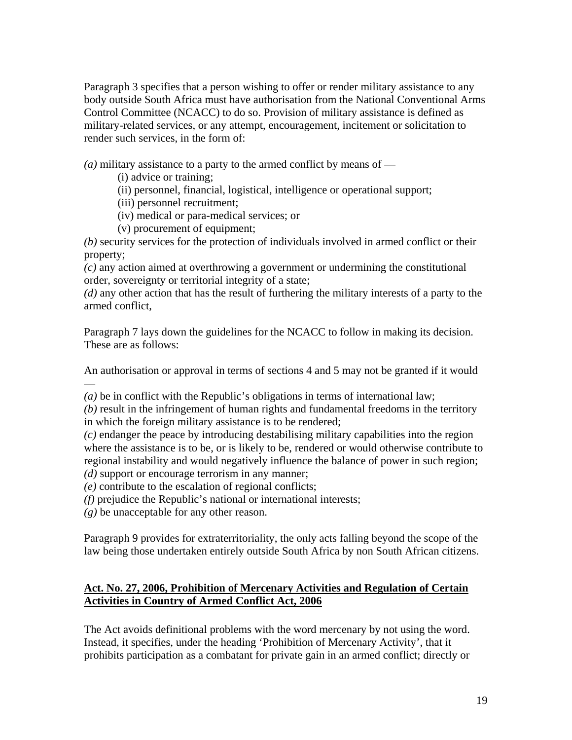Paragraph 3 specifies that a person wishing to offer or render military assistance to any body outside South Africa must have authorisation from the National Conventional Arms Control Committee (NCACC) to do so. Provision of military assistance is defined as military-related services, or any attempt, encouragement, incitement or solicitation to render such services, in the form of:

*(a)* military assistance to a party to the armed conflict by means of —
  (i) advice or training;
  (ii) personnel, financial, logistical, intelligence or operational support;
  (iii) personnel recruitment;
  (iv) medical or para-medical services; or
  (v) procurement of equipment;
*(b)* security services for the protection of individuals involved in armed conflict or their property;
*(c)* any action aimed at overthrowing a government or undermining the constitutional order, sovereignty or territorial integrity of a state;
*(d)* any other action that has the result of furthering the military interests of a party to the armed conflict,

Paragraph 7 lays down the guidelines for the NCACC to follow in making its decision. These are as follows:

An authorisation or approval in terms of sections 4 and 5 may not be granted if it would —
*(a)* be in conflict with the Republic's obligations in terms of international law;
*(b)* result in the infringement of human rights and fundamental freedoms in the territory in which the foreign military assistance is to be rendered;
*(c)* endanger the peace by introducing destabilising military capabilities into the region where the assistance is to be, or is likely to be, rendered or would otherwise contribute to regional instability and would negatively influence the balance of power in such region;
*(d)* support or encourage terrorism in any manner;
*(e)* contribute to the escalation of regional conflicts;
*(f)* prejudice the Republic's national or international interests;
*(g)* be unacceptable for any other reason.

Paragraph 9 provides for extraterritoriality, the only acts falling beyond the scope of the law being those undertaken entirely outside South Africa by non South African citizens.

**Act. No. 27, 2006, Prohibition of Mercenary Activities and Regulation of Certain Activities in Country of Armed Conflict Act, 2006**

The Act avoids definitional problems with the word mercenary by not using the word. Instead, it specifies, under the heading 'Prohibition of Mercenary Activity', that it prohibits participation as a combatant for private gain in an armed conflict; directly or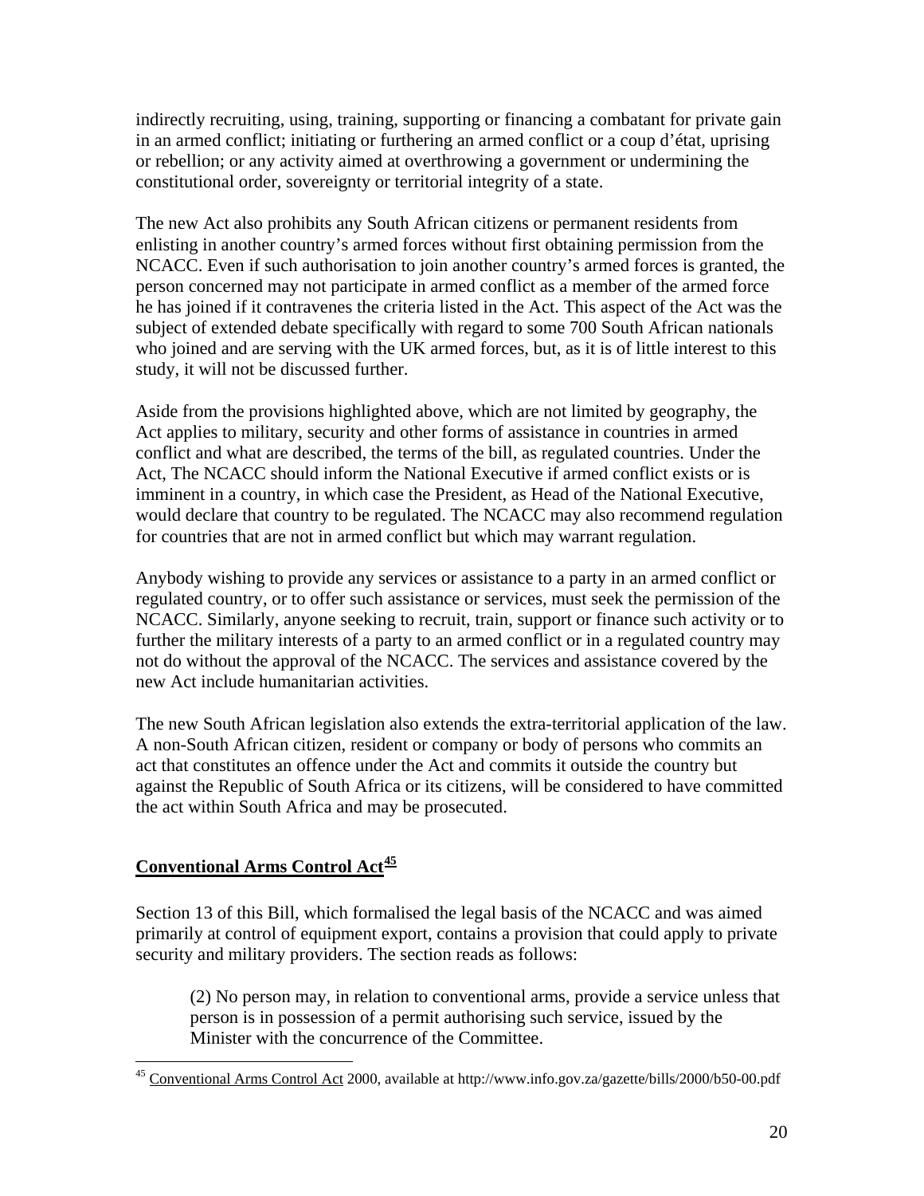indirectly recruiting, using, training, supporting or financing a combatant for private gain in an armed conflict; initiating or furthering an armed conflict or a coup d'état, uprising or rebellion; or any activity aimed at overthrowing a government or undermining the constitutional order, sovereignty or territorial integrity of a state.

The new Act also prohibits any South African citizens or permanent residents from enlisting in another country's armed forces without first obtaining permission from the NCACC. Even if such authorisation to join another country's armed forces is granted, the person concerned may not participate in armed conflict as a member of the armed force he has joined if it contravenes the criteria listed in the Act. This aspect of the Act was the subject of extended debate specifically with regard to some 700 South African nationals who joined and are serving with the UK armed forces, but, as it is of little interest to this study, it will not be discussed further.

Aside from the provisions highlighted above, which are not limited by geography, the Act applies to military, security and other forms of assistance in countries in armed conflict and what are described, the terms of the bill, as regulated countries. Under the Act, The NCACC should inform the National Executive if armed conflict exists or is imminent in a country, in which case the President, as Head of the National Executive, would declare that country to be regulated. The NCACC may also recommend regulation for countries that are not in armed conflict but which may warrant regulation.

Anybody wishing to provide any services or assistance to a party in an armed conflict or regulated country, or to offer such assistance or services, must seek the permission of the NCACC. Similarly, anyone seeking to recruit, train, support or finance such activity or to further the military interests of a party to an armed conflict or in a regulated country may not do without the approval of the NCACC. The services and assistance covered by the new Act include humanitarian activities.

The new South African legislation also extends the extra-territorial application of the law. A non-South African citizen, resident or company or body of persons who commits an act that constitutes an offence under the Act and commits it outside the country but against the Republic of South Africa or its citizens, will be considered to have committed the act within South Africa and may be prosecuted.

## Conventional Arms Control Act[45]

Section 13 of this Bill, which formalised the legal basis of the NCACC and was aimed primarily at control of equipment export, contains a provision that could apply to private security and military providers. The section reads as follows:

> (2) No person may, in relation to conventional arms, provide a service unless that person is in possession of a permit authorising such service, issued by the Minister with the concurrence of the Committee.

---

[45] Conventional Arms Control Act 2000, available at http://www.info.gov.za/gazette/bills/2000/b50-00.pdf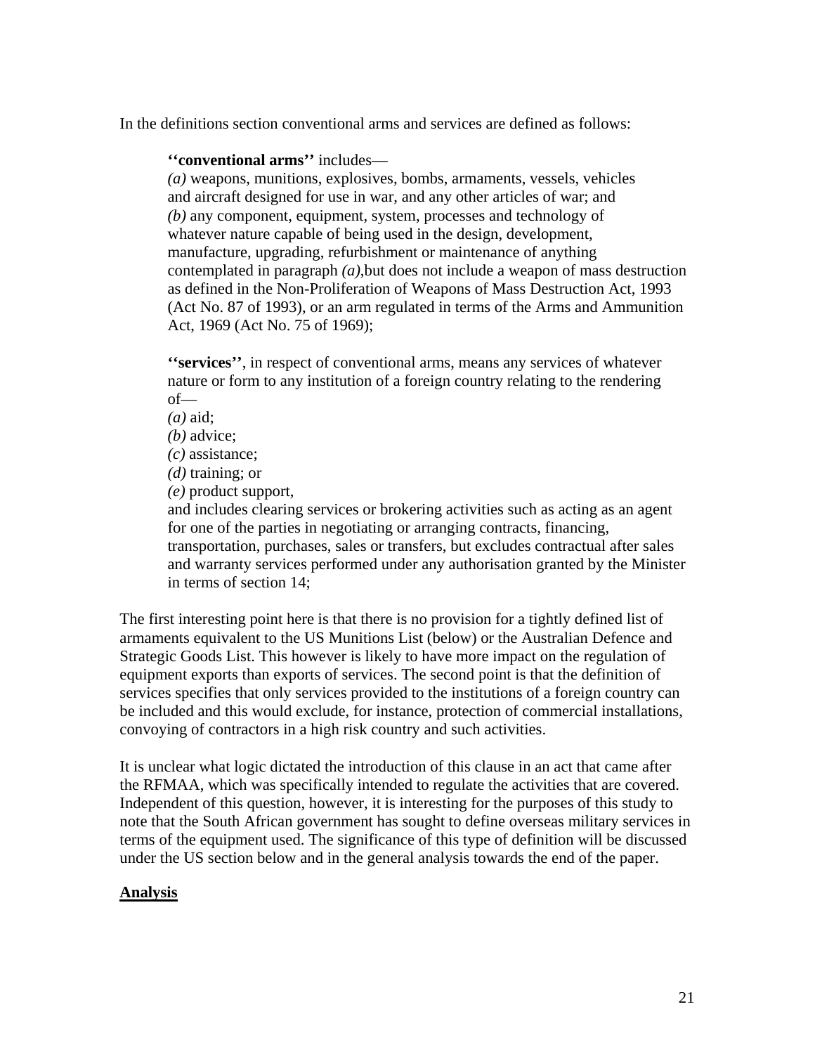In the definitions section conventional arms and services are defined as follows:

> **''conventional arms''** includes—
> *(a)* weapons, munitions, explosives, bombs, armaments, vessels, vehicles and aircraft designed for use in war, and any other articles of war; and
> *(b)* any component, equipment, system, processes and technology of whatever nature capable of being used in the design, development, manufacture, upgrading, refurbishment or maintenance of anything contemplated in paragraph *(a)*,but does not include a weapon of mass destruction as defined in the Non-Proliferation of Weapons of Mass Destruction Act, 1993 (Act No. 87 of 1993), or an arm regulated in terms of the Arms and Ammunition Act, 1969 (Act No. 75 of 1969);
>
> **''services''**, in respect of conventional arms, means any services of whatever nature or form to any institution of a foreign country relating to the rendering of—
> *(a)* aid;
> *(b)* advice;
> *(c)* assistance;
> *(d)* training; or
> *(e)* product support,
> and includes clearing services or brokering activities such as acting as an agent for one of the parties in negotiating or arranging contracts, financing, transportation, purchases, sales or transfers, but excludes contractual after sales and warranty services performed under any authorisation granted by the Minister in terms of section 14;

The first interesting point here is that there is no provision for a tightly defined list of armaments equivalent to the US Munitions List (below) or the Australian Defence and Strategic Goods List. This however is likely to have more impact on the regulation of equipment exports than exports of services. The second point is that the definition of services specifies that only services provided to the institutions of a foreign country can be included and this would exclude, for instance, protection of commercial installations, convoying of contractors in a high risk country and such activities.

It is unclear what logic dictated the introduction of this clause in an act that came after the RFMAA, which was specifically intended to regulate the activities that are covered. Independent of this question, however, it is interesting for the purposes of this study to note that the South African government has sought to define overseas military services in terms of the equipment used. The significance of this type of definition will be discussed under the US section below and in the general analysis towards the end of the paper.

## Analysis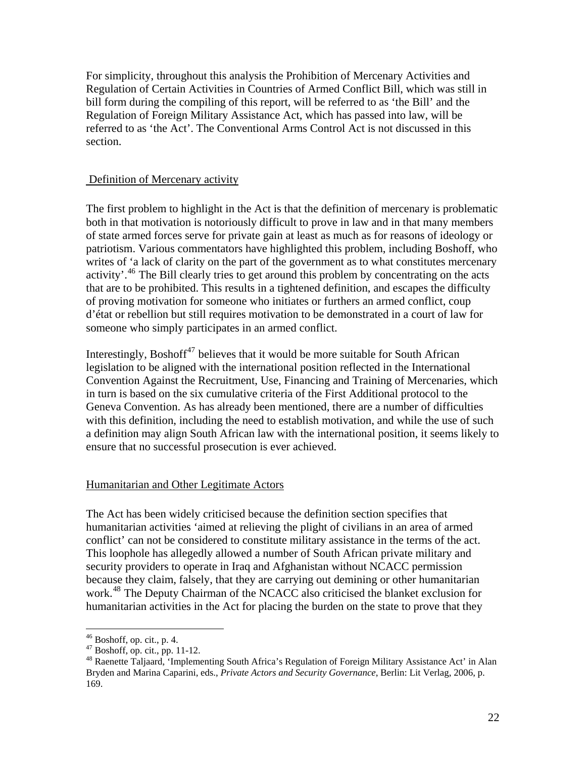For simplicity, throughout this analysis the Prohibition of Mercenary Activities and Regulation of Certain Activities in Countries of Armed Conflict Bill, which was still in bill form during the compiling of this report, will be referred to as 'the Bill' and the Regulation of Foreign Military Assistance Act, which has passed into law, will be referred to as 'the Act'. The Conventional Arms Control Act is not discussed in this section.

## Definition of Mercenary activity

The first problem to highlight in the Act is that the definition of mercenary is problematic both in that motivation is notoriously difficult to prove in law and in that many members of state armed forces serve for private gain at least as much as for reasons of ideology or patriotism. Various commentators have highlighted this problem, including Boshoff, who writes of 'a lack of clarity on the part of the government as to what constitutes mercenary activity'.[46] The Bill clearly tries to get around this problem by concentrating on the acts that are to be prohibited. This results in a tightened definition, and escapes the difficulty of proving motivation for someone who initiates or furthers an armed conflict, coup d'état or rebellion but still requires motivation to be demonstrated in a court of law for someone who simply participates in an armed conflict.

Interestingly, Boshoff[47] believes that it would be more suitable for South African legislation to be aligned with the international position reflected in the International Convention Against the Recruitment, Use, Financing and Training of Mercenaries, which in turn is based on the six cumulative criteria of the First Additional protocol to the Geneva Convention. As has already been mentioned, there are a number of difficulties with this definition, including the need to establish motivation, and while the use of such a definition may align South African law with the international position, it seems likely to ensure that no successful prosecution is ever achieved.

## Humanitarian and Other Legitimate Actors

The Act has been widely criticised because the definition section specifies that humanitarian activities 'aimed at relieving the plight of civilians in an area of armed conflict' can not be considered to constitute military assistance in the terms of the act. This loophole has allegedly allowed a number of South African private military and security providers to operate in Iraq and Afghanistan without NCACC permission because they claim, falsely, that they are carrying out demining or other humanitarian work.[48] The Deputy Chairman of the NCACC also criticised the blanket exclusion for humanitarian activities in the Act for placing the burden on the state to prove that they

---

[46] Boshoff, op. cit., p. 4.

[47] Boshoff, op. cit., pp. 11-12.

[48] Raenette Taljaard, 'Implementing South Africa's Regulation of Foreign Military Assistance Act' in Alan Bryden and Marina Caparini, eds., *Private Actors and Security Governance*, Berlin: Lit Verlag, 2006, p. 169.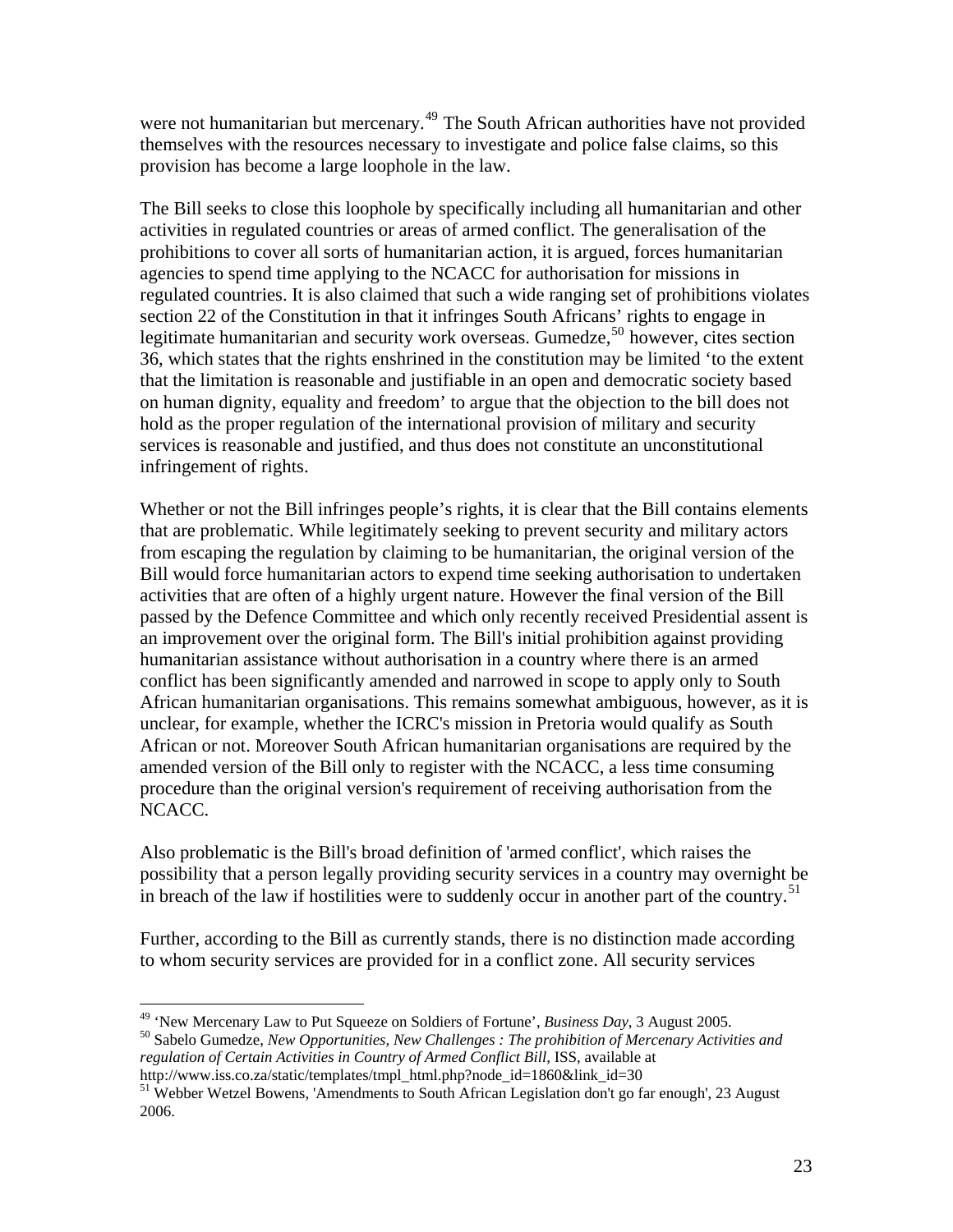were not humanitarian but mercenary.[49] The South African authorities have not provided themselves with the resources necessary to investigate and police false claims, so this provision has become a large loophole in the law.

The Bill seeks to close this loophole by specifically including all humanitarian and other activities in regulated countries or areas of armed conflict. The generalisation of the prohibitions to cover all sorts of humanitarian action, it is argued, forces humanitarian agencies to spend time applying to the NCACC for authorisation for missions in regulated countries. It is also claimed that such a wide ranging set of prohibitions violates section 22 of the Constitution in that it infringes South Africans' rights to engage in legitimate humanitarian and security work overseas. Gumedze,[50] however, cites section 36, which states that the rights enshrined in the constitution may be limited 'to the extent that the limitation is reasonable and justifiable in an open and democratic society based on human dignity, equality and freedom' to argue that the objection to the bill does not hold as the proper regulation of the international provision of military and security services is reasonable and justified, and thus does not constitute an unconstitutional infringement of rights.

Whether or not the Bill infringes people's rights, it is clear that the Bill contains elements that are problematic. While legitimately seeking to prevent security and military actors from escaping the regulation by claiming to be humanitarian, the original version of the Bill would force humanitarian actors to expend time seeking authorisation to undertaken activities that are often of a highly urgent nature. However the final version of the Bill passed by the Defence Committee and which only recently received Presidential assent is an improvement over the original form. The Bill's initial prohibition against providing humanitarian assistance without authorisation in a country where there is an armed conflict has been significantly amended and narrowed in scope to apply only to South African humanitarian organisations. This remains somewhat ambiguous, however, as it is unclear, for example, whether the ICRC's mission in Pretoria would qualify as South African or not. Moreover South African humanitarian organisations are required by the amended version of the Bill only to register with the NCACC, a less time consuming procedure than the original version's requirement of receiving authorisation from the NCACC.

Also problematic is the Bill's broad definition of 'armed conflict', which raises the possibility that a person legally providing security services in a country may overnight be in breach of the law if hostilities were to suddenly occur in another part of the country.[51]

Further, according to the Bill as currently stands, there is no distinction made according to whom security services are provided for in a conflict zone. All security services

---

[49] 'New Mercenary Law to Put Squeeze on Soldiers of Fortune', *Business Day*, 3 August 2005.

[50] Sabelo Gumedze, *New Opportunities, New Challenges : The prohibition of Mercenary Activities and regulation of Certain Activities in Country of Armed Conflict Bill*, ISS, available at http://www.iss.co.za/static/templates/tmpl_html.php?node_id=1860&link_id=30

[51] Webber Wetzel Bowens, 'Amendments to South African Legislation don't go far enough', 23 August 2006.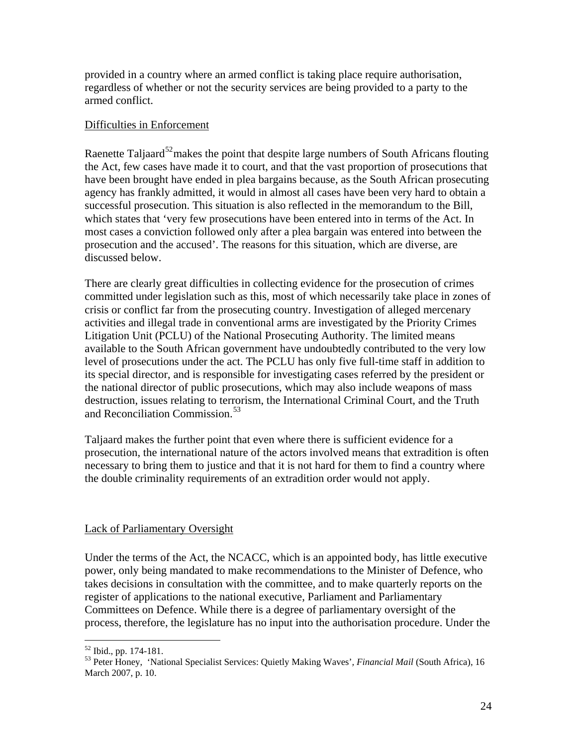provided in a country where an armed conflict is taking place require authorisation, regardless of whether or not the security services are being provided to a party to the armed conflict.

Difficulties in Enforcement

Raenette Taljaard[52] makes the point that despite large numbers of South Africans flouting the Act, few cases have made it to court, and that the vast proportion of prosecutions that have been brought have ended in plea bargains because, as the South African prosecuting agency has frankly admitted, it would in almost all cases have been very hard to obtain a successful prosecution. This situation is also reflected in the memorandum to the Bill, which states that 'very few prosecutions have been entered into in terms of the Act. In most cases a conviction followed only after a plea bargain was entered into between the prosecution and the accused'. The reasons for this situation, which are diverse, are discussed below.

There are clearly great difficulties in collecting evidence for the prosecution of crimes committed under legislation such as this, most of which necessarily take place in zones of crisis or conflict far from the prosecuting country. Investigation of alleged mercenary activities and illegal trade in conventional arms are investigated by the Priority Crimes Litigation Unit (PCLU) of the National Prosecuting Authority. The limited means available to the South African government have undoubtedly contributed to the very low level of prosecutions under the act. The PCLU has only five full-time staff in addition to its special director, and is responsible for investigating cases referred by the president or the national director of public prosecutions, which may also include weapons of mass destruction, issues relating to terrorism, the International Criminal Court, and the Truth and Reconciliation Commission.[53]

Taljaard makes the further point that even where there is sufficient evidence for a prosecution, the international nature of the actors involved means that extradition is often necessary to bring them to justice and that it is not hard for them to find a country where the double criminality requirements of an extradition order would not apply.

Lack of Parliamentary Oversight

Under the terms of the Act, the NCACC, which is an appointed body, has little executive power, only being mandated to make recommendations to the Minister of Defence, who takes decisions in consultation with the committee, and to make quarterly reports on the register of applications to the national executive, Parliament and Parliamentary Committees on Defence. While there is a degree of parliamentary oversight of the process, therefore, the legislature has no input into the authorisation procedure. Under the

---

[52] Ibid., pp. 174-181.

[53] Peter Honey, 'National Specialist Services: Quietly Making Waves', *Financial Mail* (South Africa), 16 March 2007, p. 10.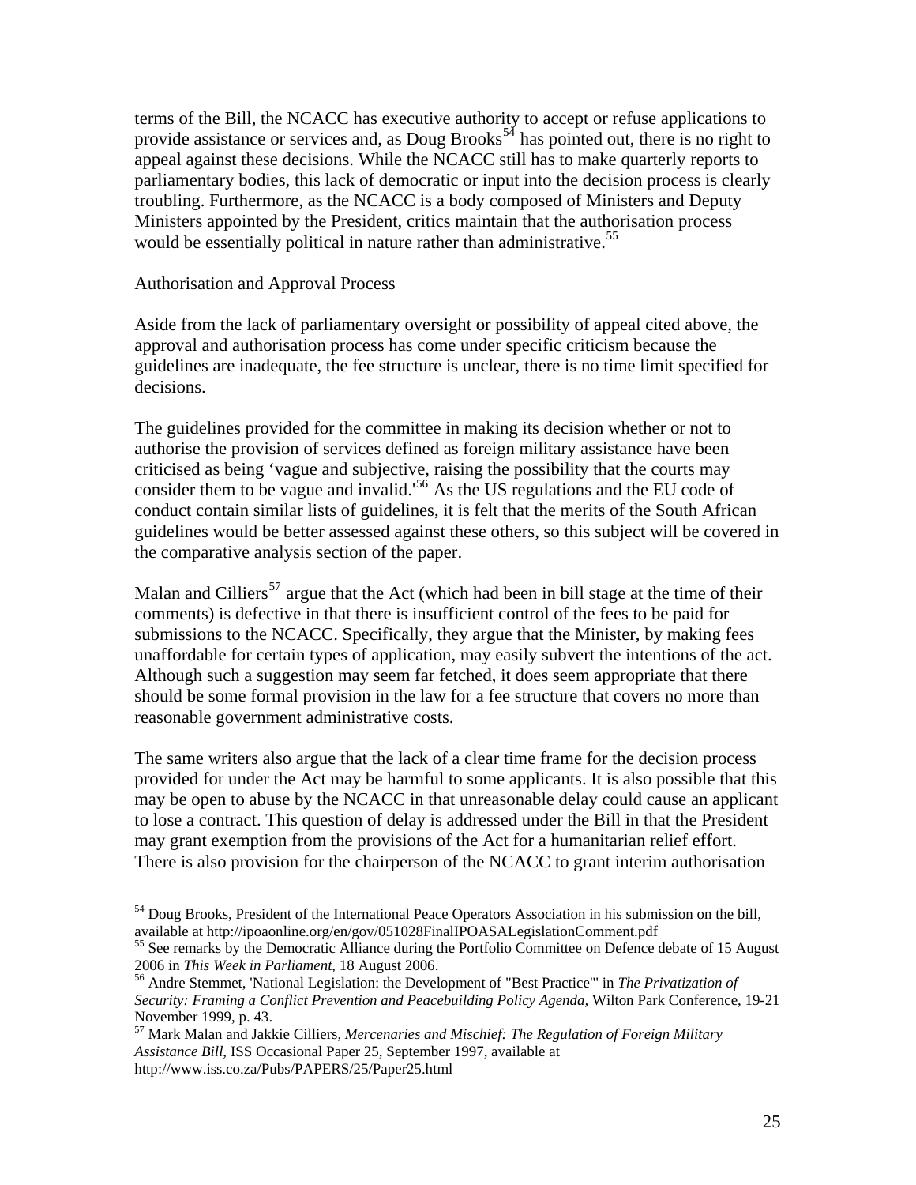terms of the Bill, the NCACC has executive authority to accept or refuse applications to provide assistance or services and, as Doug Brooks[54] has pointed out, there is no right to appeal against these decisions. While the NCACC still has to make quarterly reports to parliamentary bodies, this lack of democratic or input into the decision process is clearly troubling. Furthermore, as the NCACC is a body composed of Ministers and Deputy Ministers appointed by the President, critics maintain that the authorisation process would be essentially political in nature rather than administrative.[55]

Authorisation and Approval Process

Aside from the lack of parliamentary oversight or possibility of appeal cited above, the approval and authorisation process has come under specific criticism because the guidelines are inadequate, the fee structure is unclear, there is no time limit specified for decisions.

The guidelines provided for the committee in making its decision whether or not to authorise the provision of services defined as foreign military assistance have been criticised as being 'vague and subjective, raising the possibility that the courts may consider them to be vague and invalid.'[56] As the US regulations and the EU code of conduct contain similar lists of guidelines, it is felt that the merits of the South African guidelines would be better assessed against these others, so this subject will be covered in the comparative analysis section of the paper.

Malan and Cilliers[57] argue that the Act (which had been in bill stage at the time of their comments) is defective in that there is insufficient control of the fees to be paid for submissions to the NCACC. Specifically, they argue that the Minister, by making fees unaffordable for certain types of application, may easily subvert the intentions of the act. Although such a suggestion may seem far fetched, it does seem appropriate that there should be some formal provision in the law for a fee structure that covers no more than reasonable government administrative costs.

The same writers also argue that the lack of a clear time frame for the decision process provided for under the Act may be harmful to some applicants. It is also possible that this may be open to abuse by the NCACC in that unreasonable delay could cause an applicant to lose a contract. This question of delay is addressed under the Bill in that the President may grant exemption from the provisions of the Act for a humanitarian relief effort. There is also provision for the chairperson of the NCACC to grant interim authorisation

---

[54] Doug Brooks, President of the International Peace Operators Association in his submission on the bill, available at http://ipoaonline.org/en/gov/051028FinalIPOASALegislationComment.pdf

[55] See remarks by the Democratic Alliance during the Portfolio Committee on Defence debate of 15 August 2006 in *This Week in Parliament*, 18 August 2006.

[56] Andre Stemmet, 'National Legislation: the Development of "Best Practice"' in *The Privatization of Security: Framing a Conflict Prevention and Peacebuilding Policy Agenda*, Wilton Park Conference, 19-21 November 1999, p. 43.

[57] Mark Malan and Jakkie Cilliers, *Mercenaries and Mischief: The Regulation of Foreign Military Assistance Bill*, ISS Occasional Paper 25, September 1997, available at http://www.iss.co.za/Pubs/PAPERS/25/Paper25.html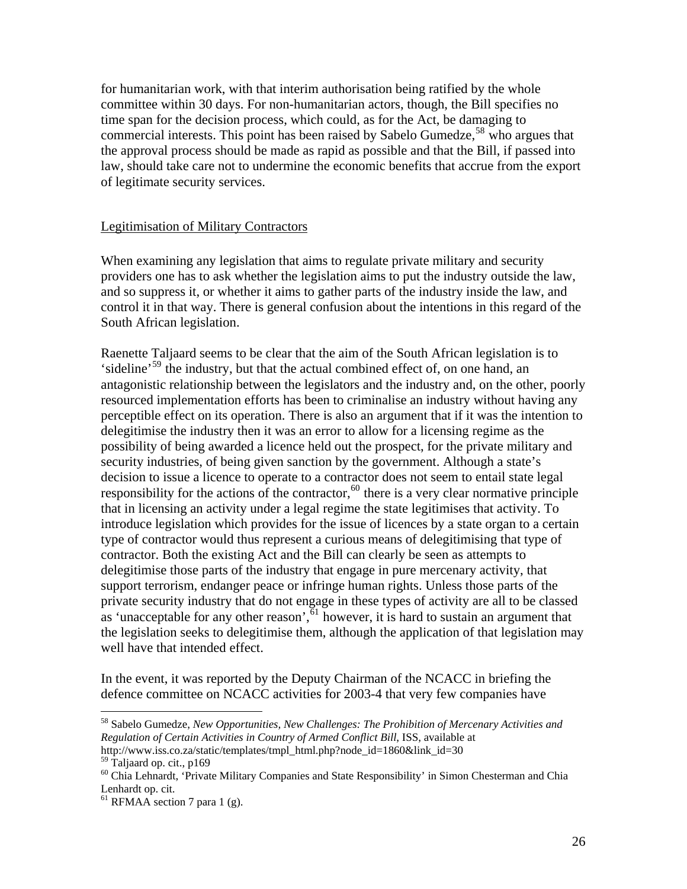for humanitarian work, with that interim authorisation being ratified by the whole committee within 30 days. For non-humanitarian actors, though, the Bill specifies no time span for the decision process, which could, as for the Act, be damaging to commercial interests. This point has been raised by Sabelo Gumedze,[58] who argues that the approval process should be made as rapid as possible and that the Bill, if passed into law, should take care not to undermine the economic benefits that accrue from the export of legitimate security services.

## Legitimisation of Military Contractors

When examining any legislation that aims to regulate private military and security providers one has to ask whether the legislation aims to put the industry outside the law, and so suppress it, or whether it aims to gather parts of the industry inside the law, and control it in that way. There is general confusion about the intentions in this regard of the South African legislation.

Raenette Taljaard seems to be clear that the aim of the South African legislation is to 'sideline'[59] the industry, but that the actual combined effect of, on one hand, an antagonistic relationship between the legislators and the industry and, on the other, poorly resourced implementation efforts has been to criminalise an industry without having any perceptible effect on its operation. There is also an argument that if it was the intention to delegitimise the industry then it was an error to allow for a licensing regime as the possibility of being awarded a licence held out the prospect, for the private military and security industries, of being given sanction by the government. Although a state's decision to issue a licence to operate to a contractor does not seem to entail state legal responsibility for the actions of the contractor,[60] there is a very clear normative principle that in licensing an activity under a legal regime the state legitimises that activity. To introduce legislation which provides for the issue of licences by a state organ to a certain type of contractor would thus represent a curious means of delegitimising that type of contractor. Both the existing Act and the Bill can clearly be seen as attempts to delegitimise those parts of the industry that engage in pure mercenary activity, that support terrorism, endanger peace or infringe human rights. Unless those parts of the private security industry that do not engage in these types of activity are all to be classed as 'unacceptable for any other reason',[61] however, it is hard to sustain an argument that the legislation seeks to delegitimise them, although the application of that legislation may well have that intended effect.

In the event, it was reported by the Deputy Chairman of the NCACC in briefing the defence committee on NCACC activities for 2003-4 that very few companies have

---

[58] Sabelo Gumedze, *New Opportunities, New Challenges: The Prohibition of Mercenary Activities and Regulation of Certain Activities in Country of Armed Conflict Bill*, ISS, available at http://www.iss.co.za/static/templates/tmpl_html.php?node_id=1860&link_id=30

[59] Taljaard op. cit., p169

[60] Chia Lehnardt, 'Private Military Companies and State Responsibility' in Simon Chesterman and Chia Lenhardt op. cit.

[61] RFMAA section 7 para 1 (g).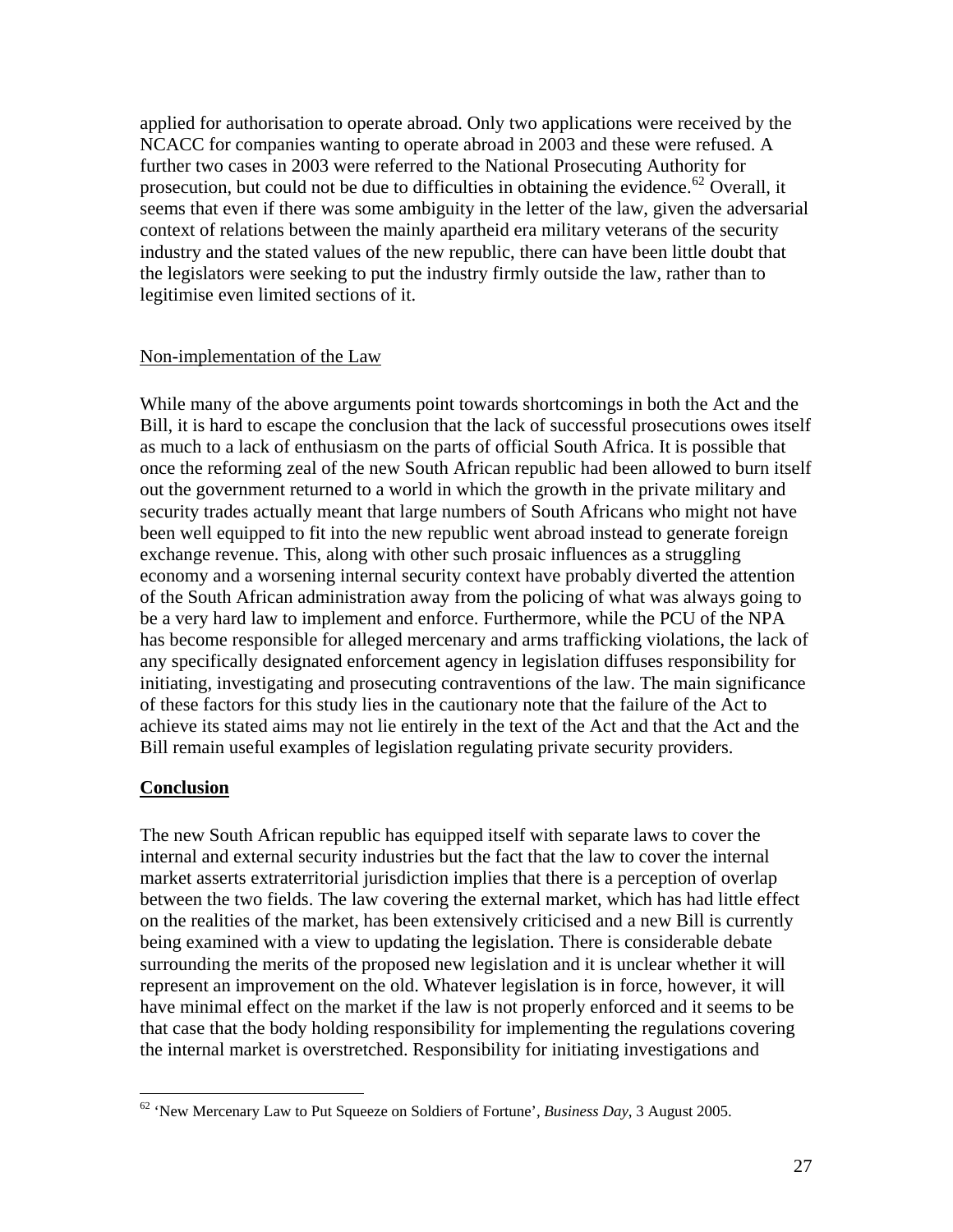applied for authorisation to operate abroad. Only two applications were received by the NCACC for companies wanting to operate abroad in 2003 and these were refused. A further two cases in 2003 were referred to the National Prosecuting Authority for prosecution, but could not be due to difficulties in obtaining the evidence.[62] Overall, it seems that even if there was some ambiguity in the letter of the law, given the adversarial context of relations between the mainly apartheid era military veterans of the security industry and the stated values of the new republic, there can have been little doubt that the legislators were seeking to put the industry firmly outside the law, rather than to legitimise even limited sections of it.

Non-implementation of the Law

While many of the above arguments point towards shortcomings in both the Act and the Bill, it is hard to escape the conclusion that the lack of successful prosecutions owes itself as much to a lack of enthusiasm on the parts of official South Africa. It is possible that once the reforming zeal of the new South African republic had been allowed to burn itself out the government returned to a world in which the growth in the private military and security trades actually meant that large numbers of South Africans who might not have been well equipped to fit into the new republic went abroad instead to generate foreign exchange revenue. This, along with other such prosaic influences as a struggling economy and a worsening internal security context have probably diverted the attention of the South African administration away from the policing of what was always going to be a very hard law to implement and enforce. Furthermore, while the PCU of the NPA has become responsible for alleged mercenary and arms trafficking violations, the lack of any specifically designated enforcement agency in legislation diffuses responsibility for initiating, investigating and prosecuting contraventions of the law. The main significance of these factors for this study lies in the cautionary note that the failure of the Act to achieve its stated aims may not lie entirely in the text of the Act and that the Act and the Bill remain useful examples of legislation regulating private security providers.

## Conclusion

The new South African republic has equipped itself with separate laws to cover the internal and external security industries but the fact that the law to cover the internal market asserts extraterritorial jurisdiction implies that there is a perception of overlap between the two fields. The law covering the external market, which has had little effect on the realities of the market, has been extensively criticised and a new Bill is currently being examined with a view to updating the legislation. There is considerable debate surrounding the merits of the proposed new legislation and it is unclear whether it will represent an improvement on the old. Whatever legislation is in force, however, it will have minimal effect on the market if the law is not properly enforced and it seems to be that case that the body holding responsibility for implementing the regulations covering the internal market is overstretched. Responsibility for initiating investigations and

[62] 'New Mercenary Law to Put Squeeze on Soldiers of Fortune', *Business Day*, 3 August 2005.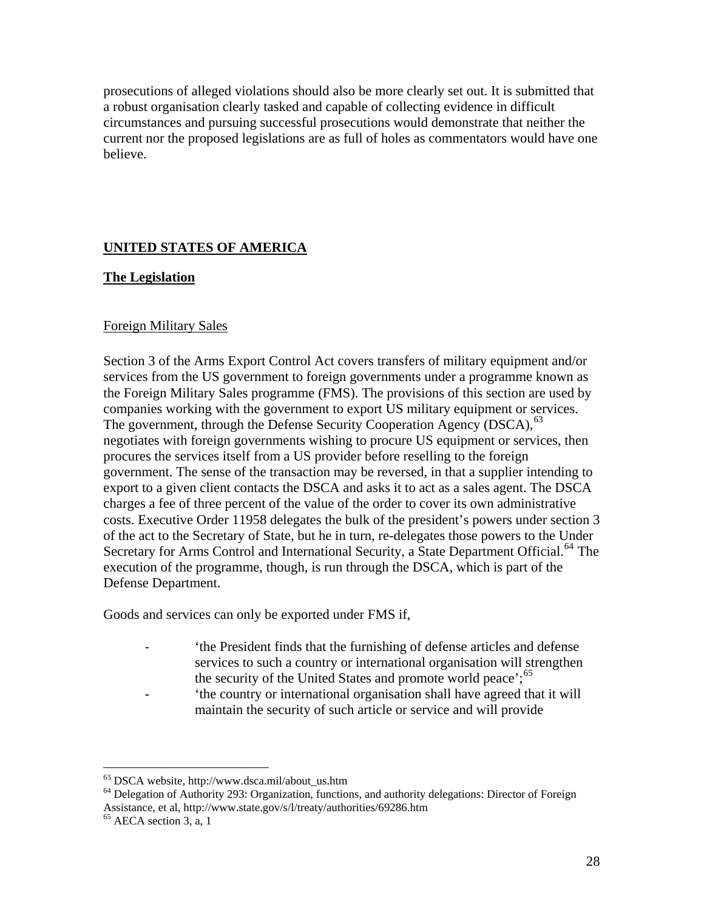prosecutions of alleged violations should also be more clearly set out. It is submitted that a robust organisation clearly tasked and capable of collecting evidence in difficult circumstances and pursuing successful prosecutions would demonstrate that neither the current nor the proposed legislations are as full of holes as commentators would have one believe.

## UNITED STATES OF AMERICA

### The Legislation

#### Foreign Military Sales

Section 3 of the Arms Export Control Act covers transfers of military equipment and/or services from the US government to foreign governments under a programme known as the Foreign Military Sales programme (FMS). The provisions of this section are used by companies working with the government to export US military equipment or services. The government, through the Defense Security Cooperation Agency (DSCA),[63] negotiates with foreign governments wishing to procure US equipment or services, then procures the services itself from a US provider before reselling to the foreign government. The sense of the transaction may be reversed, in that a supplier intending to export to a given client contacts the DSCA and asks it to act as a sales agent. The DSCA charges a fee of three percent of the value of the order to cover its own administrative costs. Executive Order 11958 delegates the bulk of the president's powers under section 3 of the act to the Secretary of State, but he in turn, re-delegates those powers to the Under Secretary for Arms Control and International Security, a State Department Official.[64] The execution of the programme, though, is run through the DSCA, which is part of the Defense Department.

Goods and services can only be exported under FMS if,

- 'the President finds that the furnishing of defense articles and defense services to such a country or international organisation will strengthen the security of the United States and promote world peace';[65]
- 'the country or international organisation shall have agreed that it will maintain the security of such article or service and will provide

[63] DSCA website, http://www.dsca.mil/about_us.htm

[64] Delegation of Authority 293: Organization, functions, and authority delegations: Director of Foreign Assistance, et al, http://www.state.gov/s/l/treaty/authorities/69286.htm

[65] AECA section 3, a, 1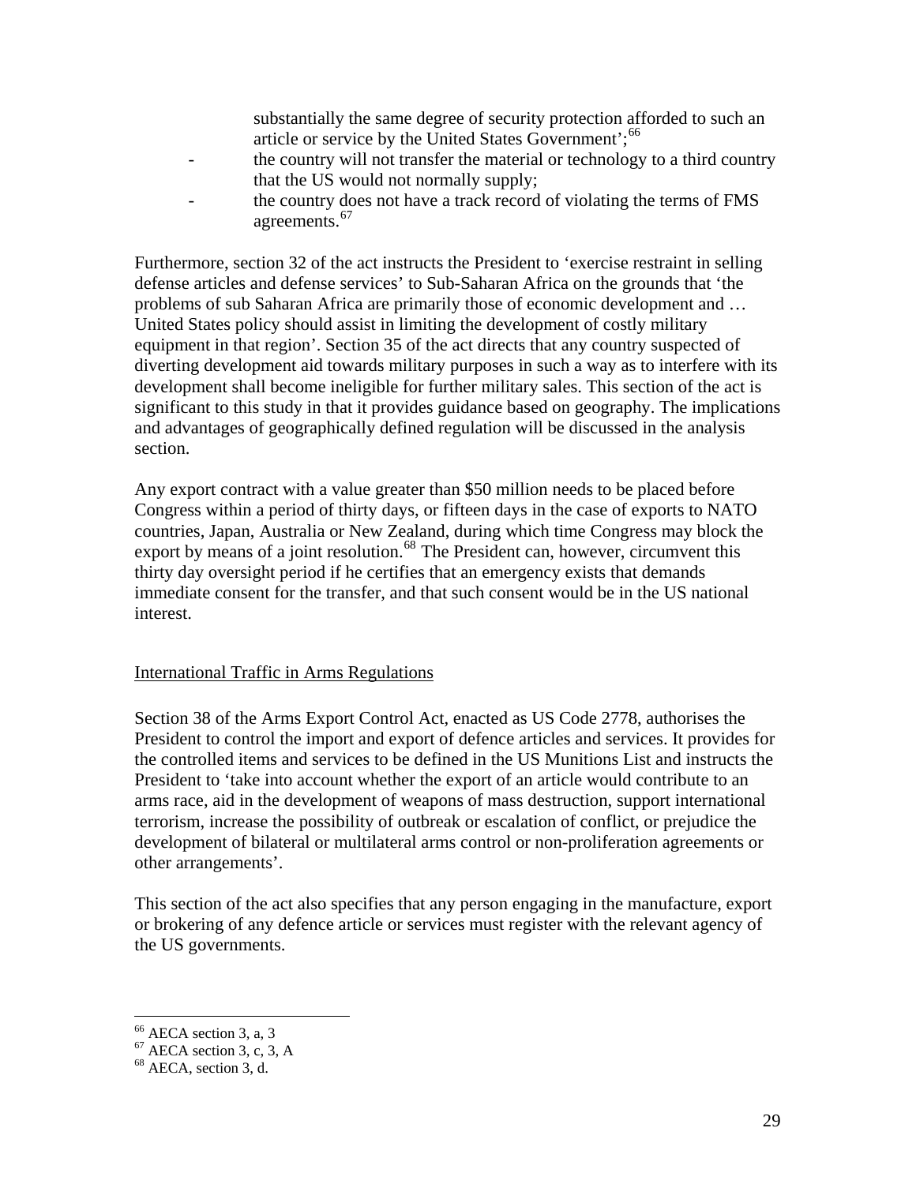substantially the same degree of security protection afforded to such an article or service by the United States Government';[66]

- the country will not transfer the material or technology to a third country that the US would not normally supply;
- the country does not have a track record of violating the terms of FMS agreements.[67]

Furthermore, section 32 of the act instructs the President to 'exercise restraint in selling defense articles and defense services' to Sub-Saharan Africa on the grounds that 'the problems of sub Saharan Africa are primarily those of economic development and … United States policy should assist in limiting the development of costly military equipment in that region'. Section 35 of the act directs that any country suspected of diverting development aid towards military purposes in such a way as to interfere with its development shall become ineligible for further military sales. This section of the act is significant to this study in that it provides guidance based on geography. The implications and advantages of geographically defined regulation will be discussed in the analysis section.

Any export contract with a value greater than $50 million needs to be placed before Congress within a period of thirty days, or fifteen days in the case of exports to NATO countries, Japan, Australia or New Zealand, during which time Congress may block the export by means of a joint resolution.[68] The President can, however, circumvent this thirty day oversight period if he certifies that an emergency exists that demands immediate consent for the transfer, and that such consent would be in the US national interest.

<u>International Traffic in Arms Regulations</u>

Section 38 of the Arms Export Control Act, enacted as US Code 2778, authorises the President to control the import and export of defence articles and services. It provides for the controlled items and services to be defined in the US Munitions List and instructs the President to 'take into account whether the export of an article would contribute to an arms race, aid in the development of weapons of mass destruction, support international terrorism, increase the possibility of outbreak or escalation of conflict, or prejudice the development of bilateral or multilateral arms control or non-proliferation agreements or other arrangements'.

This section of the act also specifies that any person engaging in the manufacture, export or brokering of any defence article or services must register with the relevant agency of the US governments.

---

[66] AECA section 3, a, 3

[67] AECA section 3, c, 3, A

[68] AECA, section 3, d.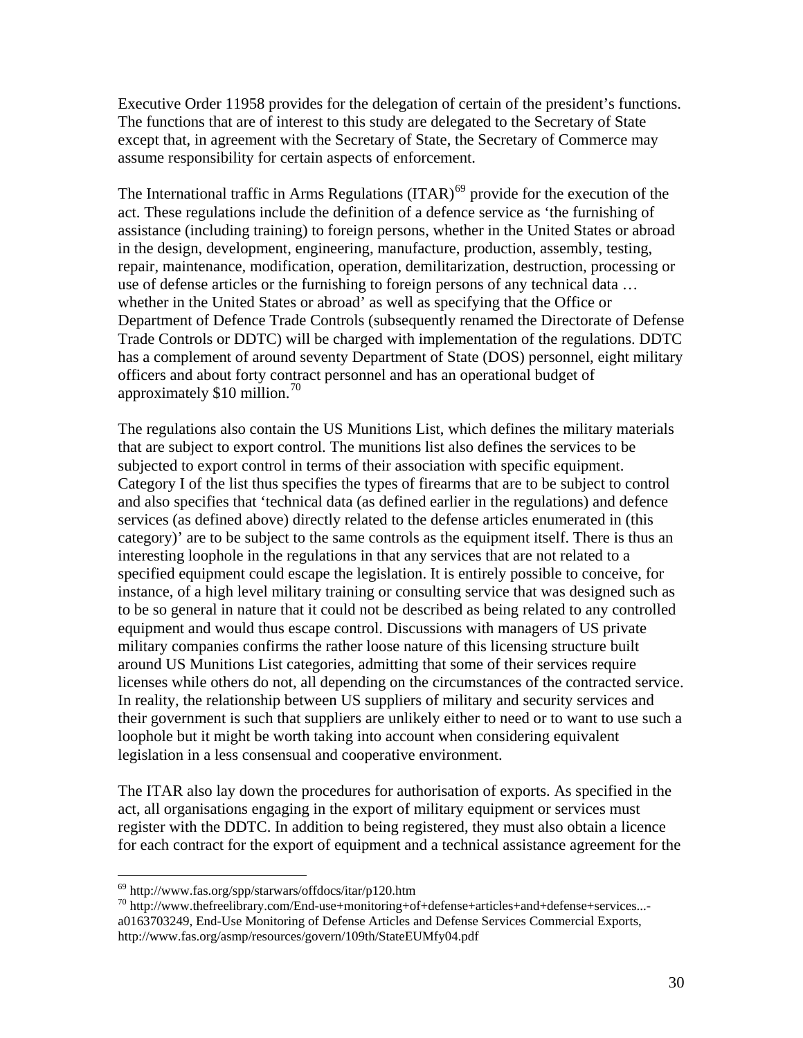Executive Order 11958 provides for the delegation of certain of the president's functions. The functions that are of interest to this study are delegated to the Secretary of State except that, in agreement with the Secretary of State, the Secretary of Commerce may assume responsibility for certain aspects of enforcement.

The International traffic in Arms Regulations (ITAR)[69] provide for the execution of the act. These regulations include the definition of a defence service as 'the furnishing of assistance (including training) to foreign persons, whether in the United States or abroad in the design, development, engineering, manufacture, production, assembly, testing, repair, maintenance, modification, operation, demilitarization, destruction, processing or use of defense articles or the furnishing to foreign persons of any technical data … whether in the United States or abroad' as well as specifying that the Office or Department of Defence Trade Controls (subsequently renamed the Directorate of Defense Trade Controls or DDTC) will be charged with implementation of the regulations. DDTC has a complement of around seventy Department of State (DOS) personnel, eight military officers and about forty contract personnel and has an operational budget of approximately $10 million.[70]

The regulations also contain the US Munitions List, which defines the military materials that are subject to export control. The munitions list also defines the services to be subjected to export control in terms of their association with specific equipment. Category I of the list thus specifies the types of firearms that are to be subject to control and also specifies that 'technical data (as defined earlier in the regulations) and defence services (as defined above) directly related to the defense articles enumerated in (this category)' are to be subject to the same controls as the equipment itself. There is thus an interesting loophole in the regulations in that any services that are not related to a specified equipment could escape the legislation. It is entirely possible to conceive, for instance, of a high level military training or consulting service that was designed such as to be so general in nature that it could not be described as being related to any controlled equipment and would thus escape control. Discussions with managers of US private military companies confirms the rather loose nature of this licensing structure built around US Munitions List categories, admitting that some of their services require licenses while others do not, all depending on the circumstances of the contracted service. In reality, the relationship between US suppliers of military and security services and their government is such that suppliers are unlikely either to need or to want to use such a loophole but it might be worth taking into account when considering equivalent legislation in a less consensual and cooperative environment.

The ITAR also lay down the procedures for authorisation of exports. As specified in the act, all organisations engaging in the export of military equipment or services must register with the DDTC. In addition to being registered, they must also obtain a licence for each contract for the export of equipment and a technical assistance agreement for the

---

[69] http://www.fas.org/spp/starwars/offdocs/itar/p120.htm

[70] http://www.thefreelibrary.com/End-use+monitoring+of+defense+articles+and+defense+services...-a0163703249, End-Use Monitoring of Defense Articles and Defense Services Commercial Exports, http://www.fas.org/asmp/resources/govern/109th/StateEUMfy04.pdf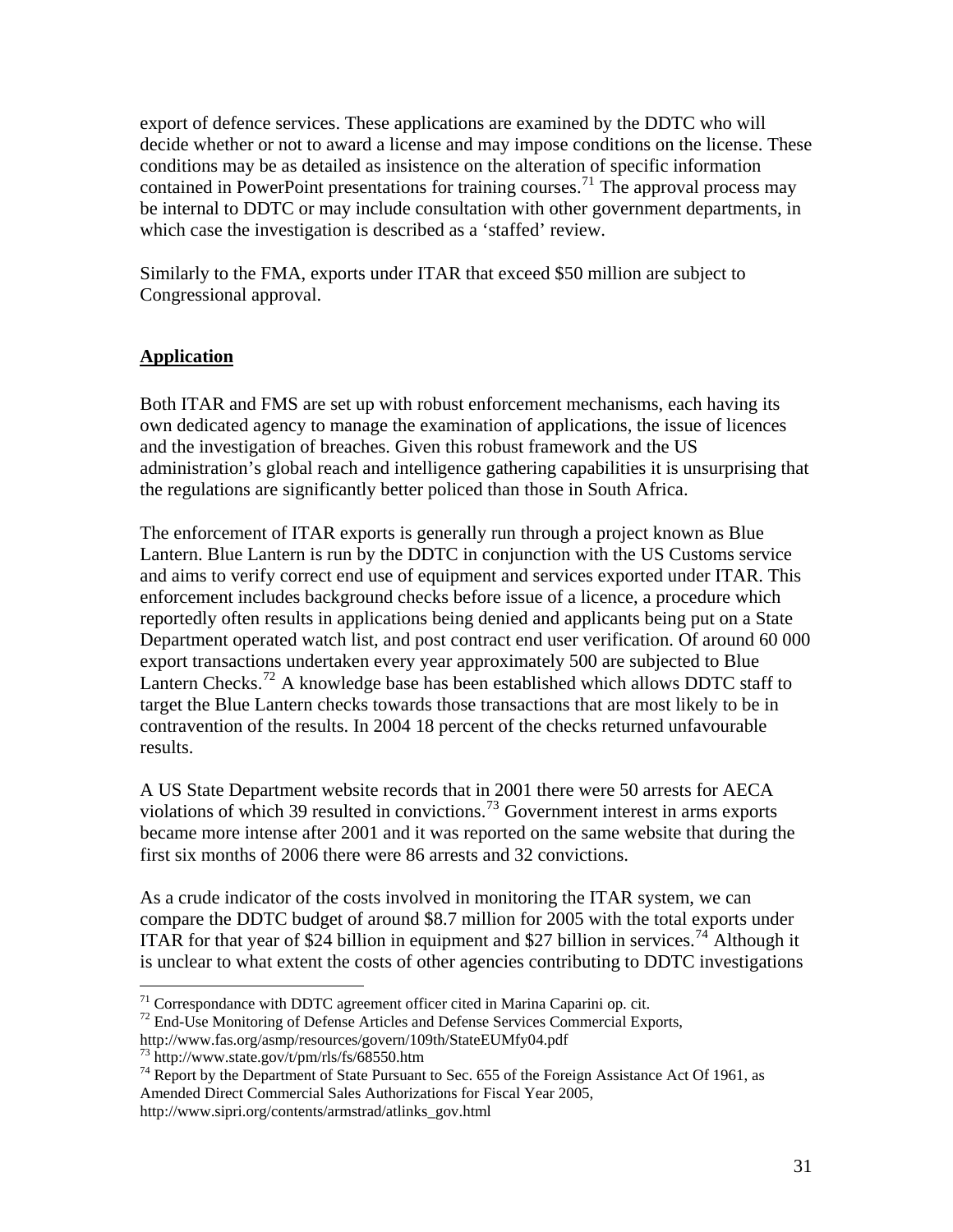export of defence services. These applications are examined by the DDTC who will decide whether or not to award a license and may impose conditions on the license. These conditions may be as detailed as insistence on the alteration of specific information contained in PowerPoint presentations for training courses.[71] The approval process may be internal to DDTC or may include consultation with other government departments, in which case the investigation is described as a 'staffed' review.

Similarly to the FMA, exports under ITAR that exceed $50 million are subject to Congressional approval.

## Application

Both ITAR and FMS are set up with robust enforcement mechanisms, each having its own dedicated agency to manage the examination of applications, the issue of licences and the investigation of breaches. Given this robust framework and the US administration's global reach and intelligence gathering capabilities it is unsurprising that the regulations are significantly better policed than those in South Africa.

The enforcement of ITAR exports is generally run through a project known as Blue Lantern. Blue Lantern is run by the DDTC in conjunction with the US Customs service and aims to verify correct end use of equipment and services exported under ITAR. This enforcement includes background checks before issue of a licence, a procedure which reportedly often results in applications being denied and applicants being put on a State Department operated watch list, and post contract end user verification. Of around 60 000 export transactions undertaken every year approximately 500 are subjected to Blue Lantern Checks.[72] A knowledge base has been established which allows DDTC staff to target the Blue Lantern checks towards those transactions that are most likely to be in contravention of the results. In 2004 18 percent of the checks returned unfavourable results.

A US State Department website records that in 2001 there were 50 arrests for AECA violations of which 39 resulted in convictions.[73] Government interest in arms exports became more intense after 2001 and it was reported on the same website that during the first six months of 2006 there were 86 arrests and 32 convictions.

As a crude indicator of the costs involved in monitoring the ITAR system, we can compare the DDTC budget of around $8.7 million for 2005 with the total exports under ITAR for that year of $24 billion in equipment and $27 billion in services.[74] Although it is unclear to what extent the costs of other agencies contributing to DDTC investigations

---

[71] Correspondance with DDTC agreement officer cited in Marina Caparini op. cit.

[72] End-Use Monitoring of Defense Articles and Defense Services Commercial Exports, http://www.fas.org/asmp/resources/govern/109th/StateEUMfy04.pdf

[73] http://www.state.gov/t/pm/rls/fs/68550.htm

[74] Report by the Department of State Pursuant to Sec. 655 of the Foreign Assistance Act Of 1961, as Amended Direct Commercial Sales Authorizations for Fiscal Year 2005, http://www.sipri.org/contents/armstrad/atlinks_gov.html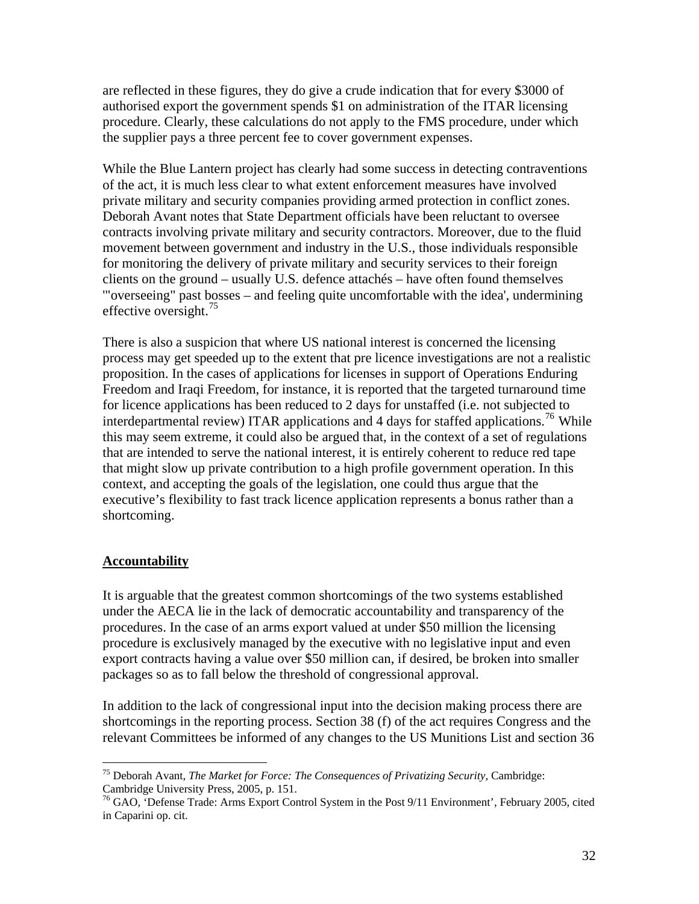are reflected in these figures, they do give a crude indication that for every $3000 of authorised export the government spends $1 on administration of the ITAR licensing procedure. Clearly, these calculations do not apply to the FMS procedure, under which the supplier pays a three percent fee to cover government expenses.

While the Blue Lantern project has clearly had some success in detecting contraventions of the act, it is much less clear to what extent enforcement measures have involved private military and security companies providing armed protection in conflict zones. Deborah Avant notes that State Department officials have been reluctant to oversee contracts involving private military and security contractors. Moreover, due to the fluid movement between government and industry in the U.S., those individuals responsible for monitoring the delivery of private military and security services to their foreign clients on the ground – usually U.S. defence attachés – have often found themselves '"overseeing" past bosses – and feeling quite uncomfortable with the idea', undermining effective oversight.[75]

There is also a suspicion that where US national interest is concerned the licensing process may get speeded up to the extent that pre licence investigations are not a realistic proposition. In the cases of applications for licenses in support of Operations Enduring Freedom and Iraqi Freedom, for instance, it is reported that the targeted turnaround time for licence applications has been reduced to 2 days for unstaffed (i.e. not subjected to interdepartmental review) ITAR applications and 4 days for staffed applications.[76] While this may seem extreme, it could also be argued that, in the context of a set of regulations that are intended to serve the national interest, it is entirely coherent to reduce red tape that might slow up private contribution to a high profile government operation. In this context, and accepting the goals of the legislation, one could thus argue that the executive's flexibility to fast track licence application represents a bonus rather than a shortcoming.

## Accountability

It is arguable that the greatest common shortcomings of the two systems established under the AECA lie in the lack of democratic accountability and transparency of the procedures. In the case of an arms export valued at under $50 million the licensing procedure is exclusively managed by the executive with no legislative input and even export contracts having a value over $50 million can, if desired, be broken into smaller packages so as to fall below the threshold of congressional approval.

In addition to the lack of congressional input into the decision making process there are shortcomings in the reporting process. Section 38 (f) of the act requires Congress and the relevant Committees be informed of any changes to the US Munitions List and section 36

---

[75] Deborah Avant, *The Market for Force: The Consequences of Privatizing Security*, Cambridge: Cambridge University Press, 2005, p. 151.

[76] GAO, 'Defense Trade: Arms Export Control System in the Post 9/11 Environment', February 2005, cited in Caparini op. cit.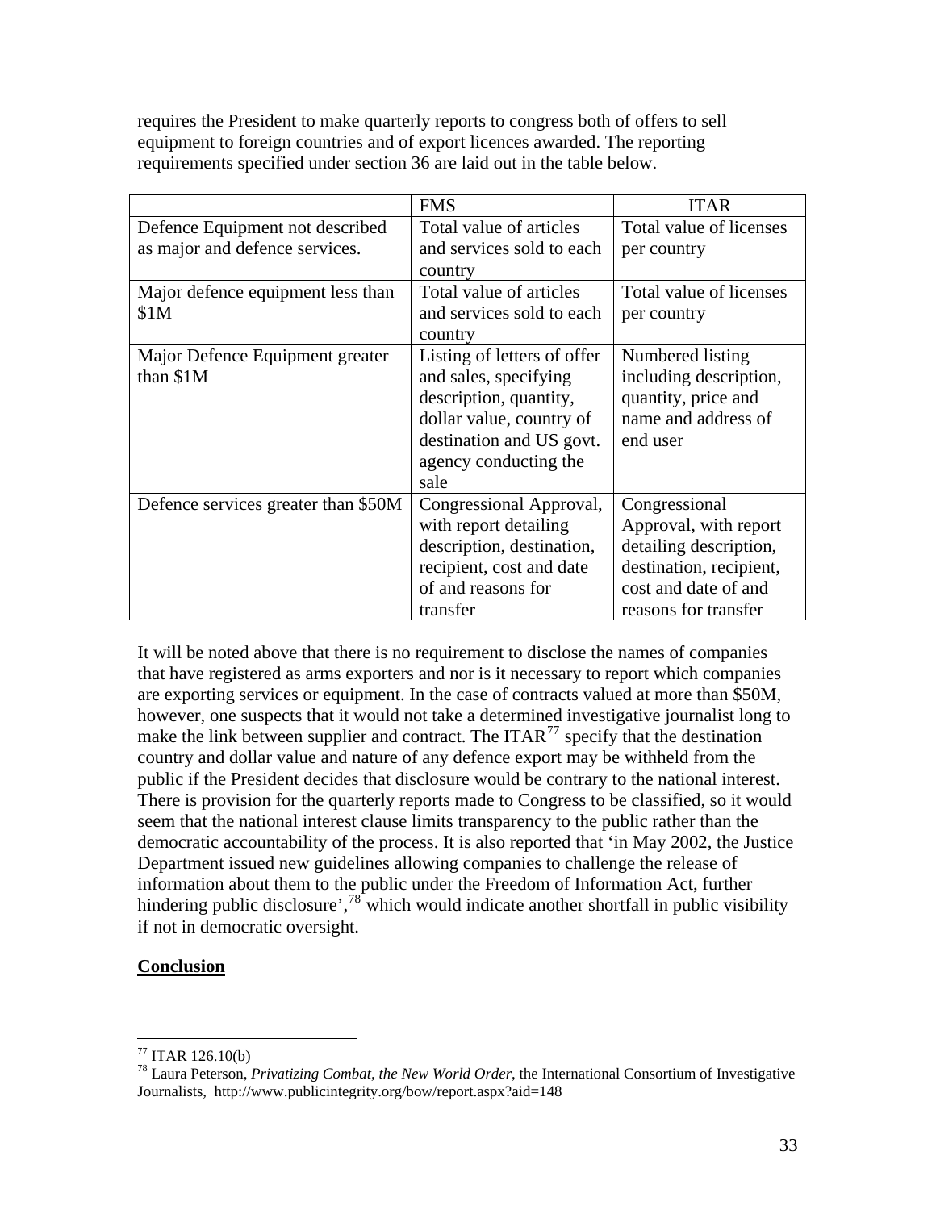requires the President to make quarterly reports to congress both of offers to sell equipment to foreign countries and of export licences awarded. The reporting requirements specified under section 36 are laid out in the table below.

| | FMS | ITAR |
|---|---|---|
| Defence Equipment not described as major and defence services. | Total value of articles and services sold to each country | Total value of licenses per country |
| Major defence equipment less than $1M | Total value of articles and services sold to each country | Total value of licenses per country |
| Major Defence Equipment greater than $1M | Listing of letters of offer and sales, specifying description, quantity, dollar value, country of destination and US govt. agency conducting the sale | Numbered listing including description, quantity, price and name and address of end user |
| Defence services greater than $50M | Congressional Approval, with report detailing description, destination, recipient, cost and date of and reasons for transfer | Congressional Approval, with report detailing description, destination, recipient, cost and date of and reasons for transfer |

It will be noted above that there is no requirement to disclose the names of companies that have registered as arms exporters and nor is it necessary to report which companies are exporting services or equipment. In the case of contracts valued at more than $50M, however, one suspects that it would not take a determined investigative journalist long to make the link between supplier and contract. The ITAR[77] specify that the destination country and dollar value and nature of any defence export may be withheld from the public if the President decides that disclosure would be contrary to the national interest. There is provision for the quarterly reports made to Congress to be classified, so it would seem that the national interest clause limits transparency to the public rather than the democratic accountability of the process. It is also reported that 'in May 2002, the Justice Department issued new guidelines allowing companies to challenge the release of information about them to the public under the Freedom of Information Act, further hindering public disclosure',[78] which would indicate another shortfall in public visibility if not in democratic oversight.

## Conclusion

---

[77] ITAR 126.10(b)

[78] Laura Peterson, *Privatizing Combat, the New World Order*, the International Consortium of Investigative Journalists, http://www.publicintegrity.org/bow/report.aspx?aid=148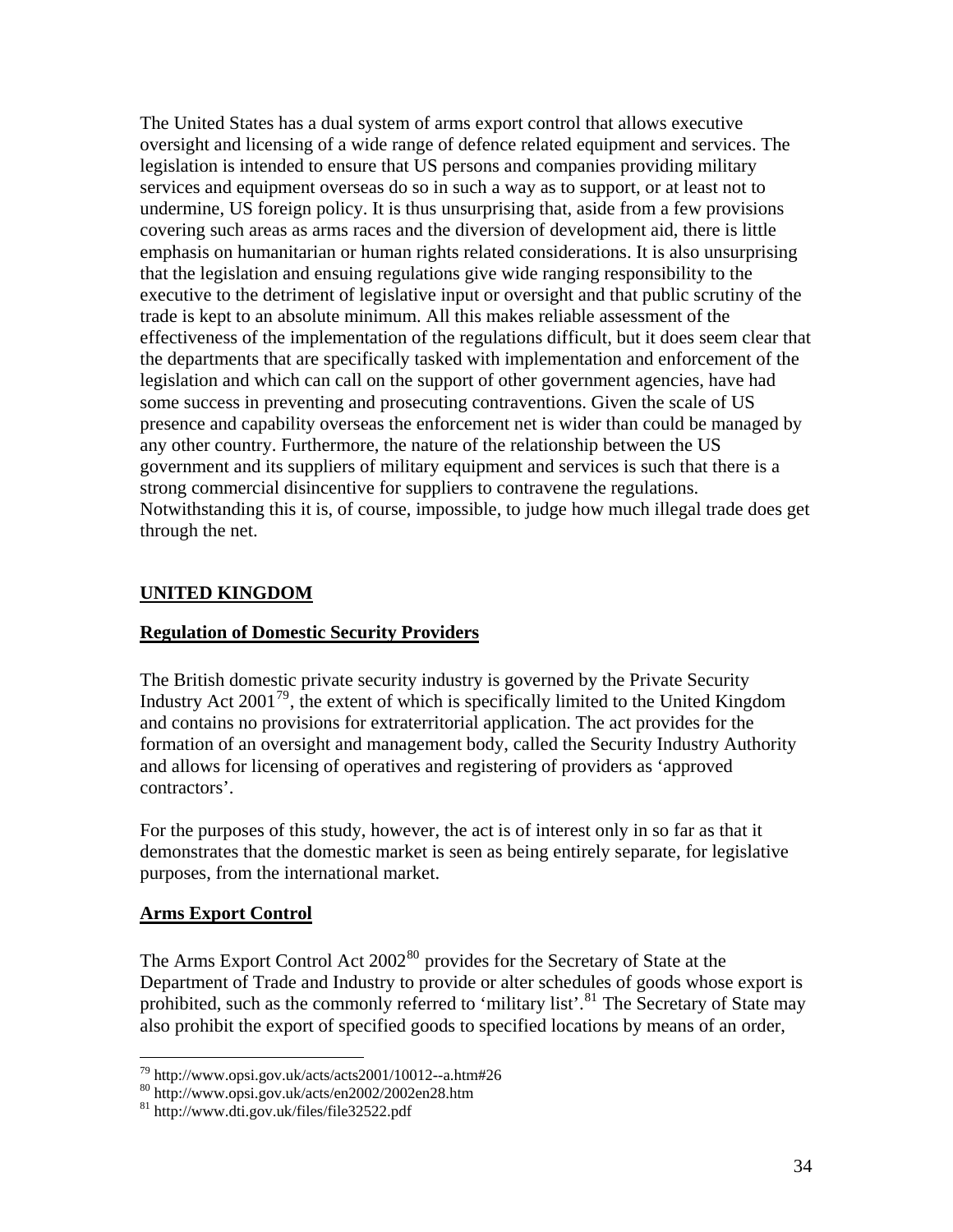The United States has a dual system of arms export control that allows executive oversight and licensing of a wide range of defence related equipment and services. The legislation is intended to ensure that US persons and companies providing military services and equipment overseas do so in such a way as to support, or at least not to undermine, US foreign policy. It is thus unsurprising that, aside from a few provisions covering such areas as arms races and the diversion of development aid, there is little emphasis on humanitarian or human rights related considerations. It is also unsurprising that the legislation and ensuing regulations give wide ranging responsibility to the executive to the detriment of legislative input or oversight and that public scrutiny of the trade is kept to an absolute minimum. All this makes reliable assessment of the effectiveness of the implementation of the regulations difficult, but it does seem clear that the departments that are specifically tasked with implementation and enforcement of the legislation and which can call on the support of other government agencies, have had some success in preventing and prosecuting contraventions. Given the scale of US presence and capability overseas the enforcement net is wider than could be managed by any other country. Furthermore, the nature of the relationship between the US government and its suppliers of military equipment and services is such that there is a strong commercial disincentive for suppliers to contravene the regulations. Notwithstanding this it is, of course, impossible, to judge how much illegal trade does get through the net.

## UNITED KINGDOM

### Regulation of Domestic Security Providers

The British domestic private security industry is governed by the Private Security Industry Act 2001[79], the extent of which is specifically limited to the United Kingdom and contains no provisions for extraterritorial application. The act provides for the formation of an oversight and management body, called the Security Industry Authority and allows for licensing of operatives and registering of providers as 'approved contractors'.

For the purposes of this study, however, the act is of interest only in so far as that it demonstrates that the domestic market is seen as being entirely separate, for legislative purposes, from the international market.

### Arms Export Control

The Arms Export Control Act 2002[80] provides for the Secretary of State at the Department of Trade and Industry to provide or alter schedules of goods whose export is prohibited, such as the commonly referred to 'military list'.[81] The Secretary of State may also prohibit the export of specified goods to specified locations by means of an order,

---

[79] http://www.opsi.gov.uk/acts/acts2001/10012--a.htm#26

[80] http://www.opsi.gov.uk/acts/en2002/2002en28.htm

[81] http://www.dti.gov.uk/files/file32522.pdf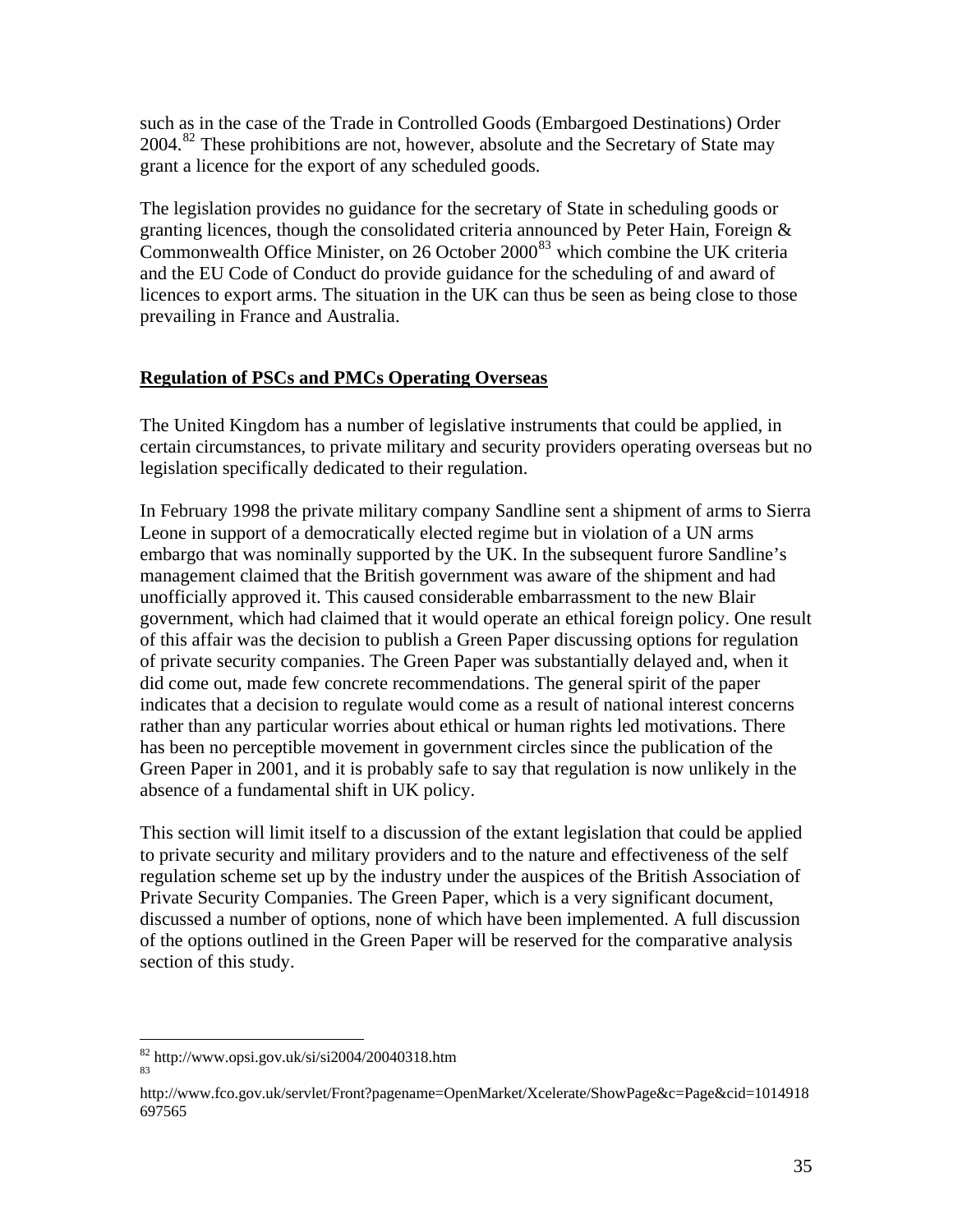such as in the case of the Trade in Controlled Goods (Embargoed Destinations) Order 2004.[82] These prohibitions are not, however, absolute and the Secretary of State may grant a licence for the export of any scheduled goods.

The legislation provides no guidance for the secretary of State in scheduling goods or granting licences, though the consolidated criteria announced by Peter Hain, Foreign & Commonwealth Office Minister, on 26 October 2000[83] which combine the UK criteria and the EU Code of Conduct do provide guidance for the scheduling of and award of licences to export arms. The situation in the UK can thus be seen as being close to those prevailing in France and Australia.

**Regulation of PSCs and PMCs Operating Overseas**

The United Kingdom has a number of legislative instruments that could be applied, in certain circumstances, to private military and security providers operating overseas but no legislation specifically dedicated to their regulation.

In February 1998 the private military company Sandline sent a shipment of arms to Sierra Leone in support of a democratically elected regime but in violation of a UN arms embargo that was nominally supported by the UK. In the subsequent furore Sandline's management claimed that the British government was aware of the shipment and had unofficially approved it. This caused considerable embarrassment to the new Blair government, which had claimed that it would operate an ethical foreign policy. One result of this affair was the decision to publish a Green Paper discussing options for regulation of private security companies. The Green Paper was substantially delayed and, when it did come out, made few concrete recommendations. The general spirit of the paper indicates that a decision to regulate would come as a result of national interest concerns rather than any particular worries about ethical or human rights led motivations. There has been no perceptible movement in government circles since the publication of the Green Paper in 2001, and it is probably safe to say that regulation is now unlikely in the absence of a fundamental shift in UK policy.

This section will limit itself to a discussion of the extant legislation that could be applied to private security and military providers and to the nature and effectiveness of the self regulation scheme set up by the industry under the auspices of the British Association of Private Security Companies. The Green Paper, which is a very significant document, discussed a number of options, none of which have been implemented. A full discussion of the options outlined in the Green Paper will be reserved for the comparative analysis section of this study.

---

[82] http://www.opsi.gov.uk/si/si2004/20040318.htm

[83] http://www.fco.gov.uk/servlet/Front?pagename=OpenMarket/Xcelerate/ShowPage&c=Page&cid=1014918697565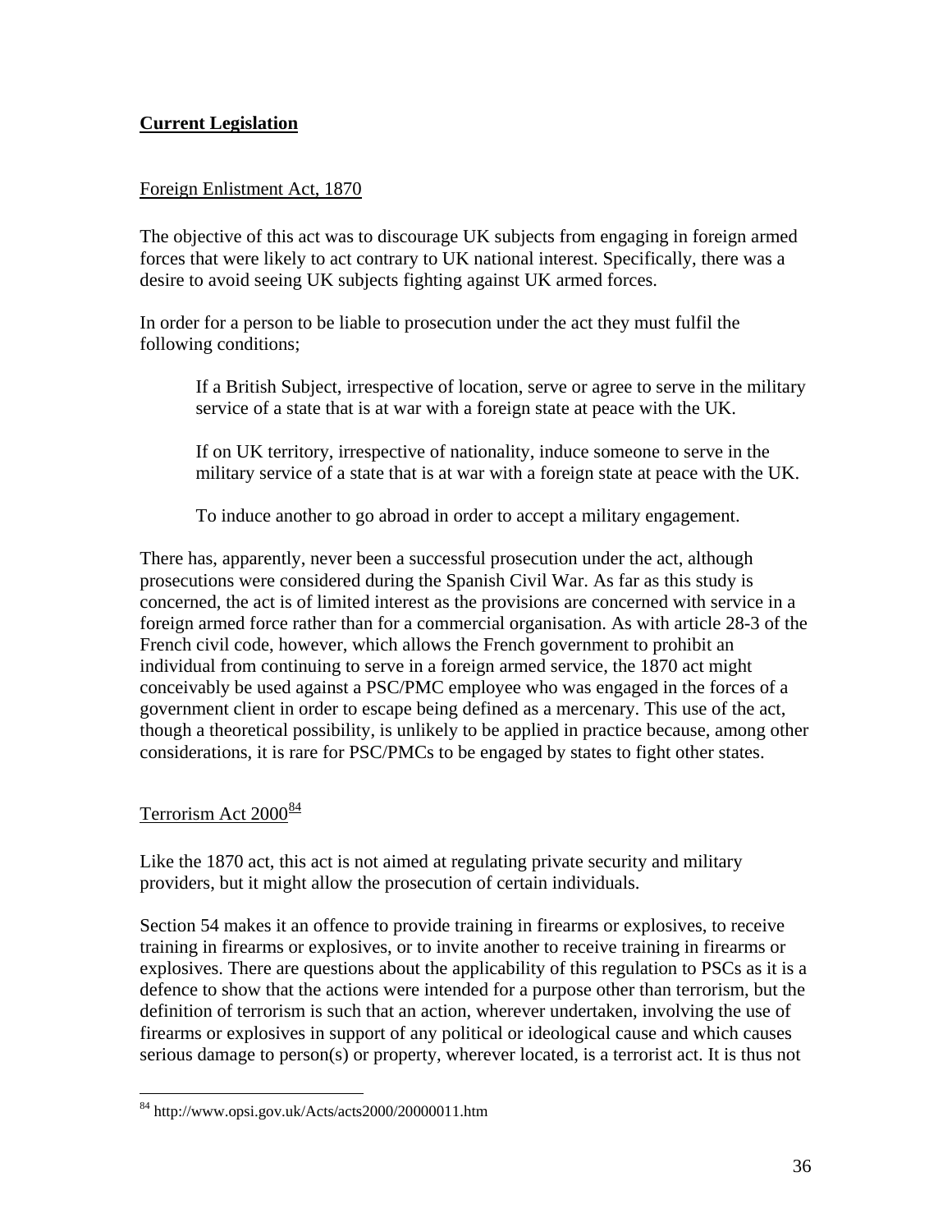## Current Legislation

### Foreign Enlistment Act, 1870

The objective of this act was to discourage UK subjects from engaging in foreign armed forces that were likely to act contrary to UK national interest. Specifically, there was a desire to avoid seeing UK subjects fighting against UK armed forces.

In order for a person to be liable to prosecution under the act they must fulfil the following conditions;

> If a British Subject, irrespective of location, serve or agree to serve in the military service of a state that is at war with a foreign state at peace with the UK.
>
> If on UK territory, irrespective of nationality, induce someone to serve in the military service of a state that is at war with a foreign state at peace with the UK.
>
> To induce another to go abroad in order to accept a military engagement.

There has, apparently, never been a successful prosecution under the act, although prosecutions were considered during the Spanish Civil War. As far as this study is concerned, the act is of limited interest as the provisions are concerned with service in a foreign armed force rather than for a commercial organisation. As with article 28-3 of the French civil code, however, which allows the French government to prohibit an individual from continuing to serve in a foreign armed service, the 1870 act might conceivably be used against a PSC/PMC employee who was engaged in the forces of a government client in order to escape being defined as a mercenary. This use of the act, though a theoretical possibility, is unlikely to be applied in practice because, among other considerations, it is rare for PSC/PMCs to be engaged by states to fight other states.

### Terrorism Act 2000[84]

Like the 1870 act, this act is not aimed at regulating private security and military providers, but it might allow the prosecution of certain individuals.

Section 54 makes it an offence to provide training in firearms or explosives, to receive training in firearms or explosives, or to invite another to receive training in firearms or explosives. There are questions about the applicability of this regulation to PSCs as it is a defence to show that the actions were intended for a purpose other than terrorism, but the definition of terrorism is such that an action, wherever undertaken, involving the use of firearms or explosives in support of any political or ideological cause and which causes serious damage to person(s) or property, wherever located, is a terrorist act. It is thus not

[84] http://www.opsi.gov.uk/Acts/acts2000/20000011.htm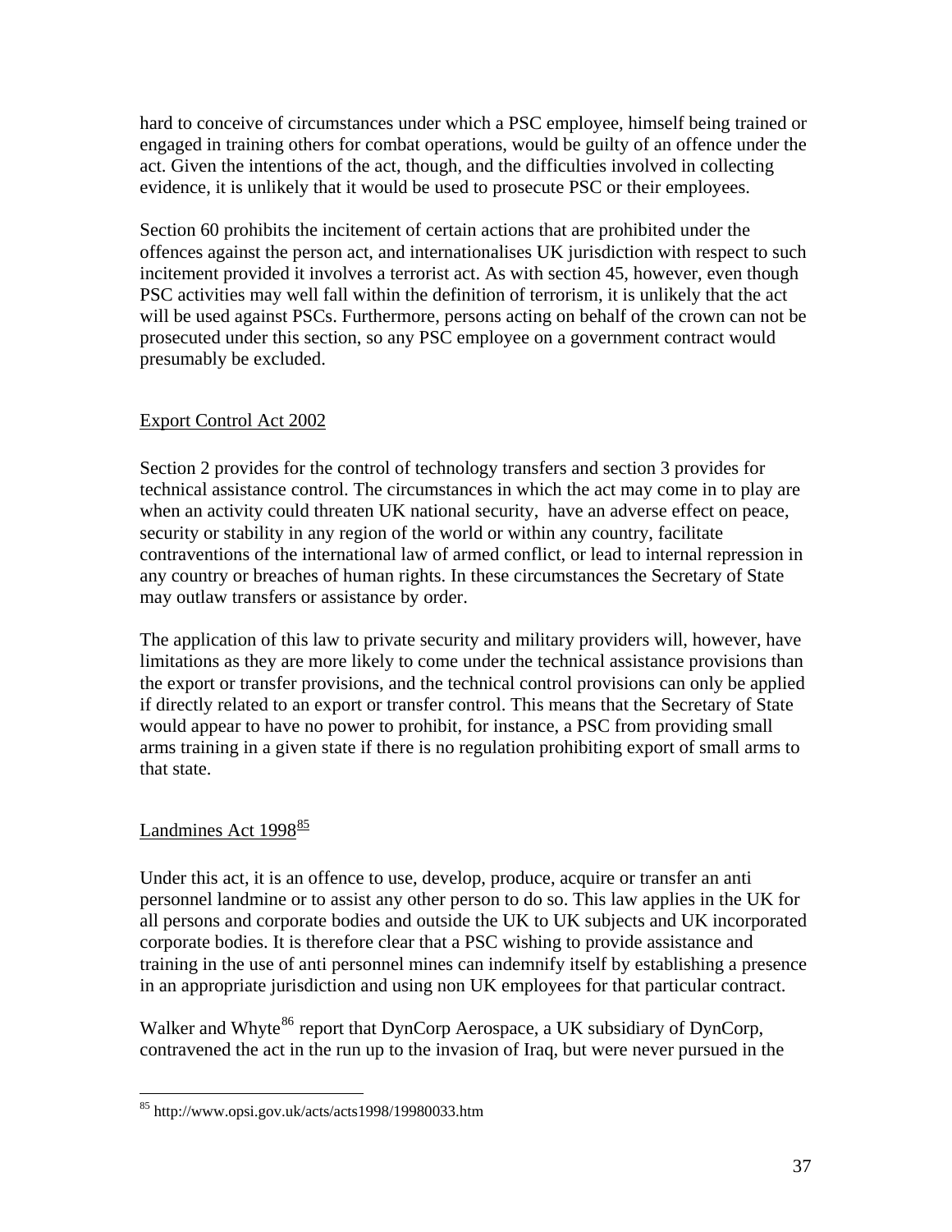hard to conceive of circumstances under which a PSC employee, himself being trained or engaged in training others for combat operations, would be guilty of an offence under the act. Given the intentions of the act, though, and the difficulties involved in collecting evidence, it is unlikely that it would be used to prosecute PSC or their employees.

Section 60 prohibits the incitement of certain actions that are prohibited under the offences against the person act, and internationalises UK jurisdiction with respect to such incitement provided it involves a terrorist act. As with section 45, however, even though PSC activities may well fall within the definition of terrorism, it is unlikely that the act will be used against PSCs. Furthermore, persons acting on behalf of the crown can not be prosecuted under this section, so any PSC employee on a government contract would presumably be excluded.

<u>Export Control Act 2002</u>

Section 2 provides for the control of technology transfers and section 3 provides for technical assistance control. The circumstances in which the act may come in to play are when an activity could threaten UK national security, have an adverse effect on peace, security or stability in any region of the world or within any country, facilitate contraventions of the international law of armed conflict, or lead to internal repression in any country or breaches of human rights. In these circumstances the Secretary of State may outlaw transfers or assistance by order.

The application of this law to private security and military providers will, however, have limitations as they are more likely to come under the technical assistance provisions than the export or transfer provisions, and the technical control provisions can only be applied if directly related to an export or transfer control. This means that the Secretary of State would appear to have no power to prohibit, for instance, a PSC from providing small arms training in a given state if there is no regulation prohibiting export of small arms to that state.

<u>Landmines Act 1998</u>[85]

Under this act, it is an offence to use, develop, produce, acquire or transfer an anti personnel landmine or to assist any other person to do so. This law applies in the UK for all persons and corporate bodies and outside the UK to UK subjects and UK incorporated corporate bodies. It is therefore clear that a PSC wishing to provide assistance and training in the use of anti personnel mines can indemnify itself by establishing a presence in an appropriate jurisdiction and using non UK employees for that particular contract.

Walker and Whyte[86] report that DynCorp Aerospace, a UK subsidiary of DynCorp, contravened the act in the run up to the invasion of Iraq, but were never pursued in the

[85] http://www.opsi.gov.uk/acts/acts1998/19980033.htm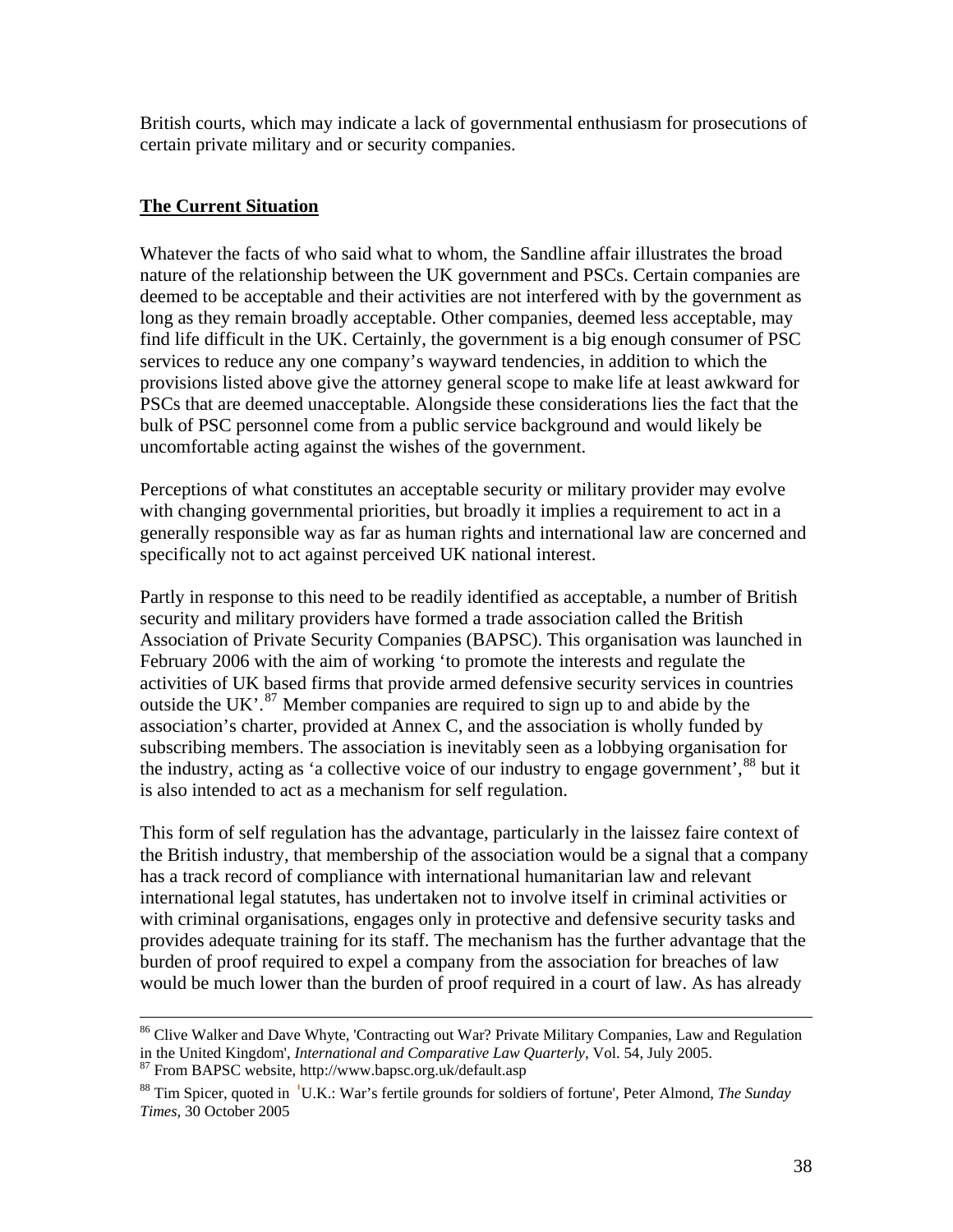British courts, which may indicate a lack of governmental enthusiasm for prosecutions of certain private military and or security companies.

## The Current Situation

Whatever the facts of who said what to whom, the Sandline affair illustrates the broad nature of the relationship between the UK government and PSCs. Certain companies are deemed to be acceptable and their activities are not interfered with by the government as long as they remain broadly acceptable. Other companies, deemed less acceptable, may find life difficult in the UK. Certainly, the government is a big enough consumer of PSC services to reduce any one company's wayward tendencies, in addition to which the provisions listed above give the attorney general scope to make life at least awkward for PSCs that are deemed unacceptable. Alongside these considerations lies the fact that the bulk of PSC personnel come from a public service background and would likely be uncomfortable acting against the wishes of the government.

Perceptions of what constitutes an acceptable security or military provider may evolve with changing governmental priorities, but broadly it implies a requirement to act in a generally responsible way as far as human rights and international law are concerned and specifically not to act against perceived UK national interest.

Partly in response to this need to be readily identified as acceptable, a number of British security and military providers have formed a trade association called the British Association of Private Security Companies (BAPSC). This organisation was launched in February 2006 with the aim of working 'to promote the interests and regulate the activities of UK based firms that provide armed defensive security services in countries outside the UK'.[87] Member companies are required to sign up to and abide by the association's charter, provided at Annex C, and the association is wholly funded by subscribing members. The association is inevitably seen as a lobbying organisation for the industry, acting as 'a collective voice of our industry to engage government',[88] but it is also intended to act as a mechanism for self regulation.

This form of self regulation has the advantage, particularly in the laissez faire context of the British industry, that membership of the association would be a signal that a company has a track record of compliance with international humanitarian law and relevant international legal statutes, has undertaken not to involve itself in criminal activities or with criminal organisations, engages only in protective and defensive security tasks and provides adequate training for its staff. The mechanism has the further advantage that the burden of proof required to expel a company from the association for breaches of law would be much lower than the burden of proof required in a court of law. As has already

---

[86] Clive Walker and Dave Whyte, 'Contracting out War? Private Military Companies, Law and Regulation in the United Kingdom', *International and Comparative Law Quarterly*, Vol. 54, July 2005.

[87] From BAPSC website, http://www.bapsc.org.uk/default.asp

[88] Tim Spicer, quoted in 'U.K.: War's fertile grounds for soldiers of fortune', Peter Almond, *The Sunday Times*, 30 October 2005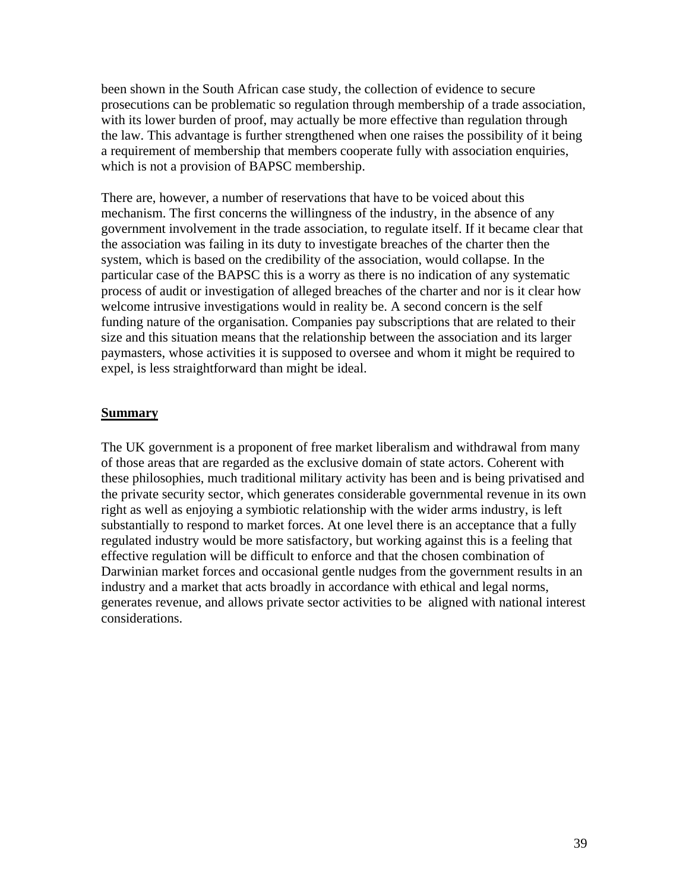been shown in the South African case study, the collection of evidence to secure prosecutions can be problematic so regulation through membership of a trade association, with its lower burden of proof, may actually be more effective than regulation through the law. This advantage is further strengthened when one raises the possibility of it being a requirement of membership that members cooperate fully with association enquiries, which is not a provision of BAPSC membership.

There are, however, a number of reservations that have to be voiced about this mechanism. The first concerns the willingness of the industry, in the absence of any government involvement in the trade association, to regulate itself. If it became clear that the association was failing in its duty to investigate breaches of the charter then the system, which is based on the credibility of the association, would collapse. In the particular case of the BAPSC this is a worry as there is no indication of any systematic process of audit or investigation of alleged breaches of the charter and nor is it clear how welcome intrusive investigations would in reality be. A second concern is the self funding nature of the organisation. Companies pay subscriptions that are related to their size and this situation means that the relationship between the association and its larger paymasters, whose activities it is supposed to oversee and whom it might be required to expel, is less straightforward than might be ideal.

## Summary

The UK government is a proponent of free market liberalism and withdrawal from many of those areas that are regarded as the exclusive domain of state actors. Coherent with these philosophies, much traditional military activity has been and is being privatised and the private security sector, which generates considerable governmental revenue in its own right as well as enjoying a symbiotic relationship with the wider arms industry, is left substantially to respond to market forces. At one level there is an acceptance that a fully regulated industry would be more satisfactory, but working against this is a feeling that effective regulation will be difficult to enforce and that the chosen combination of Darwinian market forces and occasional gentle nudges from the government results in an industry and a market that acts broadly in accordance with ethical and legal norms, generates revenue, and allows private sector activities to be aligned with national interest considerations.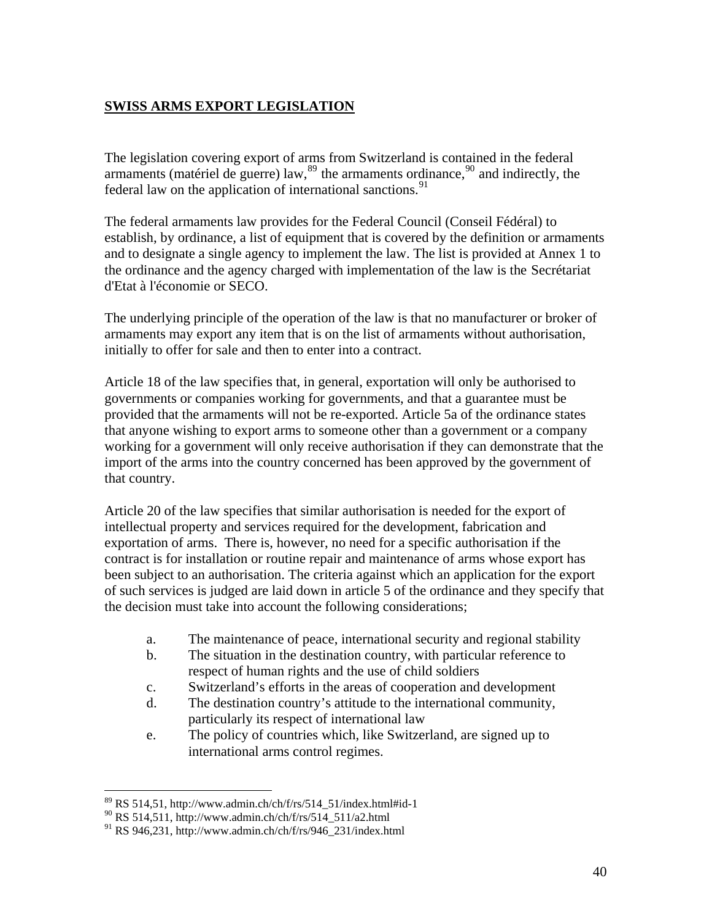## **SWISS ARMS EXPORT LEGISLATION**

The legislation covering export of arms from Switzerland is contained in the federal armaments (matériel de guerre) law,[89] the armaments ordinance,[90] and indirectly, the federal law on the application of international sanctions.[91]

The federal armaments law provides for the Federal Council (Conseil Fédéral) to establish, by ordinance, a list of equipment that is covered by the definition or armaments and to designate a single agency to implement the law. The list is provided at Annex 1 to the ordinance and the agency charged with implementation of the law is the Secrétariat d'Etat à l'économie or SECO.

The underlying principle of the operation of the law is that no manufacturer or broker of armaments may export any item that is on the list of armaments without authorisation, initially to offer for sale and then to enter into a contract.

Article 18 of the law specifies that, in general, exportation will only be authorised to governments or companies working for governments, and that a guarantee must be provided that the armaments will not be re-exported. Article 5a of the ordinance states that anyone wishing to export arms to someone other than a government or a company working for a government will only receive authorisation if they can demonstrate that the import of the arms into the country concerned has been approved by the government of that country.

Article 20 of the law specifies that similar authorisation is needed for the export of intellectual property and services required for the development, fabrication and exportation of arms. There is, however, no need for a specific authorisation if the contract is for installation or routine repair and maintenance of arms whose export has been subject to an authorisation. The criteria against which an application for the export of such services is judged are laid down in article 5 of the ordinance and they specify that the decision must take into account the following considerations;

a. The maintenance of peace, international security and regional stability
b. The situation in the destination country, with particular reference to respect of human rights and the use of child soldiers
c. Switzerland's efforts in the areas of cooperation and development
d. The destination country's attitude to the international community, particularly its respect of international law
e. The policy of countries which, like Switzerland, are signed up to international arms control regimes.

---

[89] RS 514,51, http://www.admin.ch/ch/f/rs/514_51/index.html#id-1
[90] RS 514,511, http://www.admin.ch/ch/f/rs/514_511/a2.html
[91] RS 946,231, http://www.admin.ch/ch/f/rs/946_231/index.html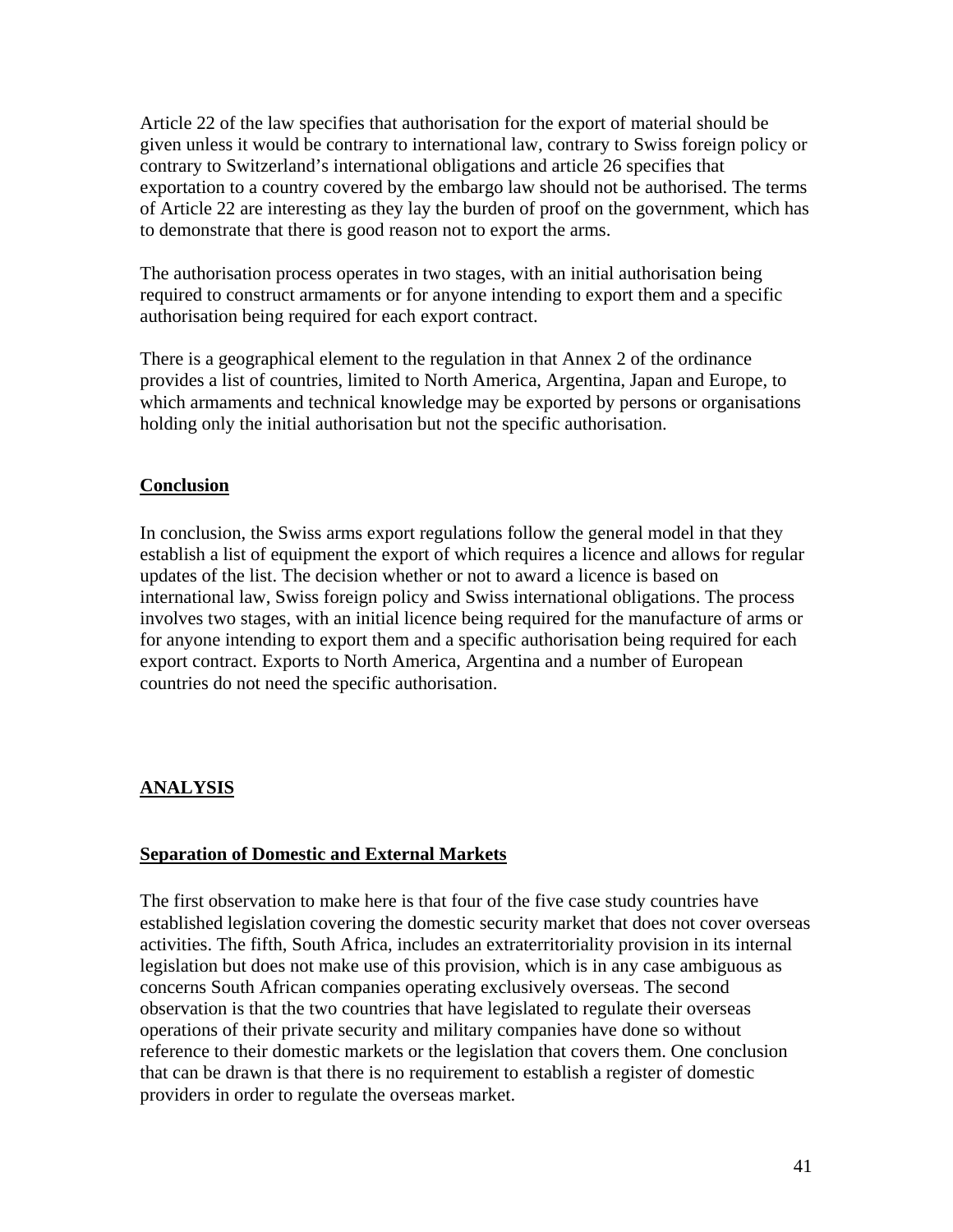Article 22 of the law specifies that authorisation for the export of material should be given unless it would be contrary to international law, contrary to Swiss foreign policy or contrary to Switzerland's international obligations and article 26 specifies that exportation to a country covered by the embargo law should not be authorised. The terms of Article 22 are interesting as they lay the burden of proof on the government, which has to demonstrate that there is good reason not to export the arms.

The authorisation process operates in two stages, with an initial authorisation being required to construct armaments or for anyone intending to export them and a specific authorisation being required for each export contract.

There is a geographical element to the regulation in that Annex 2 of the ordinance provides a list of countries, limited to North America, Argentina, Japan and Europe, to which armaments and technical knowledge may be exported by persons or organisations holding only the initial authorisation but not the specific authorisation.

### Conclusion

In conclusion, the Swiss arms export regulations follow the general model in that they establish a list of equipment the export of which requires a licence and allows for regular updates of the list. The decision whether or not to award a licence is based on international law, Swiss foreign policy and Swiss international obligations. The process involves two stages, with an initial licence being required for the manufacture of arms or for anyone intending to export them and a specific authorisation being required for each export contract. Exports to North America, Argentina and a number of European countries do not need the specific authorisation.

## ANALYSIS

### Separation of Domestic and External Markets

The first observation to make here is that four of the five case study countries have established legislation covering the domestic security market that does not cover overseas activities. The fifth, South Africa, includes an extraterritoriality provision in its internal legislation but does not make use of this provision, which is in any case ambiguous as concerns South African companies operating exclusively overseas. The second observation is that the two countries that have legislated to regulate their overseas operations of their private security and military companies have done so without reference to their domestic markets or the legislation that covers them. One conclusion that can be drawn is that there is no requirement to establish a register of domestic providers in order to regulate the overseas market.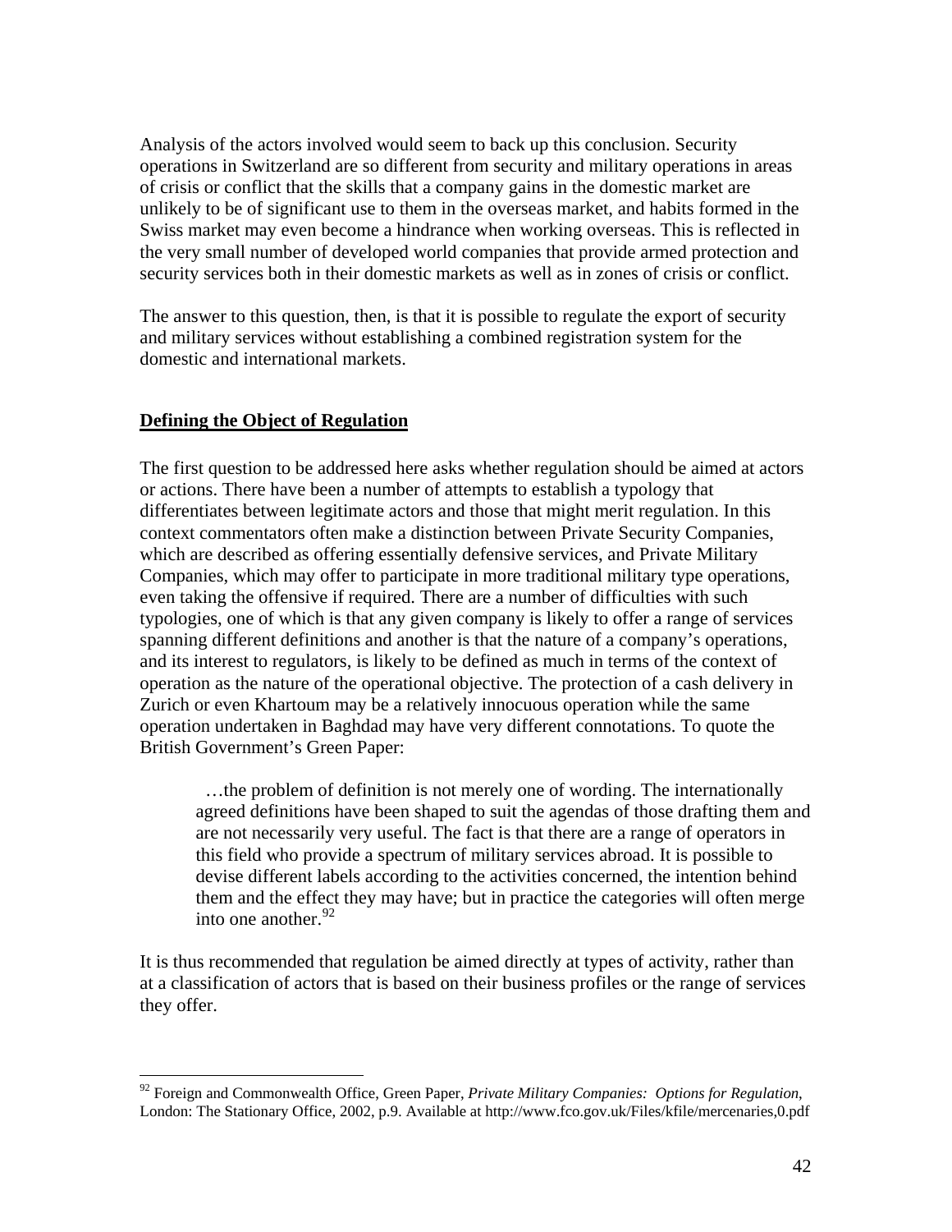Analysis of the actors involved would seem to back up this conclusion. Security operations in Switzerland are so different from security and military operations in areas of crisis or conflict that the skills that a company gains in the domestic market are unlikely to be of significant use to them in the overseas market, and habits formed in the Swiss market may even become a hindrance when working overseas. This is reflected in the very small number of developed world companies that provide armed protection and security services both in their domestic markets as well as in zones of crisis or conflict.

The answer to this question, then, is that it is possible to regulate the export of security and military services without establishing a combined registration system for the domestic and international markets.

## Defining the Object of Regulation

The first question to be addressed here asks whether regulation should be aimed at actors or actions. There have been a number of attempts to establish a typology that differentiates between legitimate actors and those that might merit regulation. In this context commentators often make a distinction between Private Security Companies, which are described as offering essentially defensive services, and Private Military Companies, which may offer to participate in more traditional military type operations, even taking the offensive if required. There are a number of difficulties with such typologies, one of which is that any given company is likely to offer a range of services spanning different definitions and another is that the nature of a company's operations, and its interest to regulators, is likely to be defined as much in terms of the context of operation as the nature of the operational objective. The protection of a cash delivery in Zurich or even Khartoum may be a relatively innocuous operation while the same operation undertaken in Baghdad may have very different connotations. To quote the British Government's Green Paper:

> …the problem of definition is not merely one of wording. The internationally agreed definitions have been shaped to suit the agendas of those drafting them and are not necessarily very useful. The fact is that there are a range of operators in this field who provide a spectrum of military services abroad. It is possible to devise different labels according to the activities concerned, the intention behind them and the effect they may have; but in practice the categories will often merge into one another.[92]

It is thus recommended that regulation be aimed directly at types of activity, rather than at a classification of actors that is based on their business profiles or the range of services they offer.

---

[92] Foreign and Commonwealth Office, Green Paper, *Private Military Companies: Options for Regulation*, London: The Stationary Office, 2002, p.9. Available at http://www.fco.gov.uk/Files/kfile/mercenaries,0.pdf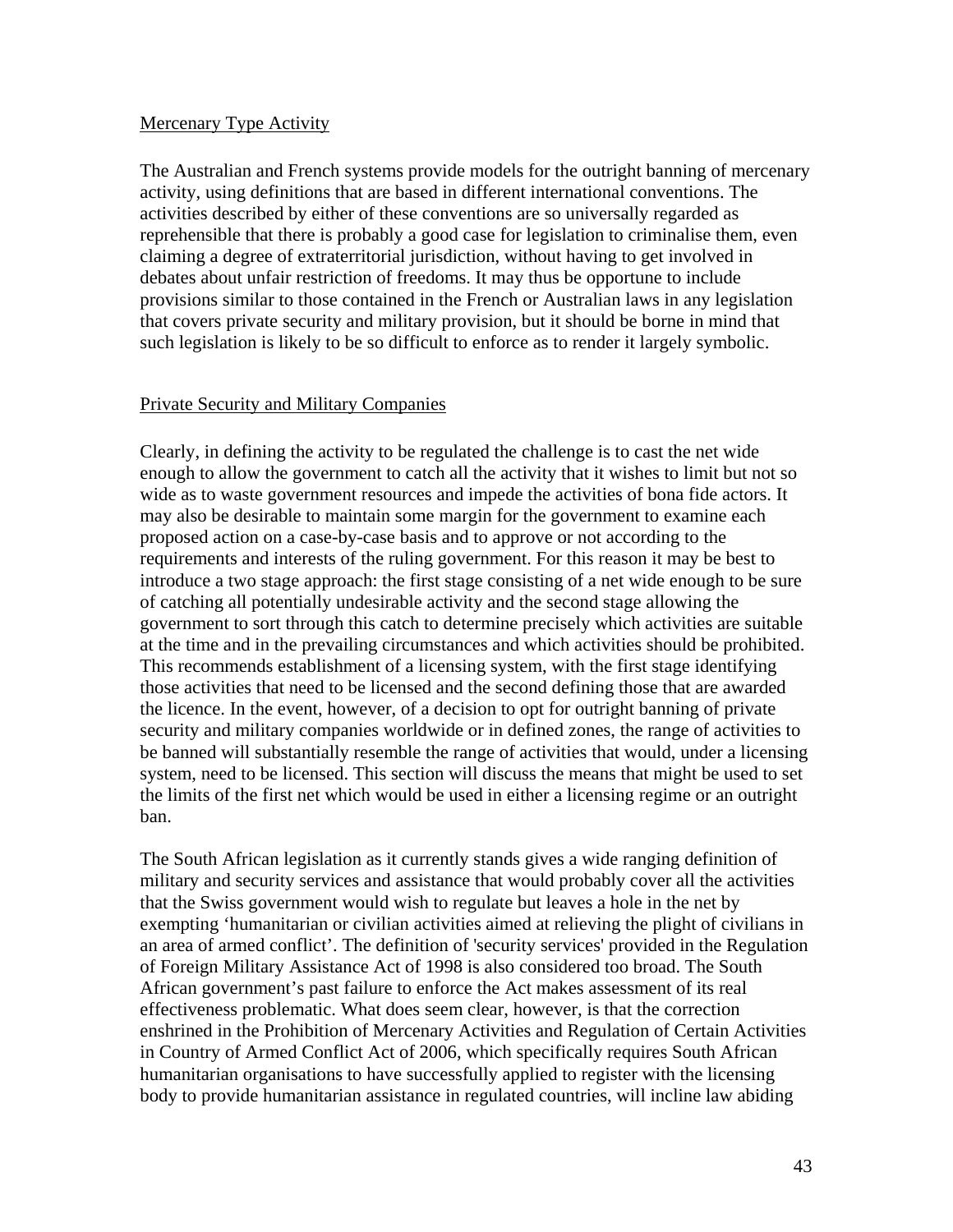Mercenary Type Activity

The Australian and French systems provide models for the outright banning of mercenary activity, using definitions that are based in different international conventions. The activities described by either of these conventions are so universally regarded as reprehensible that there is probably a good case for legislation to criminalise them, even claiming a degree of extraterritorial jurisdiction, without having to get involved in debates about unfair restriction of freedoms. It may thus be opportune to include provisions similar to those contained in the French or Australian laws in any legislation that covers private security and military provision, but it should be borne in mind that such legislation is likely to be so difficult to enforce as to render it largely symbolic.

Private Security and Military Companies

Clearly, in defining the activity to be regulated the challenge is to cast the net wide enough to allow the government to catch all the activity that it wishes to limit but not so wide as to waste government resources and impede the activities of bona fide actors. It may also be desirable to maintain some margin for the government to examine each proposed action on a case-by-case basis and to approve or not according to the requirements and interests of the ruling government. For this reason it may be best to introduce a two stage approach: the first stage consisting of a net wide enough to be sure of catching all potentially undesirable activity and the second stage allowing the government to sort through this catch to determine precisely which activities are suitable at the time and in the prevailing circumstances and which activities should be prohibited. This recommends establishment of a licensing system, with the first stage identifying those activities that need to be licensed and the second defining those that are awarded the licence. In the event, however, of a decision to opt for outright banning of private security and military companies worldwide or in defined zones, the range of activities to be banned will substantially resemble the range of activities that would, under a licensing system, need to be licensed. This section will discuss the means that might be used to set the limits of the first net which would be used in either a licensing regime or an outright ban.

The South African legislation as it currently stands gives a wide ranging definition of military and security services and assistance that would probably cover all the activities that the Swiss government would wish to regulate but leaves a hole in the net by exempting 'humanitarian or civilian activities aimed at relieving the plight of civilians in an area of armed conflict'. The definition of 'security services' provided in the Regulation of Foreign Military Assistance Act of 1998 is also considered too broad. The South African government's past failure to enforce the Act makes assessment of its real effectiveness problematic. What does seem clear, however, is that the correction enshrined in the Prohibition of Mercenary Activities and Regulation of Certain Activities in Country of Armed Conflict Act of 2006, which specifically requires South African humanitarian organisations to have successfully applied to register with the licensing body to provide humanitarian assistance in regulated countries, will incline law abiding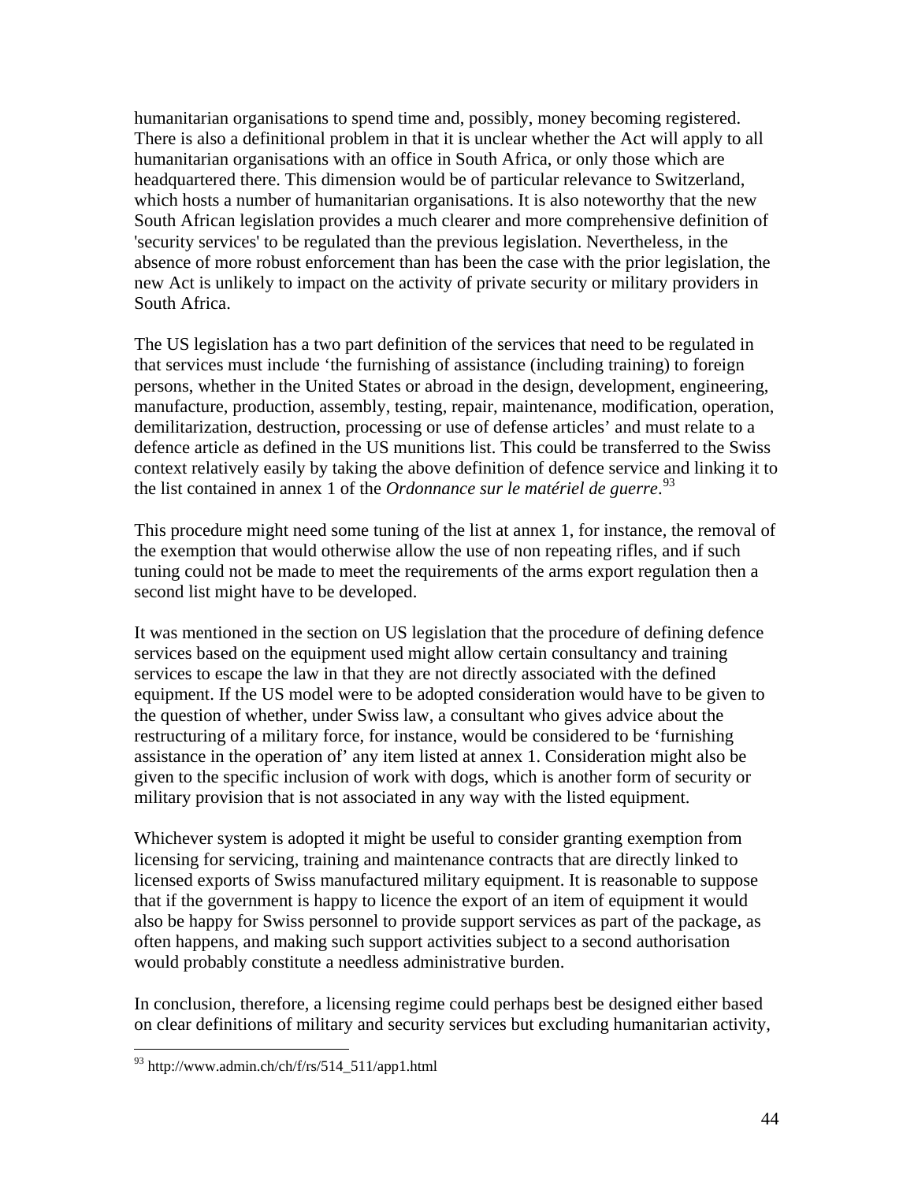humanitarian organisations to spend time and, possibly, money becoming registered. There is also a definitional problem in that it is unclear whether the Act will apply to all humanitarian organisations with an office in South Africa, or only those which are headquartered there. This dimension would be of particular relevance to Switzerland, which hosts a number of humanitarian organisations. It is also noteworthy that the new South African legislation provides a much clearer and more comprehensive definition of 'security services' to be regulated than the previous legislation. Nevertheless, in the absence of more robust enforcement than has been the case with the prior legislation, the new Act is unlikely to impact on the activity of private security or military providers in South Africa.

The US legislation has a two part definition of the services that need to be regulated in that services must include 'the furnishing of assistance (including training) to foreign persons, whether in the United States or abroad in the design, development, engineering, manufacture, production, assembly, testing, repair, maintenance, modification, operation, demilitarization, destruction, processing or use of defense articles' and must relate to a defence article as defined in the US munitions list. This could be transferred to the Swiss context relatively easily by taking the above definition of defence service and linking it to the list contained in annex 1 of the *Ordonnance sur le matériel de guerre*.[93]

This procedure might need some tuning of the list at annex 1, for instance, the removal of the exemption that would otherwise allow the use of non repeating rifles, and if such tuning could not be made to meet the requirements of the arms export regulation then a second list might have to be developed.

It was mentioned in the section on US legislation that the procedure of defining defence services based on the equipment used might allow certain consultancy and training services to escape the law in that they are not directly associated with the defined equipment. If the US model were to be adopted consideration would have to be given to the question of whether, under Swiss law, a consultant who gives advice about the restructuring of a military force, for instance, would be considered to be 'furnishing assistance in the operation of' any item listed at annex 1. Consideration might also be given to the specific inclusion of work with dogs, which is another form of security or military provision that is not associated in any way with the listed equipment.

Whichever system is adopted it might be useful to consider granting exemption from licensing for servicing, training and maintenance contracts that are directly linked to licensed exports of Swiss manufactured military equipment. It is reasonable to suppose that if the government is happy to licence the export of an item of equipment it would also be happy for Swiss personnel to provide support services as part of the package, as often happens, and making such support activities subject to a second authorisation would probably constitute a needless administrative burden.

In conclusion, therefore, a licensing regime could perhaps best be designed either based on clear definitions of military and security services but excluding humanitarian activity,

---

[93] http://www.admin.ch/ch/f/rs/514_511/app1.html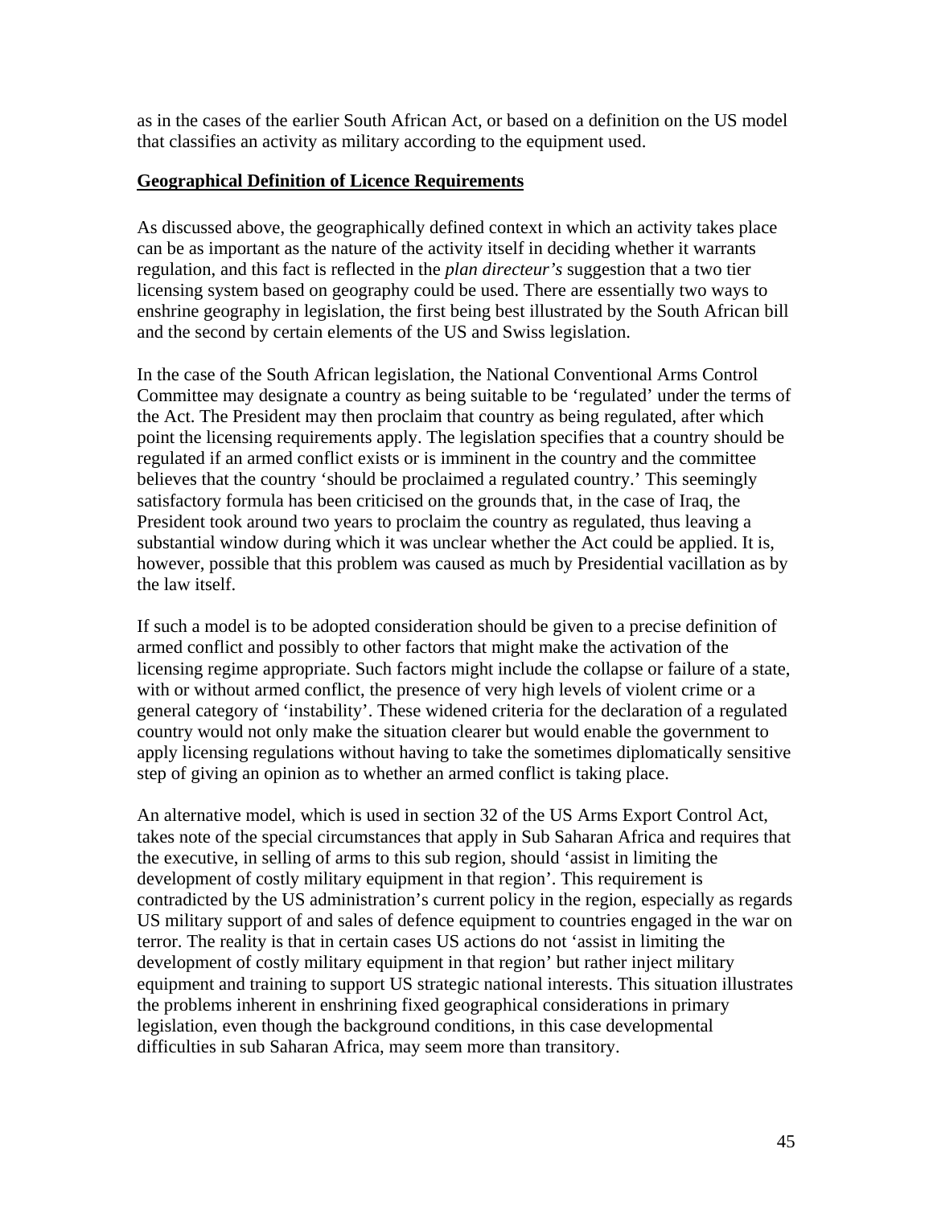as in the cases of the earlier South African Act, or based on a definition on the US model that classifies an activity as military according to the equipment used.

**Geographical Definition of Licence Requirements**

As discussed above, the geographically defined context in which an activity takes place can be as important as the nature of the activity itself in deciding whether it warrants regulation, and this fact is reflected in the *plan directeur's* suggestion that a two tier licensing system based on geography could be used. There are essentially two ways to enshrine geography in legislation, the first being best illustrated by the South African bill and the second by certain elements of the US and Swiss legislation.

In the case of the South African legislation, the National Conventional Arms Control Committee may designate a country as being suitable to be 'regulated' under the terms of the Act. The President may then proclaim that country as being regulated, after which point the licensing requirements apply. The legislation specifies that a country should be regulated if an armed conflict exists or is imminent in the country and the committee believes that the country 'should be proclaimed a regulated country.' This seemingly satisfactory formula has been criticised on the grounds that, in the case of Iraq, the President took around two years to proclaim the country as regulated, thus leaving a substantial window during which it was unclear whether the Act could be applied. It is, however, possible that this problem was caused as much by Presidential vacillation as by the law itself.

If such a model is to be adopted consideration should be given to a precise definition of armed conflict and possibly to other factors that might make the activation of the licensing regime appropriate. Such factors might include the collapse or failure of a state, with or without armed conflict, the presence of very high levels of violent crime or a general category of 'instability'. These widened criteria for the declaration of a regulated country would not only make the situation clearer but would enable the government to apply licensing regulations without having to take the sometimes diplomatically sensitive step of giving an opinion as to whether an armed conflict is taking place.

An alternative model, which is used in section 32 of the US Arms Export Control Act, takes note of the special circumstances that apply in Sub Saharan Africa and requires that the executive, in selling of arms to this sub region, should 'assist in limiting the development of costly military equipment in that region'. This requirement is contradicted by the US administration's current policy in the region, especially as regards US military support of and sales of defence equipment to countries engaged in the war on terror. The reality is that in certain cases US actions do not 'assist in limiting the development of costly military equipment in that region' but rather inject military equipment and training to support US strategic national interests. This situation illustrates the problems inherent in enshrining fixed geographical considerations in primary legislation, even though the background conditions, in this case developmental difficulties in sub Saharan Africa, may seem more than transitory.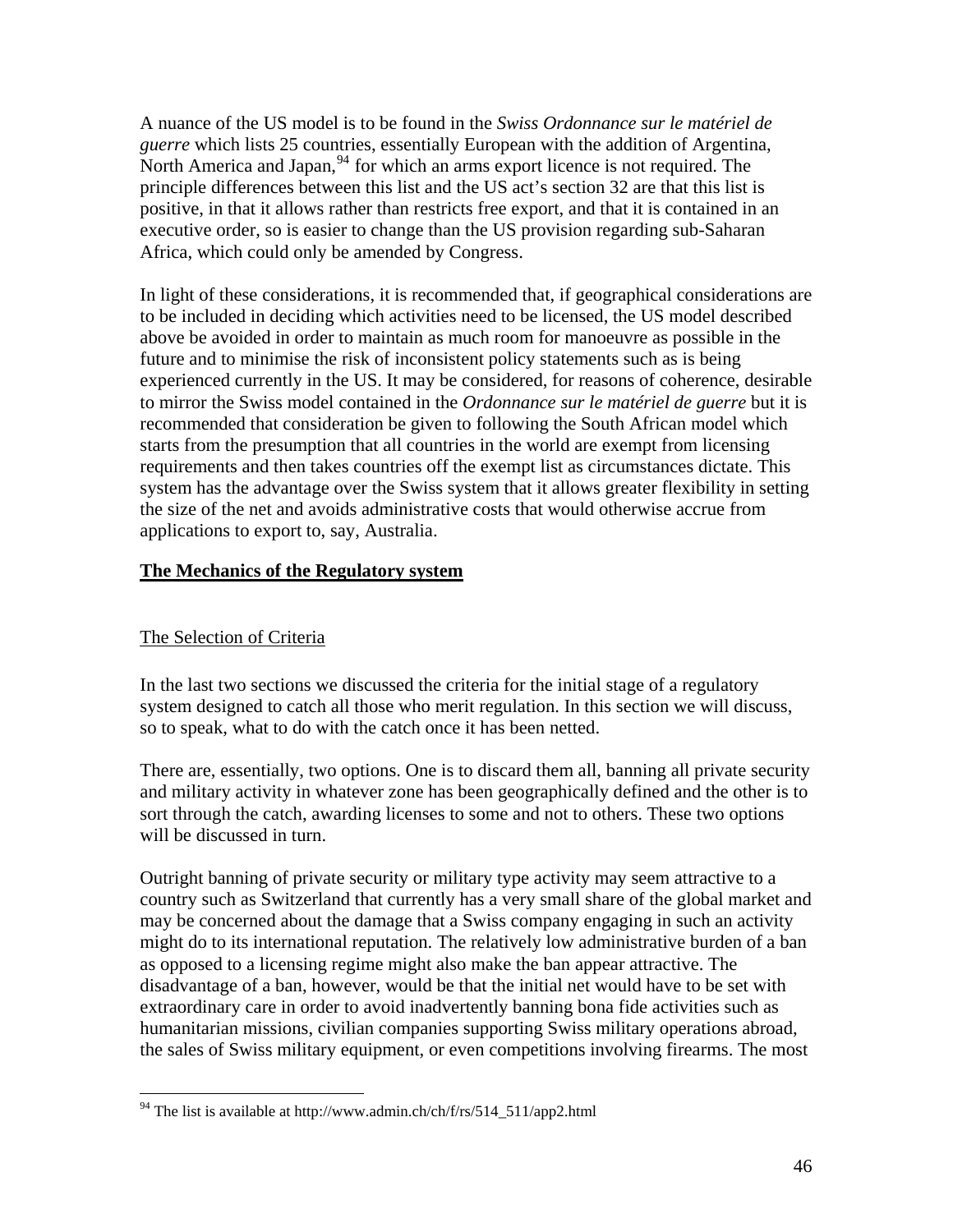A nuance of the US model is to be found in the *Swiss Ordonnance sur le matériel de guerre* which lists 25 countries, essentially European with the addition of Argentina, North America and Japan,[94] for which an arms export licence is not required. The principle differences between this list and the US act's section 32 are that this list is positive, in that it allows rather than restricts free export, and that it is contained in an executive order, so is easier to change than the US provision regarding sub-Saharan Africa, which could only be amended by Congress.

In light of these considerations, it is recommended that, if geographical considerations are to be included in deciding which activities need to be licensed, the US model described above be avoided in order to maintain as much room for manoeuvre as possible in the future and to minimise the risk of inconsistent policy statements such as is being experienced currently in the US. It may be considered, for reasons of coherence, desirable to mirror the Swiss model contained in the *Ordonnance sur le matériel de guerre* but it is recommended that consideration be given to following the South African model which starts from the presumption that all countries in the world are exempt from licensing requirements and then takes countries off the exempt list as circumstances dictate. This system has the advantage over the Swiss system that it allows greater flexibility in setting the size of the net and avoids administrative costs that would otherwise accrue from applications to export to, say, Australia.

## **The Mechanics of the Regulatory system**

### The Selection of Criteria

In the last two sections we discussed the criteria for the initial stage of a regulatory system designed to catch all those who merit regulation. In this section we will discuss, so to speak, what to do with the catch once it has been netted.

There are, essentially, two options. One is to discard them all, banning all private security and military activity in whatever zone has been geographically defined and the other is to sort through the catch, awarding licenses to some and not to others. These two options will be discussed in turn.

Outright banning of private security or military type activity may seem attractive to a country such as Switzerland that currently has a very small share of the global market and may be concerned about the damage that a Swiss company engaging in such an activity might do to its international reputation. The relatively low administrative burden of a ban as opposed to a licensing regime might also make the ban appear attractive. The disadvantage of a ban, however, would be that the initial net would have to be set with extraordinary care in order to avoid inadvertently banning bona fide activities such as humanitarian missions, civilian companies supporting Swiss military operations abroad, the sales of Swiss military equipment, or even competitions involving firearms. The most

---

[94] The list is available at http://www.admin.ch/ch/f/rs/514_511/app2.html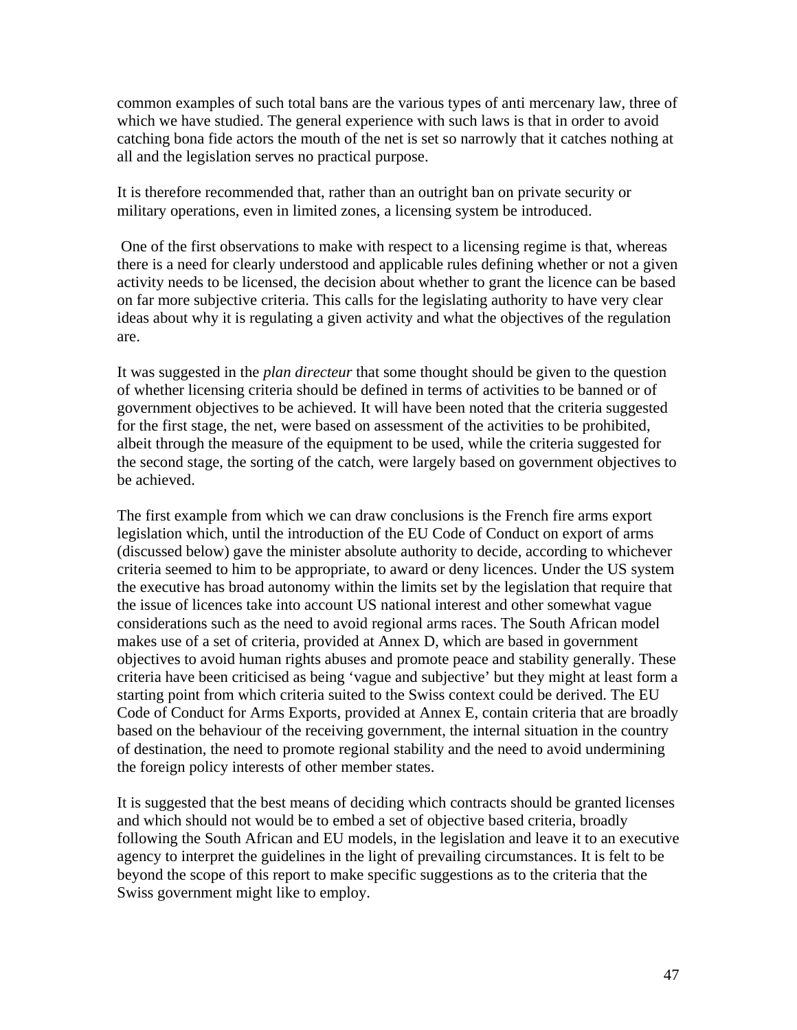common examples of such total bans are the various types of anti mercenary law, three of which we have studied. The general experience with such laws is that in order to avoid catching bona fide actors the mouth of the net is set so narrowly that it catches nothing at all and the legislation serves no practical purpose.

It is therefore recommended that, rather than an outright ban on private security or military operations, even in limited zones, a licensing system be introduced.

One of the first observations to make with respect to a licensing regime is that, whereas there is a need for clearly understood and applicable rules defining whether or not a given activity needs to be licensed, the decision about whether to grant the licence can be based on far more subjective criteria. This calls for the legislating authority to have very clear ideas about why it is regulating a given activity and what the objectives of the regulation are.

It was suggested in the *plan directeur* that some thought should be given to the question of whether licensing criteria should be defined in terms of activities to be banned or of government objectives to be achieved. It will have been noted that the criteria suggested for the first stage, the net, were based on assessment of the activities to be prohibited, albeit through the measure of the equipment to be used, while the criteria suggested for the second stage, the sorting of the catch, were largely based on government objectives to be achieved.

The first example from which we can draw conclusions is the French fire arms export legislation which, until the introduction of the EU Code of Conduct on export of arms (discussed below) gave the minister absolute authority to decide, according to whichever criteria seemed to him to be appropriate, to award or deny licences. Under the US system the executive has broad autonomy within the limits set by the legislation that require that the issue of licences take into account US national interest and other somewhat vague considerations such as the need to avoid regional arms races. The South African model makes use of a set of criteria, provided at Annex D, which are based in government objectives to avoid human rights abuses and promote peace and stability generally. These criteria have been criticised as being 'vague and subjective' but they might at least form a starting point from which criteria suited to the Swiss context could be derived. The EU Code of Conduct for Arms Exports, provided at Annex E, contain criteria that are broadly based on the behaviour of the receiving government, the internal situation in the country of destination, the need to promote regional stability and the need to avoid undermining the foreign policy interests of other member states.

It is suggested that the best means of deciding which contracts should be granted licenses and which should not would be to embed a set of objective based criteria, broadly following the South African and EU models, in the legislation and leave it to an executive agency to interpret the guidelines in the light of prevailing circumstances. It is felt to be beyond the scope of this report to make specific suggestions as to the criteria that the Swiss government might like to employ.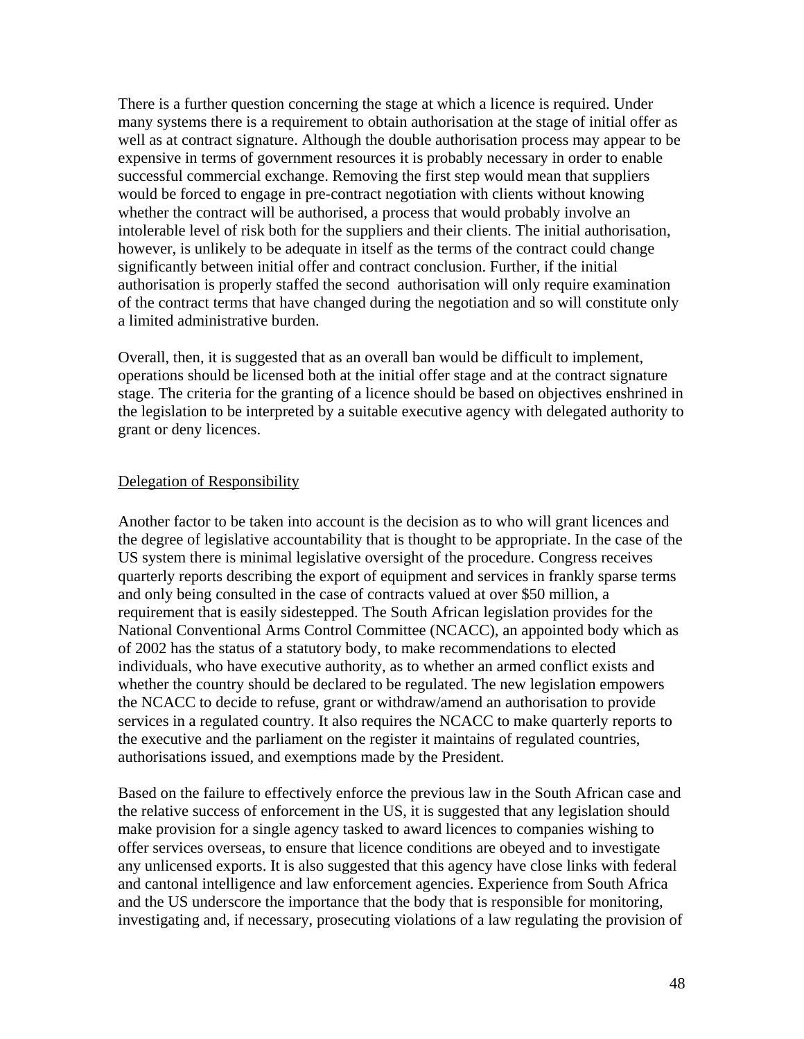There is a further question concerning the stage at which a licence is required. Under many systems there is a requirement to obtain authorisation at the stage of initial offer as well as at contract signature. Although the double authorisation process may appear to be expensive in terms of government resources it is probably necessary in order to enable successful commercial exchange. Removing the first step would mean that suppliers would be forced to engage in pre-contract negotiation with clients without knowing whether the contract will be authorised, a process that would probably involve an intolerable level of risk both for the suppliers and their clients. The initial authorisation, however, is unlikely to be adequate in itself as the terms of the contract could change significantly between initial offer and contract conclusion. Further, if the initial authorisation is properly staffed the second authorisation will only require examination of the contract terms that have changed during the negotiation and so will constitute only a limited administrative burden.

Overall, then, it is suggested that as an overall ban would be difficult to implement, operations should be licensed both at the initial offer stage and at the contract signature stage. The criteria for the granting of a licence should be based on objectives enshrined in the legislation to be interpreted by a suitable executive agency with delegated authority to grant or deny licences.

<u>Delegation of Responsibility</u>

Another factor to be taken into account is the decision as to who will grant licences and the degree of legislative accountability that is thought to be appropriate. In the case of the US system there is minimal legislative oversight of the procedure. Congress receives quarterly reports describing the export of equipment and services in frankly sparse terms and only being consulted in the case of contracts valued at over $50 million, a requirement that is easily sidestepped. The South African legislation provides for the National Conventional Arms Control Committee (NCACC), an appointed body which as of 2002 has the status of a statutory body, to make recommendations to elected individuals, who have executive authority, as to whether an armed conflict exists and whether the country should be declared to be regulated. The new legislation empowers the NCACC to decide to refuse, grant or withdraw/amend an authorisation to provide services in a regulated country. It also requires the NCACC to make quarterly reports to the executive and the parliament on the register it maintains of regulated countries, authorisations issued, and exemptions made by the President.

Based on the failure to effectively enforce the previous law in the South African case and the relative success of enforcement in the US, it is suggested that any legislation should make provision for a single agency tasked to award licences to companies wishing to offer services overseas, to ensure that licence conditions are obeyed and to investigate any unlicensed exports. It is also suggested that this agency have close links with federal and cantonal intelligence and law enforcement agencies. Experience from South Africa and the US underscore the importance that the body that is responsible for monitoring, investigating and, if necessary, prosecuting violations of a law regulating the provision of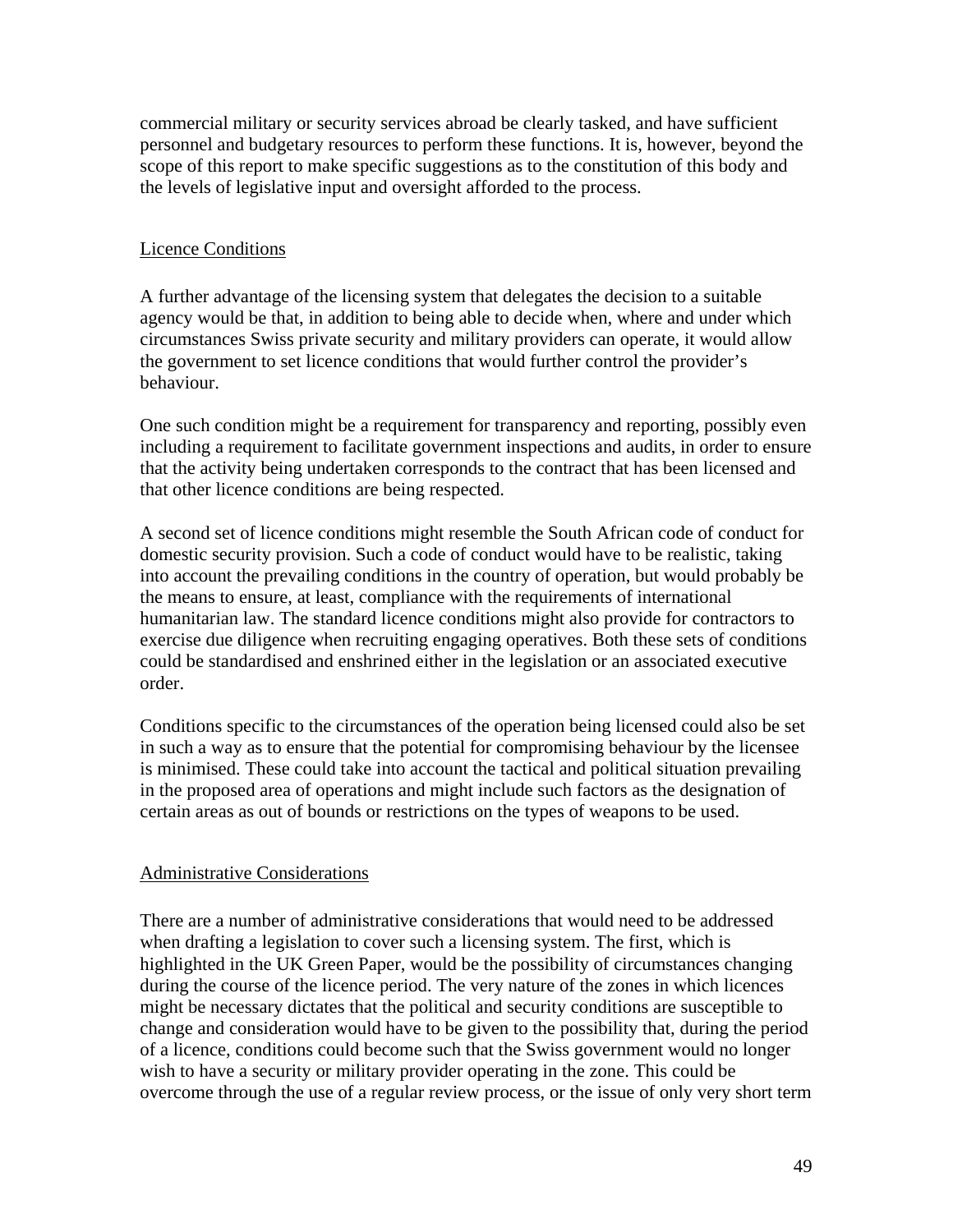commercial military or security services abroad be clearly tasked, and have sufficient personnel and budgetary resources to perform these functions. It is, however, beyond the scope of this report to make specific suggestions as to the constitution of this body and the levels of legislative input and oversight afforded to the process.

## Licence Conditions

A further advantage of the licensing system that delegates the decision to a suitable agency would be that, in addition to being able to decide when, where and under which circumstances Swiss private security and military providers can operate, it would allow the government to set licence conditions that would further control the provider's behaviour.

One such condition might be a requirement for transparency and reporting, possibly even including a requirement to facilitate government inspections and audits, in order to ensure that the activity being undertaken corresponds to the contract that has been licensed and that other licence conditions are being respected.

A second set of licence conditions might resemble the South African code of conduct for domestic security provision. Such a code of conduct would have to be realistic, taking into account the prevailing conditions in the country of operation, but would probably be the means to ensure, at least, compliance with the requirements of international humanitarian law. The standard licence conditions might also provide for contractors to exercise due diligence when recruiting engaging operatives. Both these sets of conditions could be standardised and enshrined either in the legislation or an associated executive order.

Conditions specific to the circumstances of the operation being licensed could also be set in such a way as to ensure that the potential for compromising behaviour by the licensee is minimised. These could take into account the tactical and political situation prevailing in the proposed area of operations and might include such factors as the designation of certain areas as out of bounds or restrictions on the types of weapons to be used.

## Administrative Considerations

There are a number of administrative considerations that would need to be addressed when drafting a legislation to cover such a licensing system. The first, which is highlighted in the UK Green Paper, would be the possibility of circumstances changing during the course of the licence period. The very nature of the zones in which licences might be necessary dictates that the political and security conditions are susceptible to change and consideration would have to be given to the possibility that, during the period of a licence, conditions could become such that the Swiss government would no longer wish to have a security or military provider operating in the zone. This could be overcome through the use of a regular review process, or the issue of only very short term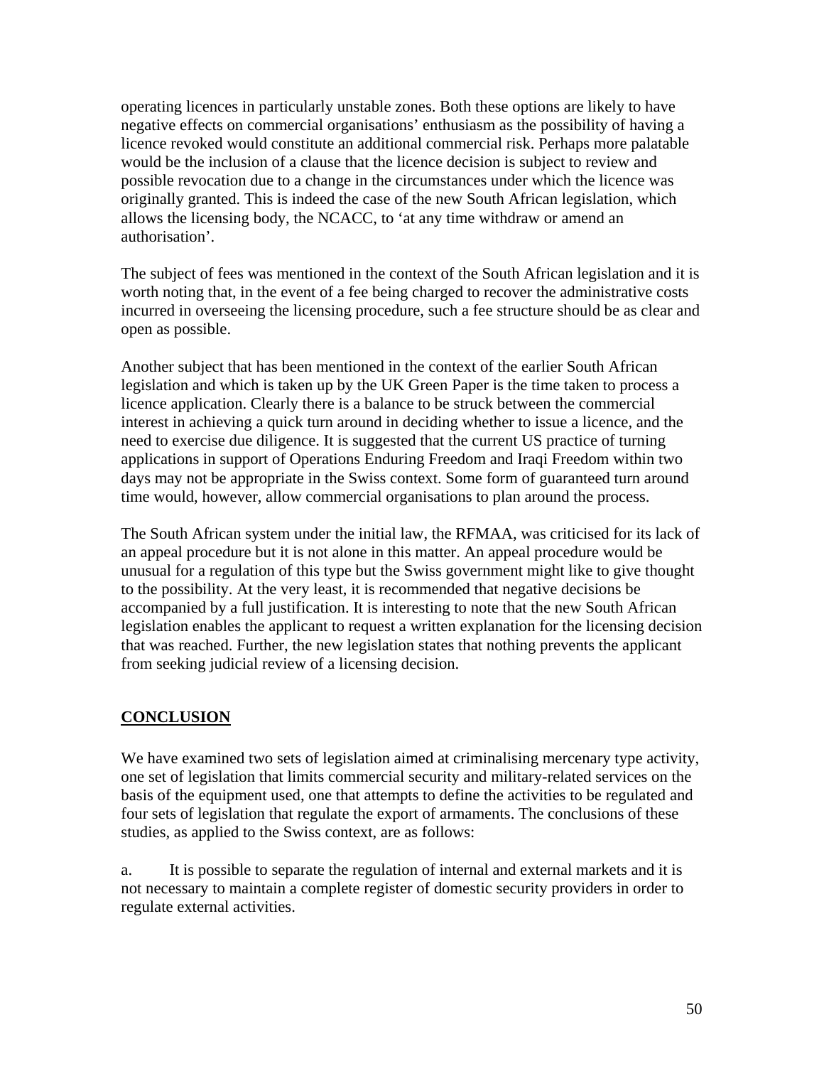operating licences in particularly unstable zones. Both these options are likely to have negative effects on commercial organisations' enthusiasm as the possibility of having a licence revoked would constitute an additional commercial risk. Perhaps more palatable would be the inclusion of a clause that the licence decision is subject to review and possible revocation due to a change in the circumstances under which the licence was originally granted. This is indeed the case of the new South African legislation, which allows the licensing body, the NCACC, to 'at any time withdraw or amend an authorisation'.

The subject of fees was mentioned in the context of the South African legislation and it is worth noting that, in the event of a fee being charged to recover the administrative costs incurred in overseeing the licensing procedure, such a fee structure should be as clear and open as possible.

Another subject that has been mentioned in the context of the earlier South African legislation and which is taken up by the UK Green Paper is the time taken to process a licence application. Clearly there is a balance to be struck between the commercial interest in achieving a quick turn around in deciding whether to issue a licence, and the need to exercise due diligence. It is suggested that the current US practice of turning applications in support of Operations Enduring Freedom and Iraqi Freedom within two days may not be appropriate in the Swiss context. Some form of guaranteed turn around time would, however, allow commercial organisations to plan around the process.

The South African system under the initial law, the RFMAA, was criticised for its lack of an appeal procedure but it is not alone in this matter. An appeal procedure would be unusual for a regulation of this type but the Swiss government might like to give thought to the possibility. At the very least, it is recommended that negative decisions be accompanied by a full justification. It is interesting to note that the new South African legislation enables the applicant to request a written explanation for the licensing decision that was reached. Further, the new legislation states that nothing prevents the applicant from seeking judicial review of a licensing decision.

## CONCLUSION

We have examined two sets of legislation aimed at criminalising mercenary type activity, one set of legislation that limits commercial security and military-related services on the basis of the equipment used, one that attempts to define the activities to be regulated and four sets of legislation that regulate the export of armaments. The conclusions of these studies, as applied to the Swiss context, are as follows:

a. It is possible to separate the regulation of internal and external markets and it is not necessary to maintain a complete register of domestic security providers in order to regulate external activities.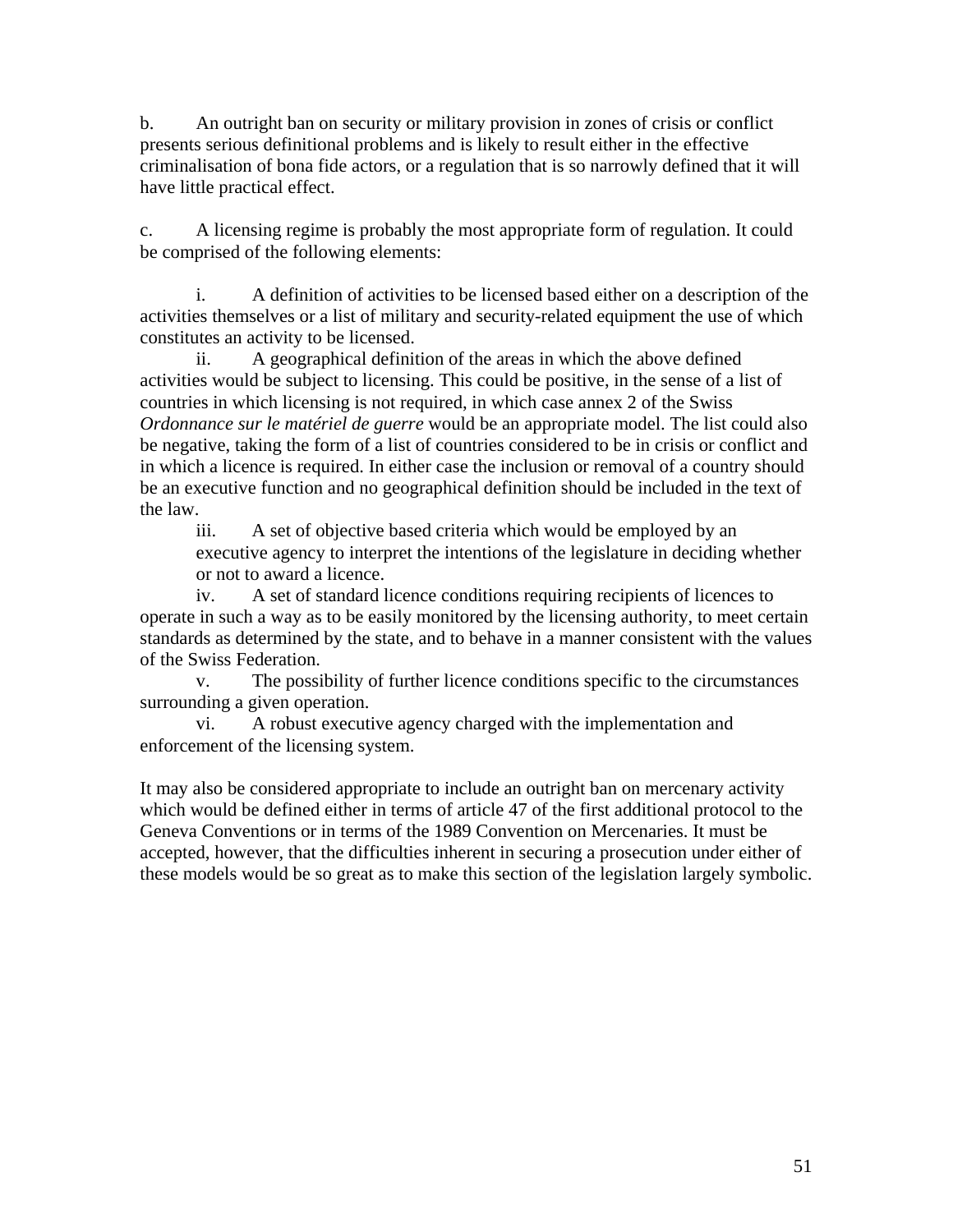b. An outright ban on security or military provision in zones of crisis or conflict presents serious definitional problems and is likely to result either in the effective criminalisation of bona fide actors, or a regulation that is so narrowly defined that it will have little practical effect.

c. A licensing regime is probably the most appropriate form of regulation. It could be comprised of the following elements:

i. A definition of activities to be licensed based either on a description of the activities themselves or a list of military and security-related equipment the use of which constitutes an activity to be licensed.

ii. A geographical definition of the areas in which the above defined activities would be subject to licensing. This could be positive, in the sense of a list of countries in which licensing is not required, in which case annex 2 of the Swiss *Ordonnance sur le matériel de guerre* would be an appropriate model. The list could also be negative, taking the form of a list of countries considered to be in crisis or conflict and in which a licence is required. In either case the inclusion or removal of a country should be an executive function and no geographical definition should be included in the text of the law.

iii. A set of objective based criteria which would be employed by an executive agency to interpret the intentions of the legislature in deciding whether or not to award a licence.

iv. A set of standard licence conditions requiring recipients of licences to operate in such a way as to be easily monitored by the licensing authority, to meet certain standards as determined by the state, and to behave in a manner consistent with the values of the Swiss Federation.

v. The possibility of further licence conditions specific to the circumstances surrounding a given operation.

vi. A robust executive agency charged with the implementation and enforcement of the licensing system.

It may also be considered appropriate to include an outright ban on mercenary activity which would be defined either in terms of article 47 of the first additional protocol to the Geneva Conventions or in terms of the 1989 Convention on Mercenaries. It must be accepted, however, that the difficulties inherent in securing a prosecution under either of these models would be so great as to make this section of the legislation largely symbolic.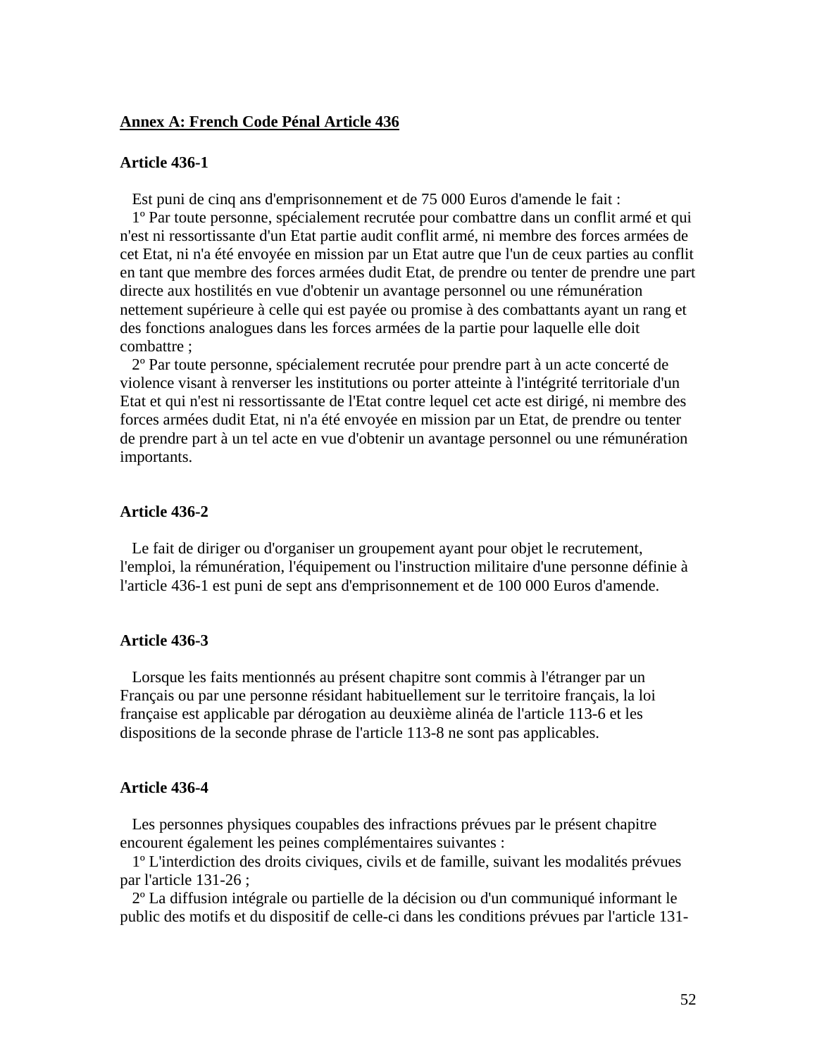## Annex A: French Code Pénal Article 436

### Article 436-1

Est puni de cinq ans d'emprisonnement et de 75 000 Euros d'amende le fait :

1º Par toute personne, spécialement recrutée pour combattre dans un conflit armé et qui n'est ni ressortissante d'un Etat partie audit conflit armé, ni membre des forces armées de cet Etat, ni n'a été envoyée en mission par un Etat autre que l'un de ceux parties au conflit en tant que membre des forces armées dudit Etat, de prendre ou tenter de prendre une part directe aux hostilités en vue d'obtenir un avantage personnel ou une rémunération nettement supérieure à celle qui est payée ou promise à des combattants ayant un rang et des fonctions analogues dans les forces armées de la partie pour laquelle elle doit combattre ;

2º Par toute personne, spécialement recrutée pour prendre part à un acte concerté de violence visant à renverser les institutions ou porter atteinte à l'intégrité territoriale d'un Etat et qui n'est ni ressortissante de l'Etat contre lequel cet acte est dirigé, ni membre des forces armées dudit Etat, ni n'a été envoyée en mission par un Etat, de prendre ou tenter de prendre part à un tel acte en vue d'obtenir un avantage personnel ou une rémunération importants.

### Article 436-2

Le fait de diriger ou d'organiser un groupement ayant pour objet le recrutement, l'emploi, la rémunération, l'équipement ou l'instruction militaire d'une personne définie à l'article 436-1 est puni de sept ans d'emprisonnement et de 100 000 Euros d'amende.

### Article 436-3

Lorsque les faits mentionnés au présent chapitre sont commis à l'étranger par un Français ou par une personne résidant habituellement sur le territoire français, la loi française est applicable par dérogation au deuxième alinéa de l'article 113-6 et les dispositions de la seconde phrase de l'article 113-8 ne sont pas applicables.

### Article 436-4

Les personnes physiques coupables des infractions prévues par le présent chapitre encourent également les peines complémentaires suivantes :

1º L'interdiction des droits civiques, civils et de famille, suivant les modalités prévues par l'article 131-26 ;

2º La diffusion intégrale ou partielle de la décision ou d'un communiqué informant le public des motifs et du dispositif de celle-ci dans les conditions prévues par l'article 131-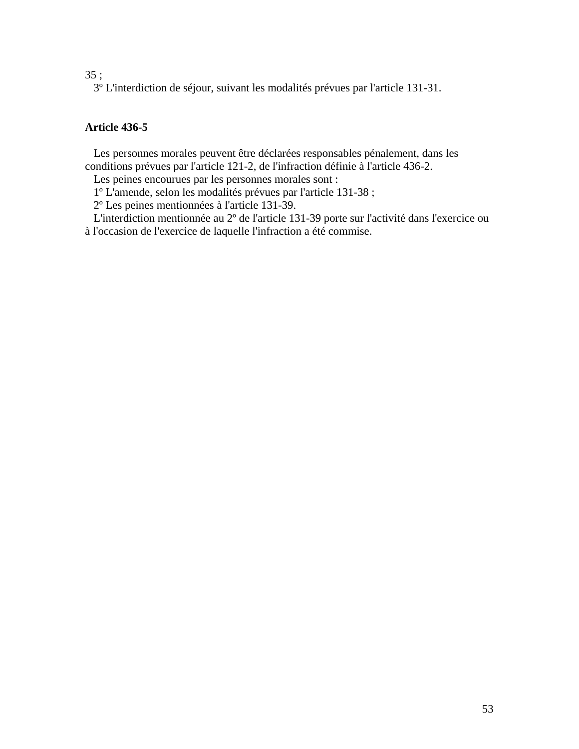35 ;

3º L'interdiction de séjour, suivant les modalités prévues par l'article 131-31.

**Article 436-5**

Les personnes morales peuvent être déclarées responsables pénalement, dans les conditions prévues par l'article 121-2, de l'infraction définie à l'article 436-2.

Les peines encourues par les personnes morales sont :

1º L'amende, selon les modalités prévues par l'article 131-38 ;

2º Les peines mentionnées à l'article 131-39.

L'interdiction mentionnée au 2º de l'article 131-39 porte sur l'activité dans l'exercice ou à l'occasion de l'exercice de laquelle l'infraction a été commise.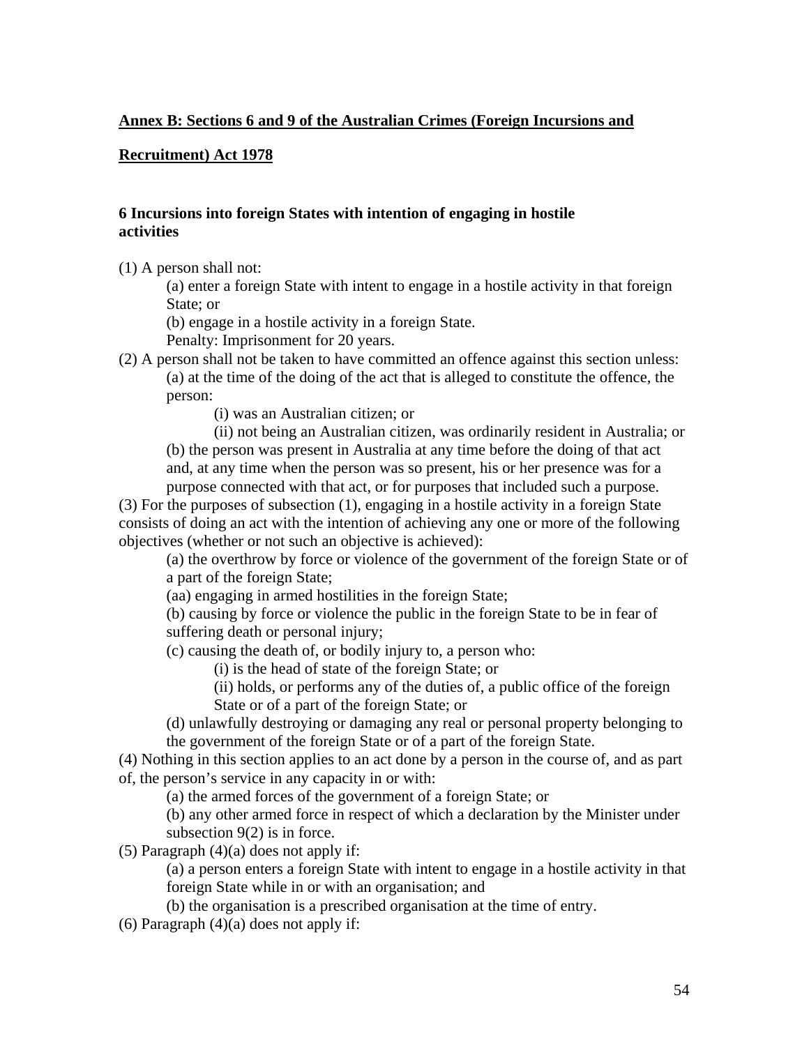**Annex B: Sections 6 and 9 of the Australian Crimes (Foreign Incursions and Recruitment) Act 1978**

**6 Incursions into foreign States with intention of engaging in hostile activities**

(1) A person shall not:

(a) enter a foreign State with intent to engage in a hostile activity in that foreign State; or

(b) engage in a hostile activity in a foreign State.

Penalty: Imprisonment for 20 years.

(2) A person shall not be taken to have committed an offence against this section unless:

(a) at the time of the doing of the act that is alleged to constitute the offence, the person:

(i) was an Australian citizen; or

(ii) not being an Australian citizen, was ordinarily resident in Australia; or

(b) the person was present in Australia at any time before the doing of that act and, at any time when the person was so present, his or her presence was for a purpose connected with that act, or for purposes that included such a purpose.

(3) For the purposes of subsection (1), engaging in a hostile activity in a foreign State consists of doing an act with the intention of achieving any one or more of the following objectives (whether or not such an objective is achieved):

(a) the overthrow by force or violence of the government of the foreign State or of a part of the foreign State;

(aa) engaging in armed hostilities in the foreign State;

(b) causing by force or violence the public in the foreign State to be in fear of suffering death or personal injury;

(c) causing the death of, or bodily injury to, a person who:

(i) is the head of state of the foreign State; or

(ii) holds, or performs any of the duties of, a public office of the foreign State or of a part of the foreign State; or

(d) unlawfully destroying or damaging any real or personal property belonging to the government of the foreign State or of a part of the foreign State.

(4) Nothing in this section applies to an act done by a person in the course of, and as part of, the person's service in any capacity in or with:

(a) the armed forces of the government of a foreign State; or

(b) any other armed force in respect of which a declaration by the Minister under subsection 9(2) is in force.

(5) Paragraph (4)(a) does not apply if:

(a) a person enters a foreign State with intent to engage in a hostile activity in that foreign State while in or with an organisation; and

(b) the organisation is a prescribed organisation at the time of entry.

(6) Paragraph (4)(a) does not apply if: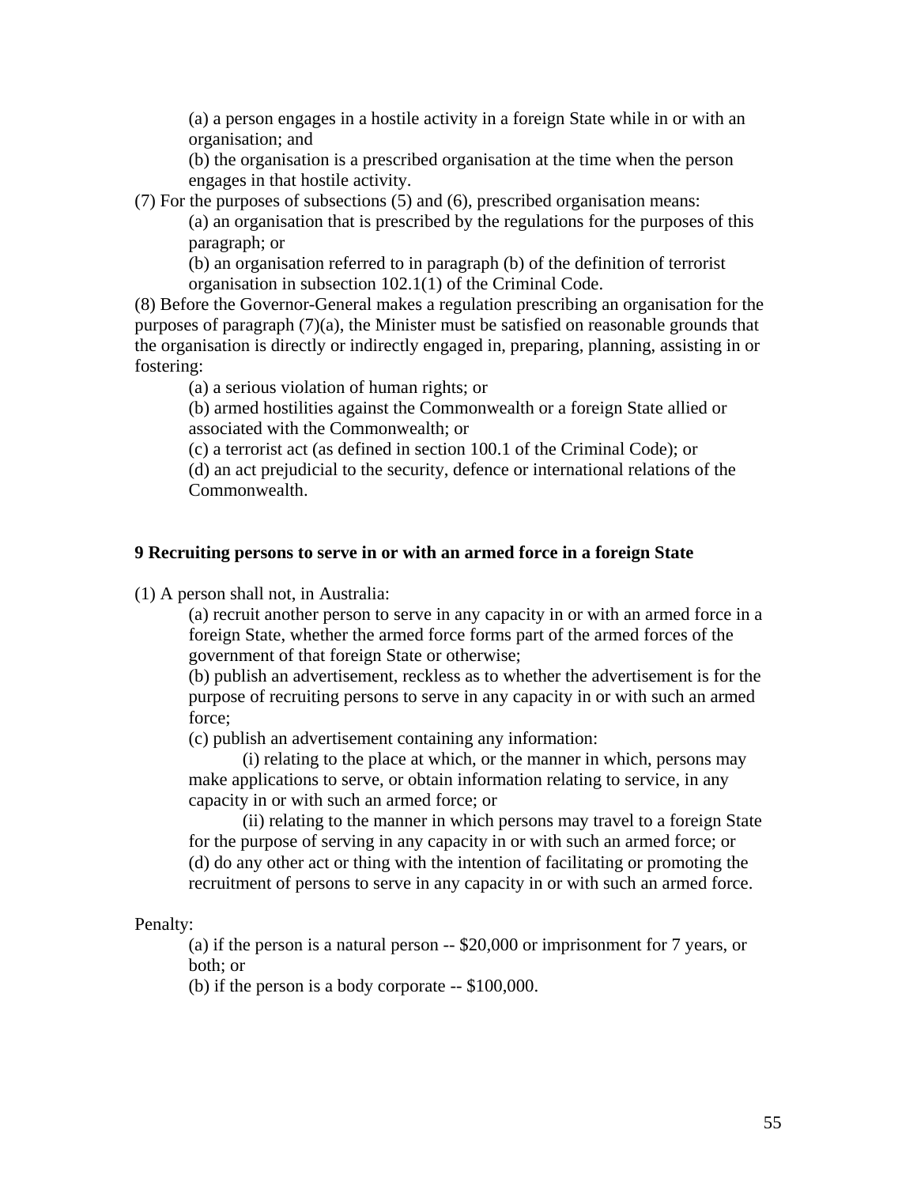(a) a person engages in a hostile activity in a foreign State while in or with an organisation; and

(b) the organisation is a prescribed organisation at the time when the person engages in that hostile activity.

(7) For the purposes of subsections (5) and (6), prescribed organisation means:

(a) an organisation that is prescribed by the regulations for the purposes of this paragraph; or

(b) an organisation referred to in paragraph (b) of the definition of terrorist organisation in subsection 102.1(1) of the Criminal Code.

(8) Before the Governor-General makes a regulation prescribing an organisation for the purposes of paragraph (7)(a), the Minister must be satisfied on reasonable grounds that the organisation is directly or indirectly engaged in, preparing, planning, assisting in or fostering:

(a) a serious violation of human rights; or

(b) armed hostilities against the Commonwealth or a foreign State allied or associated with the Commonwealth; or

(c) a terrorist act (as defined in section 100.1 of the Criminal Code); or

(d) an act prejudicial to the security, defence or international relations of the Commonwealth.

**9 Recruiting persons to serve in or with an armed force in a foreign State**

(1) A person shall not, in Australia:

(a) recruit another person to serve in any capacity in or with an armed force in a foreign State, whether the armed force forms part of the armed forces of the government of that foreign State or otherwise;

(b) publish an advertisement, reckless as to whether the advertisement is for the purpose of recruiting persons to serve in any capacity in or with such an armed force;

(c) publish an advertisement containing any information:

(i) relating to the place at which, or the manner in which, persons may make applications to serve, or obtain information relating to service, in any capacity in or with such an armed force; or

(ii) relating to the manner in which persons may travel to a foreign State for the purpose of serving in any capacity in or with such an armed force; or

(d) do any other act or thing with the intention of facilitating or promoting the recruitment of persons to serve in any capacity in or with such an armed force.

Penalty:

(a) if the person is a natural person -- $20,000 or imprisonment for 7 years, or both; or

(b) if the person is a body corporate -- $100,000.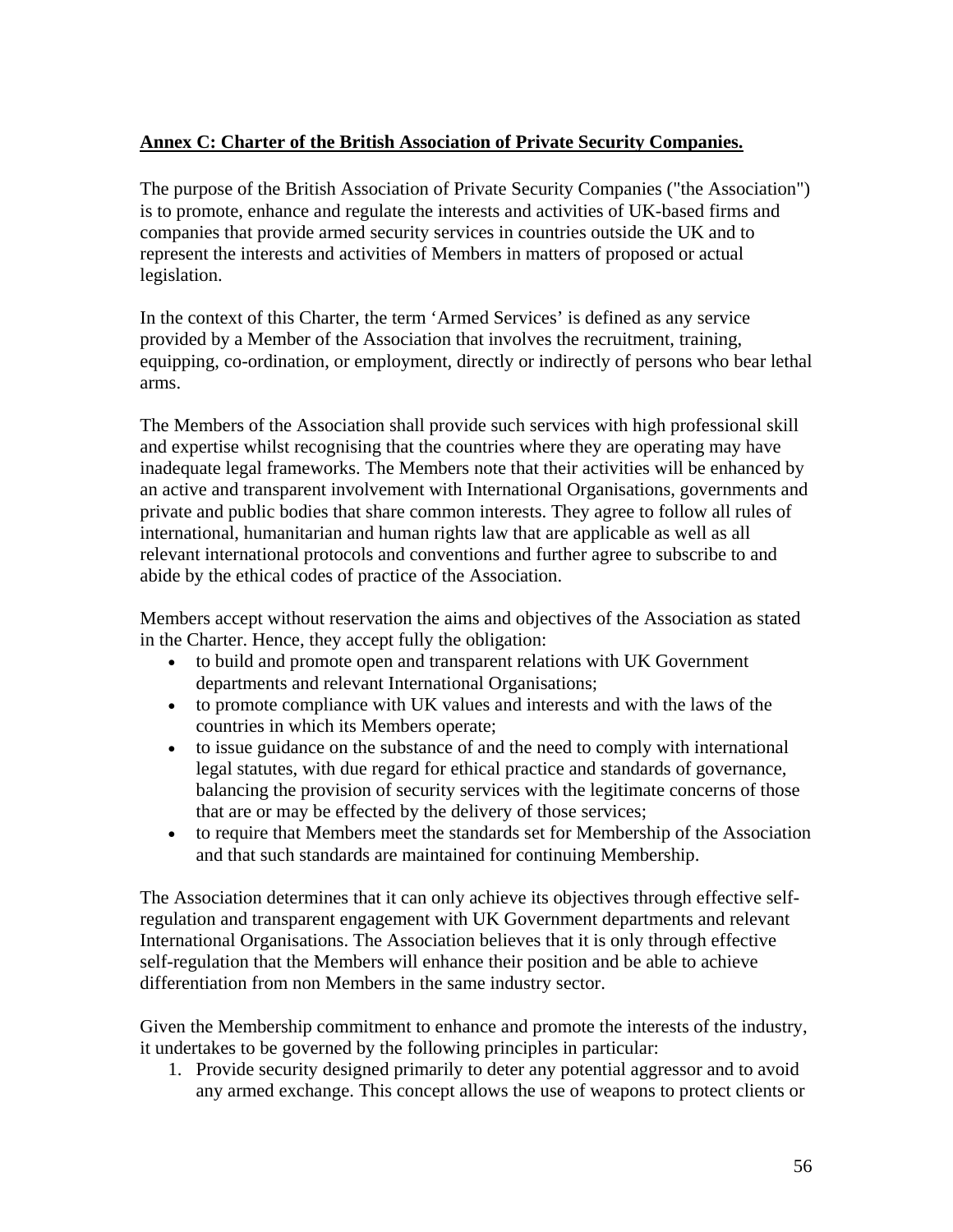**Annex C: Charter of the British Association of Private Security Companies.**

The purpose of the British Association of Private Security Companies ("the Association") is to promote, enhance and regulate the interests and activities of UK-based firms and companies that provide armed security services in countries outside the UK and to represent the interests and activities of Members in matters of proposed or actual legislation.

In the context of this Charter, the term 'Armed Services' is defined as any service provided by a Member of the Association that involves the recruitment, training, equipping, co-ordination, or employment, directly or indirectly of persons who bear lethal arms.

The Members of the Association shall provide such services with high professional skill and expertise whilst recognising that the countries where they are operating may have inadequate legal frameworks. The Members note that their activities will be enhanced by an active and transparent involvement with International Organisations, governments and private and public bodies that share common interests. They agree to follow all rules of international, humanitarian and human rights law that are applicable as well as all relevant international protocols and conventions and further agree to subscribe to and abide by the ethical codes of practice of the Association.

Members accept without reservation the aims and objectives of the Association as stated in the Charter. Hence, they accept fully the obligation:

- to build and promote open and transparent relations with UK Government departments and relevant International Organisations;
- to promote compliance with UK values and interests and with the laws of the countries in which its Members operate;
- to issue guidance on the substance of and the need to comply with international legal statutes, with due regard for ethical practice and standards of governance, balancing the provision of security services with the legitimate concerns of those that are or may be effected by the delivery of those services;
- to require that Members meet the standards set for Membership of the Association and that such standards are maintained for continuing Membership.

The Association determines that it can only achieve its objectives through effective self-regulation and transparent engagement with UK Government departments and relevant International Organisations. The Association believes that it is only through effective self-regulation that the Members will enhance their position and be able to achieve differentiation from non Members in the same industry sector.

Given the Membership commitment to enhance and promote the interests of the industry, it undertakes to be governed by the following principles in particular:

1. Provide security designed primarily to deter any potential aggressor and to avoid any armed exchange. This concept allows the use of weapons to protect clients or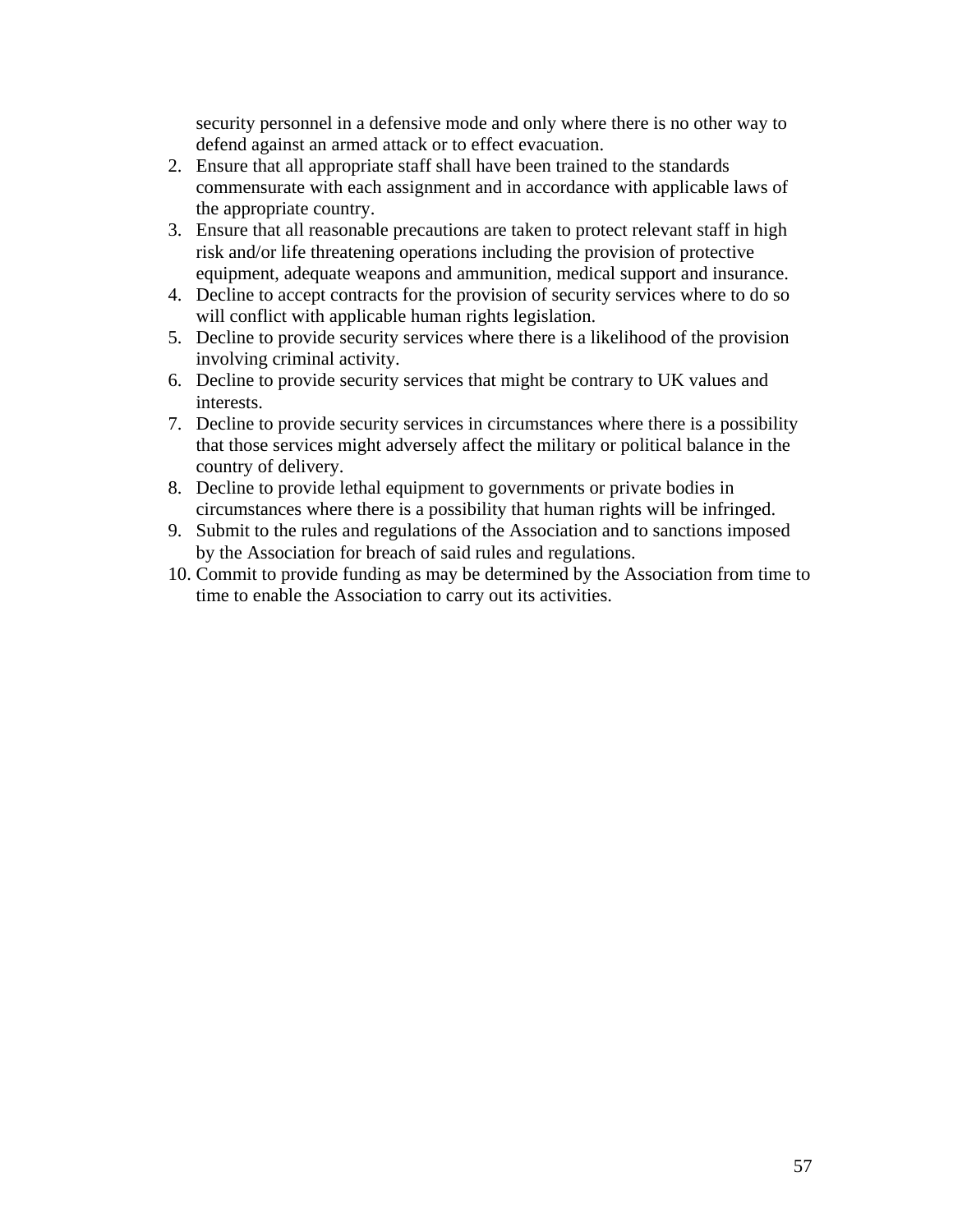security personnel in a defensive mode and only where there is no other way to defend against an armed attack or to effect evacuation.

2. Ensure that all appropriate staff shall have been trained to the standards commensurate with each assignment and in accordance with applicable laws of the appropriate country.
3. Ensure that all reasonable precautions are taken to protect relevant staff in high risk and/or life threatening operations including the provision of protective equipment, adequate weapons and ammunition, medical support and insurance.
4. Decline to accept contracts for the provision of security services where to do so will conflict with applicable human rights legislation.
5. Decline to provide security services where there is a likelihood of the provision involving criminal activity.
6. Decline to provide security services that might be contrary to UK values and interests.
7. Decline to provide security services in circumstances where there is a possibility that those services might adversely affect the military or political balance in the country of delivery.
8. Decline to provide lethal equipment to governments or private bodies in circumstances where there is a possibility that human rights will be infringed.
9. Submit to the rules and regulations of the Association and to sanctions imposed by the Association for breach of said rules and regulations.
10. Commit to provide funding as may be determined by the Association from time to time to enable the Association to carry out its activities.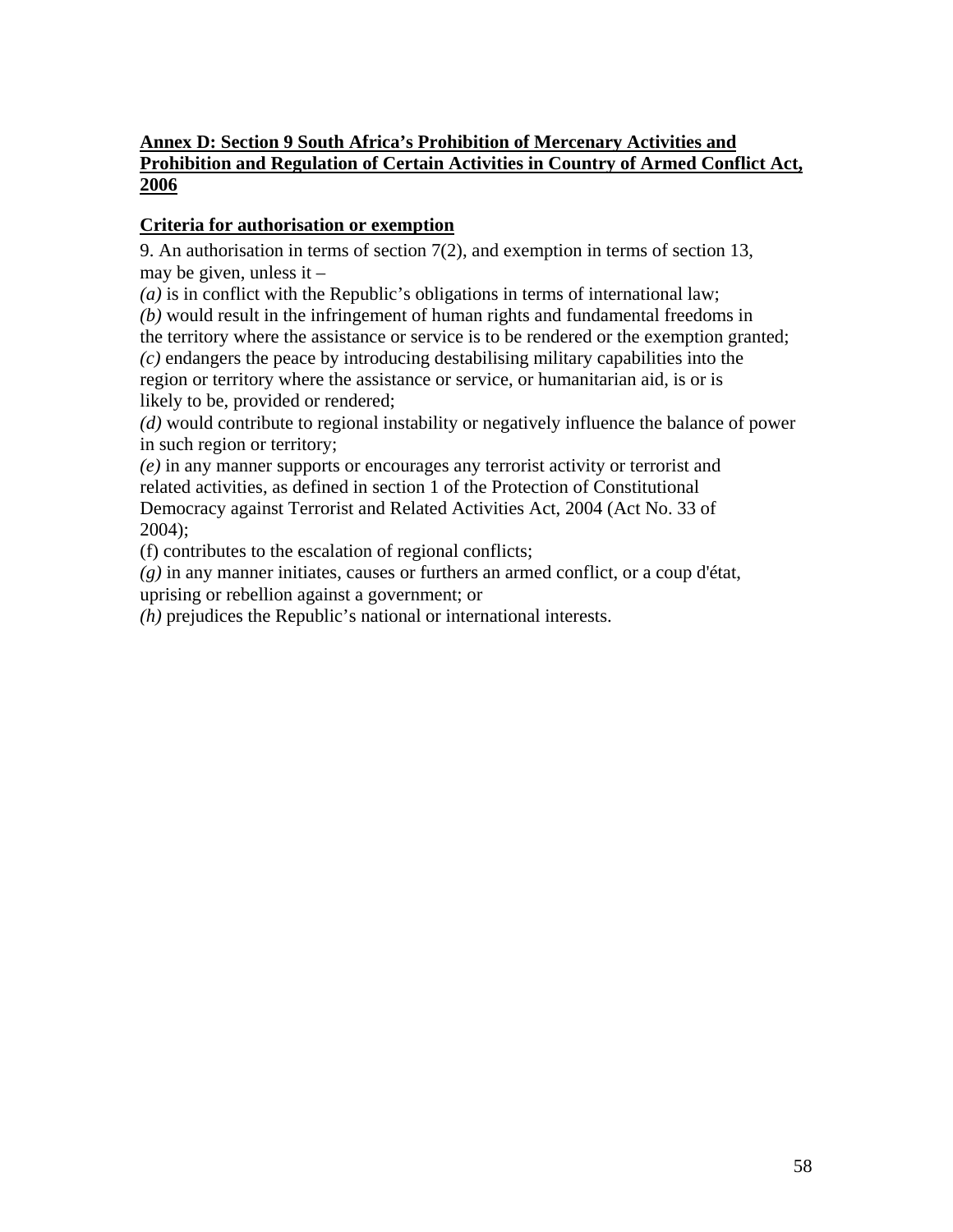**Annex D: Section 9 South Africa's Prohibition of Mercenary Activities and Prohibition and Regulation of Certain Activities in Country of Armed Conflict Act, 2006**

**Criteria for authorisation or exemption**

9. An authorisation in terms of section 7(2), and exemption in terms of section 13, may be given, unless it –

*(a)* is in conflict with the Republic's obligations in terms of international law;

*(b)* would result in the infringement of human rights and fundamental freedoms in the territory where the assistance or service is to be rendered or the exemption granted;

*(c)* endangers the peace by introducing destabilising military capabilities into the region or territory where the assistance or service, or humanitarian aid, is or is likely to be, provided or rendered;

*(d)* would contribute to regional instability or negatively influence the balance of power in such region or territory;

*(e)* in any manner supports or encourages any terrorist activity or terrorist and related activities, as defined in section 1 of the Protection of Constitutional Democracy against Terrorist and Related Activities Act, 2004 (Act No. 33 of 2004);

(f) contributes to the escalation of regional conflicts;

*(g)* in any manner initiates, causes or furthers an armed conflict, or a coup d'état, uprising or rebellion against a government; or

*(h)* prejudices the Republic's national or international interests.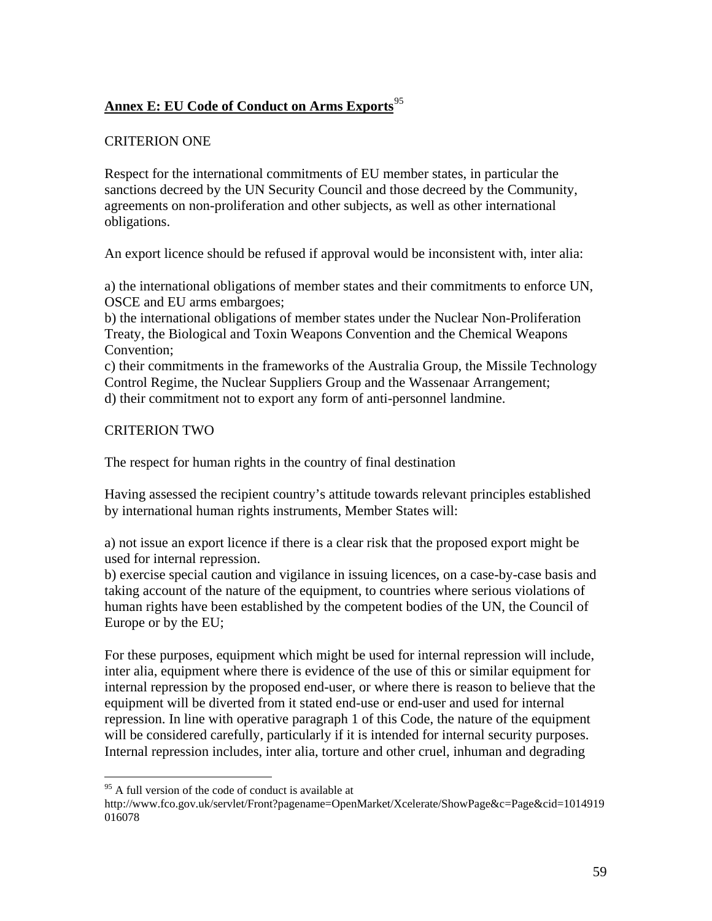## **Annex E: EU Code of Conduct on Arms Exports**[95]

CRITERION ONE

Respect for the international commitments of EU member states, in particular the sanctions decreed by the UN Security Council and those decreed by the Community, agreements on non-proliferation and other subjects, as well as other international obligations.

An export licence should be refused if approval would be inconsistent with, inter alia:

a) the international obligations of member states and their commitments to enforce UN, OSCE and EU arms embargoes;
b) the international obligations of member states under the Nuclear Non-Proliferation Treaty, the Biological and Toxin Weapons Convention and the Chemical Weapons Convention;
c) their commitments in the frameworks of the Australia Group, the Missile Technology Control Regime, the Nuclear Suppliers Group and the Wassenaar Arrangement;
d) their commitment not to export any form of anti-personnel landmine.

CRITERION TWO

The respect for human rights in the country of final destination

Having assessed the recipient country's attitude towards relevant principles established by international human rights instruments, Member States will:

a) not issue an export licence if there is a clear risk that the proposed export might be used for internal repression.
b) exercise special caution and vigilance in issuing licences, on a case-by-case basis and taking account of the nature of the equipment, to countries where serious violations of human rights have been established by the competent bodies of the UN, the Council of Europe or by the EU;

For these purposes, equipment which might be used for internal repression will include, inter alia, equipment where there is evidence of the use of this or similar equipment for internal repression by the proposed end-user, or where there is reason to believe that the equipment will be diverted from it stated end-use or end-user and used for internal repression. In line with operative paragraph 1 of this Code, the nature of the equipment will be considered carefully, particularly if it is intended for internal security purposes. Internal repression includes, inter alia, torture and other cruel, inhuman and degrading

[95] A full version of the code of conduct is available at http://www.fco.gov.uk/servlet/Front?pagename=OpenMarket/Xcelerate/ShowPage&c=Page&cid=1014919016078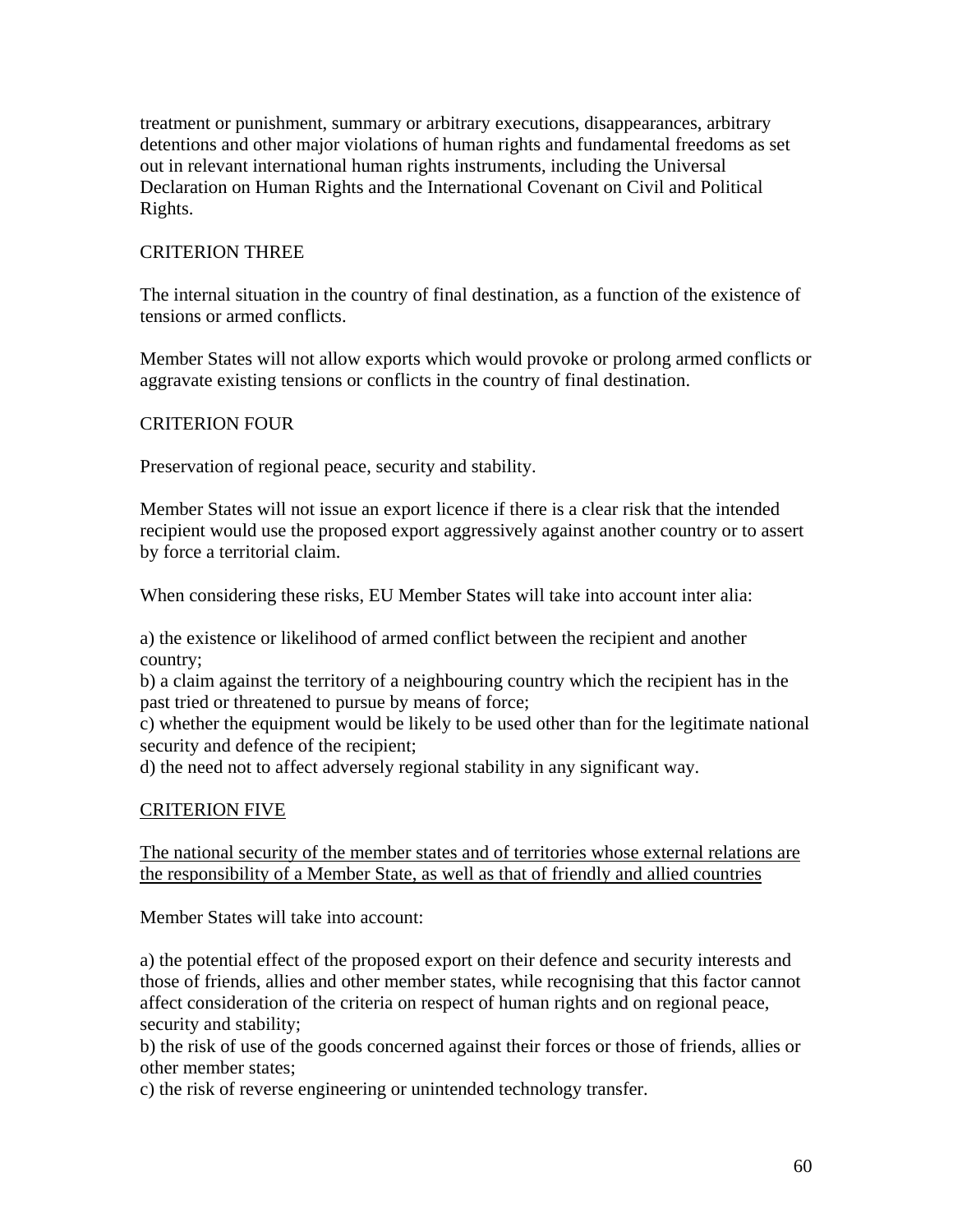treatment or punishment, summary or arbitrary executions, disappearances, arbitrary detentions and other major violations of human rights and fundamental freedoms as set out in relevant international human rights instruments, including the Universal Declaration on Human Rights and the International Covenant on Civil and Political Rights.

CRITERION THREE

The internal situation in the country of final destination, as a function of the existence of tensions or armed conflicts.

Member States will not allow exports which would provoke or prolong armed conflicts or aggravate existing tensions or conflicts in the country of final destination.

CRITERION FOUR

Preservation of regional peace, security and stability.

Member States will not issue an export licence if there is a clear risk that the intended recipient would use the proposed export aggressively against another country or to assert by force a territorial claim.

When considering these risks, EU Member States will take into account inter alia:

a) the existence or likelihood of armed conflict between the recipient and another country;
b) a claim against the territory of a neighbouring country which the recipient has in the past tried or threatened to pursue by means of force;
c) whether the equipment would be likely to be used other than for the legitimate national security and defence of the recipient;
d) the need not to affect adversely regional stability in any significant way.

<u>CRITERION FIVE</u>

<u>The national security of the member states and of territories whose external relations are the responsibility of a Member State, as well as that of friendly and allied countries</u>

Member States will take into account:

a) the potential effect of the proposed export on their defence and security interests and those of friends, allies and other member states, while recognising that this factor cannot affect consideration of the criteria on respect of human rights and on regional peace, security and stability;
b) the risk of use of the goods concerned against their forces or those of friends, allies or other member states;
c) the risk of reverse engineering or unintended technology transfer.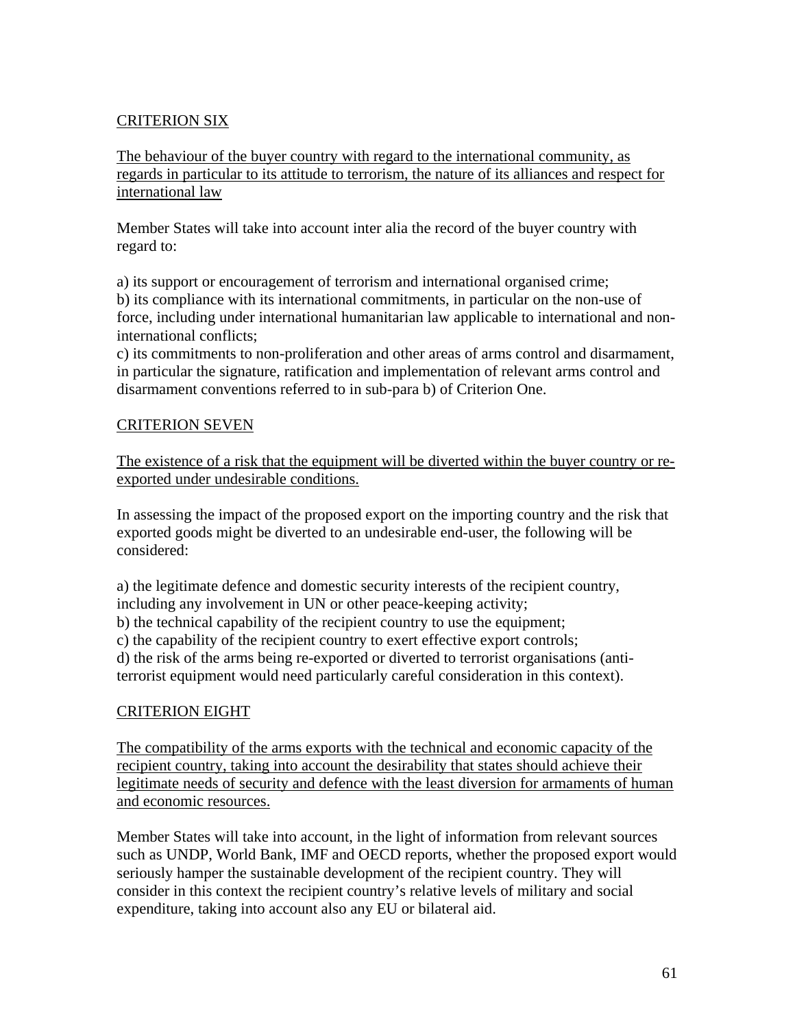## CRITERION SIX

The behaviour of the buyer country with regard to the international community, as regards in particular to its attitude to terrorism, the nature of its alliances and respect for international law

Member States will take into account inter alia the record of the buyer country with regard to:

a) its support or encouragement of terrorism and international organised crime;
b) its compliance with its international commitments, in particular on the non-use of force, including under international humanitarian law applicable to international and non-international conflicts;
c) its commitments to non-proliferation and other areas of arms control and disarmament, in particular the signature, ratification and implementation of relevant arms control and disarmament conventions referred to in sub-para b) of Criterion One.

## CRITERION SEVEN

The existence of a risk that the equipment will be diverted within the buyer country or re-exported under undesirable conditions.

In assessing the impact of the proposed export on the importing country and the risk that exported goods might be diverted to an undesirable end-user, the following will be considered:

a) the legitimate defence and domestic security interests of the recipient country, including any involvement in UN or other peace-keeping activity;
b) the technical capability of the recipient country to use the equipment;
c) the capability of the recipient country to exert effective export controls;
d) the risk of the arms being re-exported or diverted to terrorist organisations (anti-terrorist equipment would need particularly careful consideration in this context).

## CRITERION EIGHT

The compatibility of the arms exports with the technical and economic capacity of the recipient country, taking into account the desirability that states should achieve their legitimate needs of security and defence with the least diversion for armaments of human and economic resources.

Member States will take into account, in the light of information from relevant sources such as UNDP, World Bank, IMF and OECD reports, whether the proposed export would seriously hamper the sustainable development of the recipient country. They will consider in this context the recipient country's relative levels of military and social expenditure, taking into account also any EU or bilateral aid.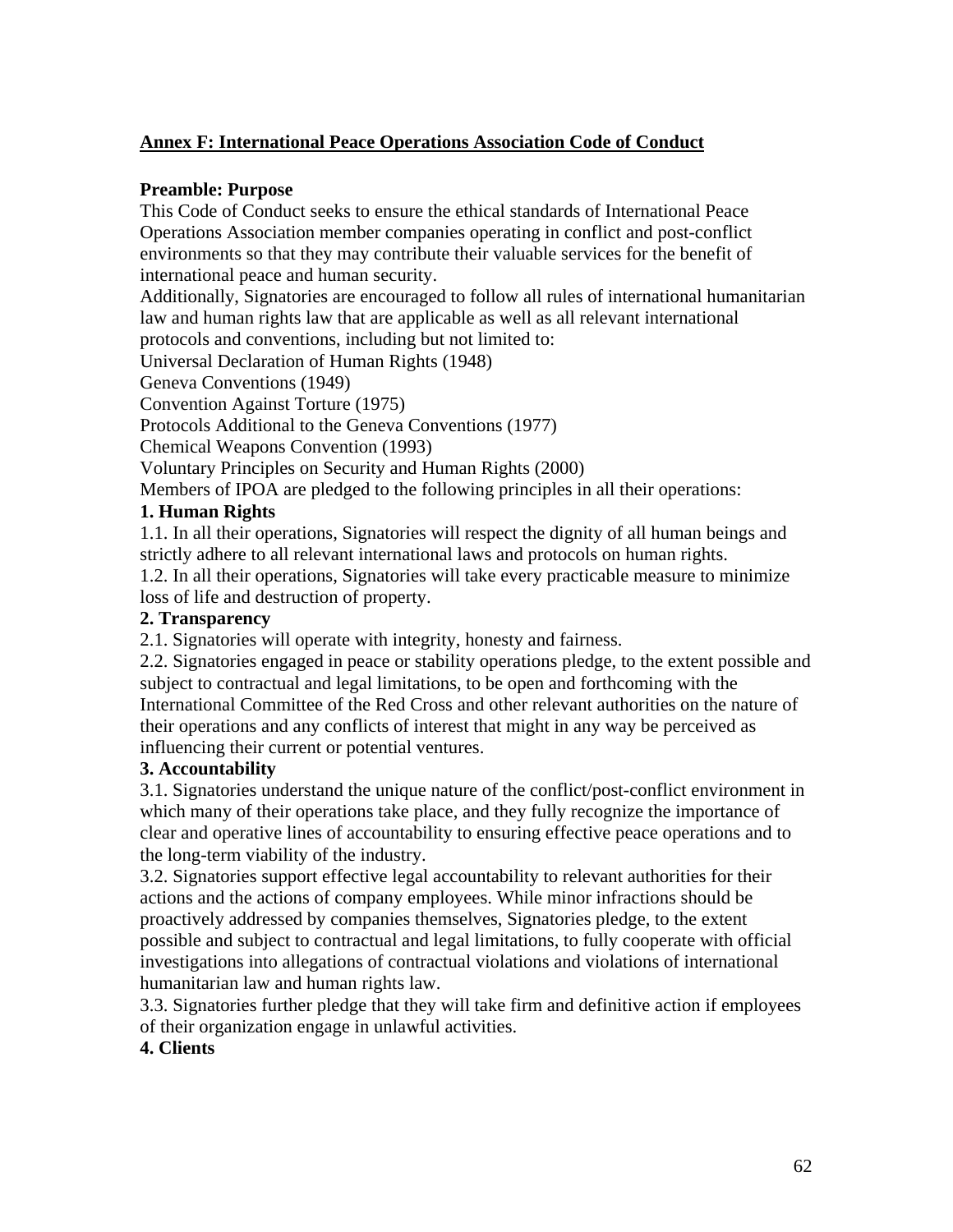## Annex F: International Peace Operations Association Code of Conduct

**Preamble: Purpose**

This Code of Conduct seeks to ensure the ethical standards of International Peace Operations Association member companies operating in conflict and post-conflict environments so that they may contribute their valuable services for the benefit of international peace and human security.

Additionally, Signatories are encouraged to follow all rules of international humanitarian law and human rights law that are applicable as well as all relevant international protocols and conventions, including but not limited to:

Universal Declaration of Human Rights (1948)

Geneva Conventions (1949)

Convention Against Torture (1975)

Protocols Additional to the Geneva Conventions (1977)

Chemical Weapons Convention (1993)

Voluntary Principles on Security and Human Rights (2000)

Members of IPOA are pledged to the following principles in all their operations:

**1. Human Rights**

1.1. In all their operations, Signatories will respect the dignity of all human beings and strictly adhere to all relevant international laws and protocols on human rights.

1.2. In all their operations, Signatories will take every practicable measure to minimize loss of life and destruction of property.

**2. Transparency**

2.1. Signatories will operate with integrity, honesty and fairness.

2.2. Signatories engaged in peace or stability operations pledge, to the extent possible and subject to contractual and legal limitations, to be open and forthcoming with the International Committee of the Red Cross and other relevant authorities on the nature of their operations and any conflicts of interest that might in any way be perceived as influencing their current or potential ventures.

**3. Accountability**

3.1. Signatories understand the unique nature of the conflict/post-conflict environment in which many of their operations take place, and they fully recognize the importance of clear and operative lines of accountability to ensuring effective peace operations and to the long-term viability of the industry.

3.2. Signatories support effective legal accountability to relevant authorities for their actions and the actions of company employees. While minor infractions should be proactively addressed by companies themselves, Signatories pledge, to the extent possible and subject to contractual and legal limitations, to fully cooperate with official investigations into allegations of contractual violations and violations of international humanitarian law and human rights law.

3.3. Signatories further pledge that they will take firm and definitive action if employees of their organization engage in unlawful activities.

**4. Clients**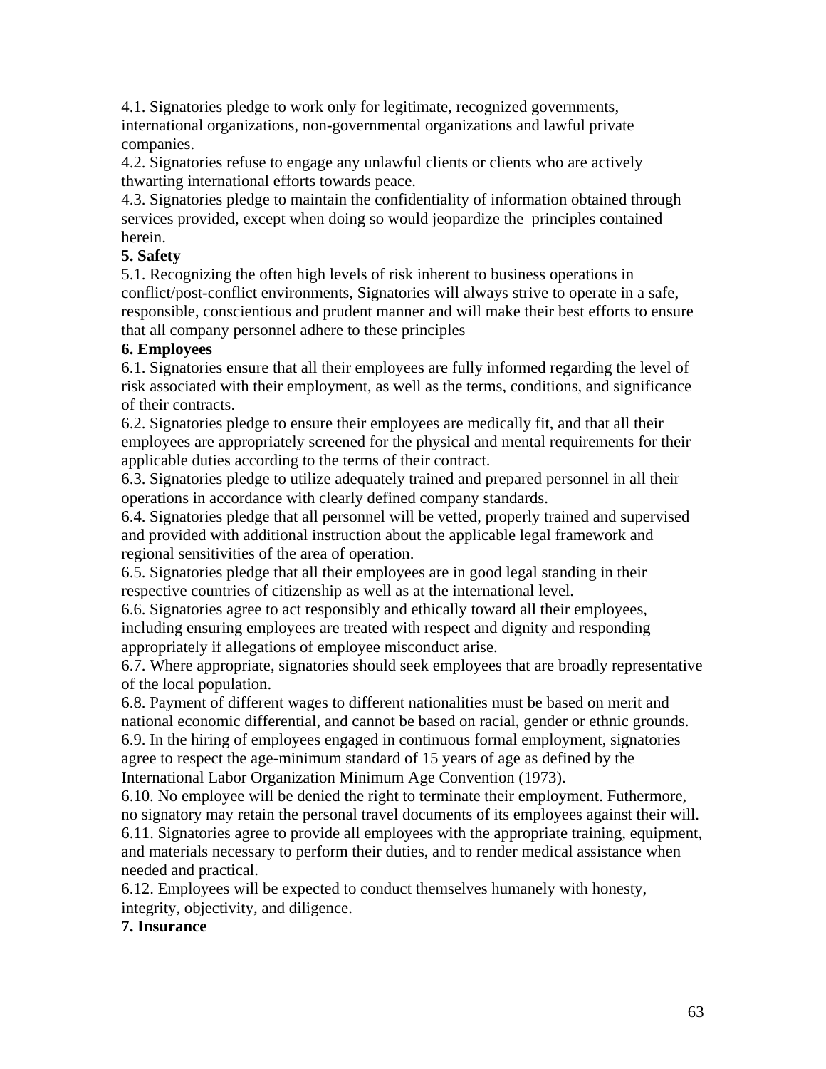4.1. Signatories pledge to work only for legitimate, recognized governments, international organizations, non-governmental organizations and lawful private companies.

4.2. Signatories refuse to engage any unlawful clients or clients who are actively thwarting international efforts towards peace.

4.3. Signatories pledge to maintain the confidentiality of information obtained through services provided, except when doing so would jeopardize the principles contained herein.

**5. Safety**

5.1. Recognizing the often high levels of risk inherent to business operations in conflict/post-conflict environments, Signatories will always strive to operate in a safe, responsible, conscientious and prudent manner and will make their best efforts to ensure that all company personnel adhere to these principles

**6. Employees**

6.1. Signatories ensure that all their employees are fully informed regarding the level of risk associated with their employment, as well as the terms, conditions, and significance of their contracts.

6.2. Signatories pledge to ensure their employees are medically fit, and that all their employees are appropriately screened for the physical and mental requirements for their applicable duties according to the terms of their contract.

6.3. Signatories pledge to utilize adequately trained and prepared personnel in all their operations in accordance with clearly defined company standards.

6.4. Signatories pledge that all personnel will be vetted, properly trained and supervised and provided with additional instruction about the applicable legal framework and regional sensitivities of the area of operation.

6.5. Signatories pledge that all their employees are in good legal standing in their respective countries of citizenship as well as at the international level.

6.6. Signatories agree to act responsibly and ethically toward all their employees, including ensuring employees are treated with respect and dignity and responding appropriately if allegations of employee misconduct arise.

6.7. Where appropriate, signatories should seek employees that are broadly representative of the local population.

6.8. Payment of different wages to different nationalities must be based on merit and national economic differential, and cannot be based on racial, gender or ethnic grounds.

6.9. In the hiring of employees engaged in continuous formal employment, signatories agree to respect the age-minimum standard of 15 years of age as defined by the International Labor Organization Minimum Age Convention (1973).

6.10. No employee will be denied the right to terminate their employment. Futhermore, no signatory may retain the personal travel documents of its employees against their will.

6.11. Signatories agree to provide all employees with the appropriate training, equipment, and materials necessary to perform their duties, and to render medical assistance when needed and practical.

6.12. Employees will be expected to conduct themselves humanely with honesty, integrity, objectivity, and diligence.

**7. Insurance**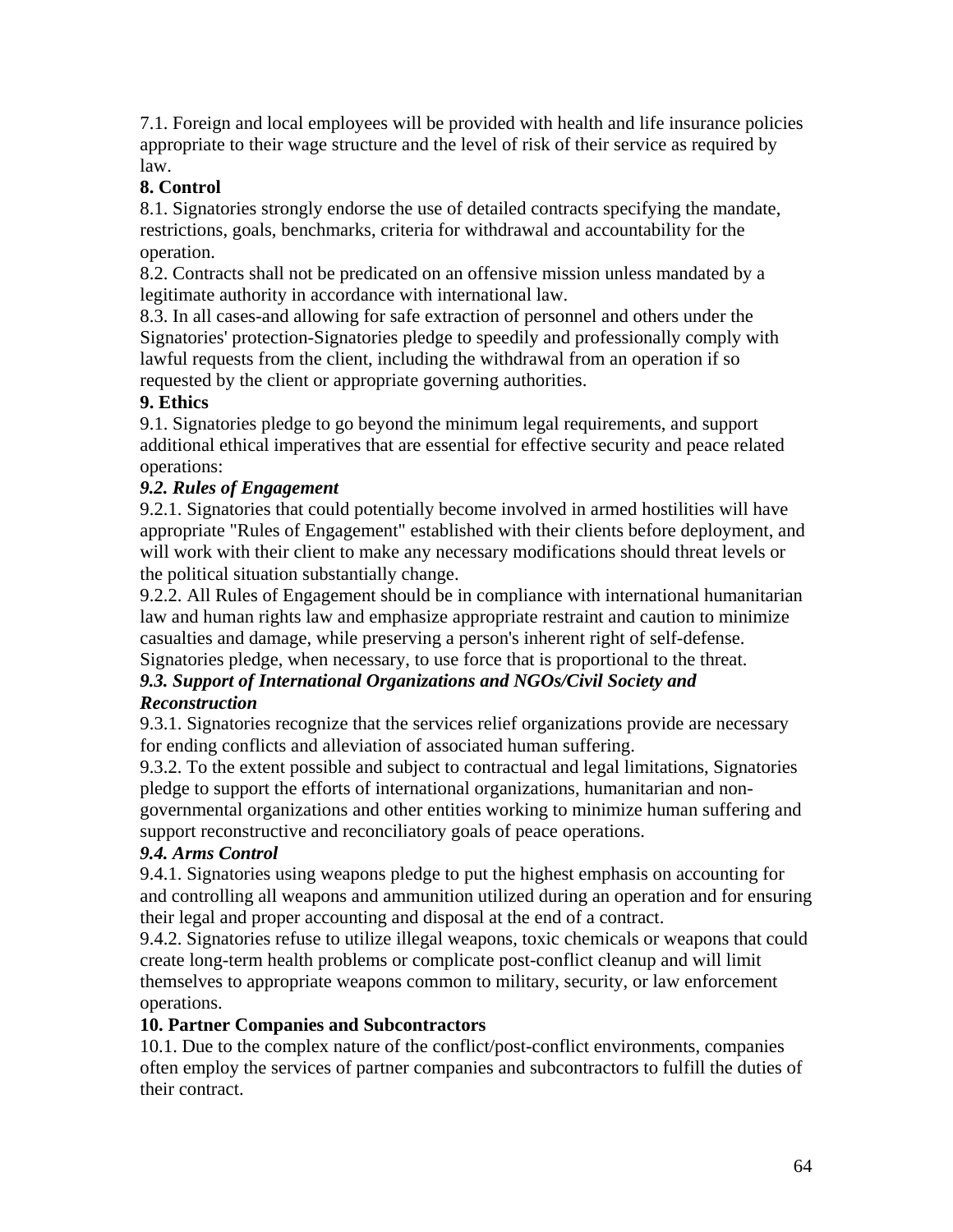7.1. Foreign and local employees will be provided with health and life insurance policies appropriate to their wage structure and the level of risk of their service as required by law.

**8. Control**

8.1. Signatories strongly endorse the use of detailed contracts specifying the mandate, restrictions, goals, benchmarks, criteria for withdrawal and accountability for the operation.

8.2. Contracts shall not be predicated on an offensive mission unless mandated by a legitimate authority in accordance with international law.

8.3. In all cases-and allowing for safe extraction of personnel and others under the Signatories' protection-Signatories pledge to speedily and professionally comply with lawful requests from the client, including the withdrawal from an operation if so requested by the client or appropriate governing authorities.

**9. Ethics**

9.1. Signatories pledge to go beyond the minimum legal requirements, and support additional ethical imperatives that are essential for effective security and peace related operations:

***9.2. Rules of Engagement***

9.2.1. Signatories that could potentially become involved in armed hostilities will have appropriate "Rules of Engagement" established with their clients before deployment, and will work with their client to make any necessary modifications should threat levels or the political situation substantially change.

9.2.2. All Rules of Engagement should be in compliance with international humanitarian law and human rights law and emphasize appropriate restraint and caution to minimize casualties and damage, while preserving a person's inherent right of self-defense. Signatories pledge, when necessary, to use force that is proportional to the threat.

***9.3. Support of International Organizations and NGOs/Civil Society and Reconstruction***

9.3.1. Signatories recognize that the services relief organizations provide are necessary for ending conflicts and alleviation of associated human suffering.

9.3.2. To the extent possible and subject to contractual and legal limitations, Signatories pledge to support the efforts of international organizations, humanitarian and non-governmental organizations and other entities working to minimize human suffering and support reconstructive and reconciliatory goals of peace operations.

***9.4. Arms Control***

9.4.1. Signatories using weapons pledge to put the highest emphasis on accounting for and controlling all weapons and ammunition utilized during an operation and for ensuring their legal and proper accounting and disposal at the end of a contract.

9.4.2. Signatories refuse to utilize illegal weapons, toxic chemicals or weapons that could create long-term health problems or complicate post-conflict cleanup and will limit themselves to appropriate weapons common to military, security, or law enforcement operations.

**10. Partner Companies and Subcontractors**

10.1. Due to the complex nature of the conflict/post-conflict environments, companies often employ the services of partner companies and subcontractors to fulfill the duties of their contract.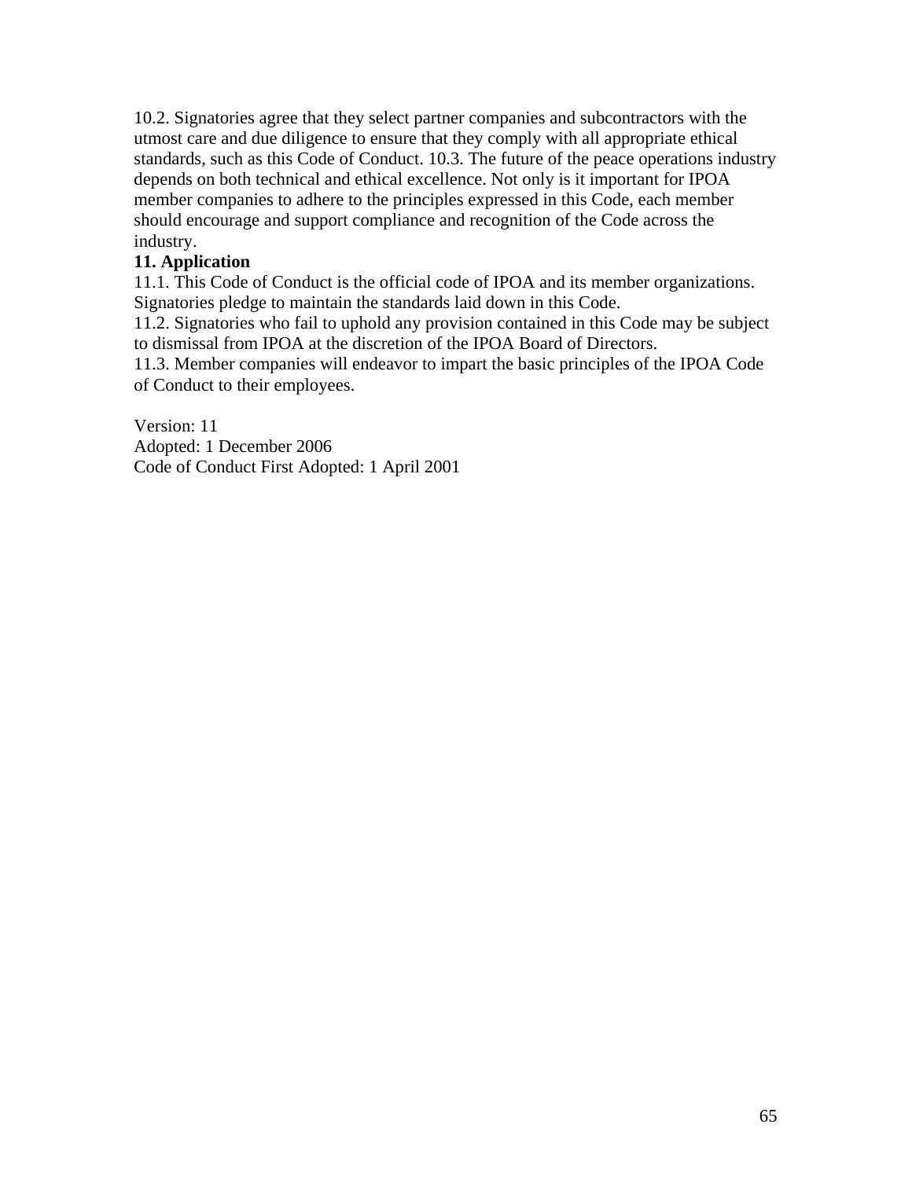10.2. Signatories agree that they select partner companies and subcontractors with the utmost care and due diligence to ensure that they comply with all appropriate ethical standards, such as this Code of Conduct. 10.3. The future of the peace operations industry depends on both technical and ethical excellence. Not only is it important for IPOA member companies to adhere to the principles expressed in this Code, each member should encourage and support compliance and recognition of the Code across the industry.

**11. Application**

11.1. This Code of Conduct is the official code of IPOA and its member organizations. Signatories pledge to maintain the standards laid down in this Code.

11.2. Signatories who fail to uphold any provision contained in this Code may be subject to dismissal from IPOA at the discretion of the IPOA Board of Directors.

11.3. Member companies will endeavor to impart the basic principles of the IPOA Code of Conduct to their employees.

Version: 11
Adopted: 1 December 2006
Code of Conduct First Adopted: 1 April 2001